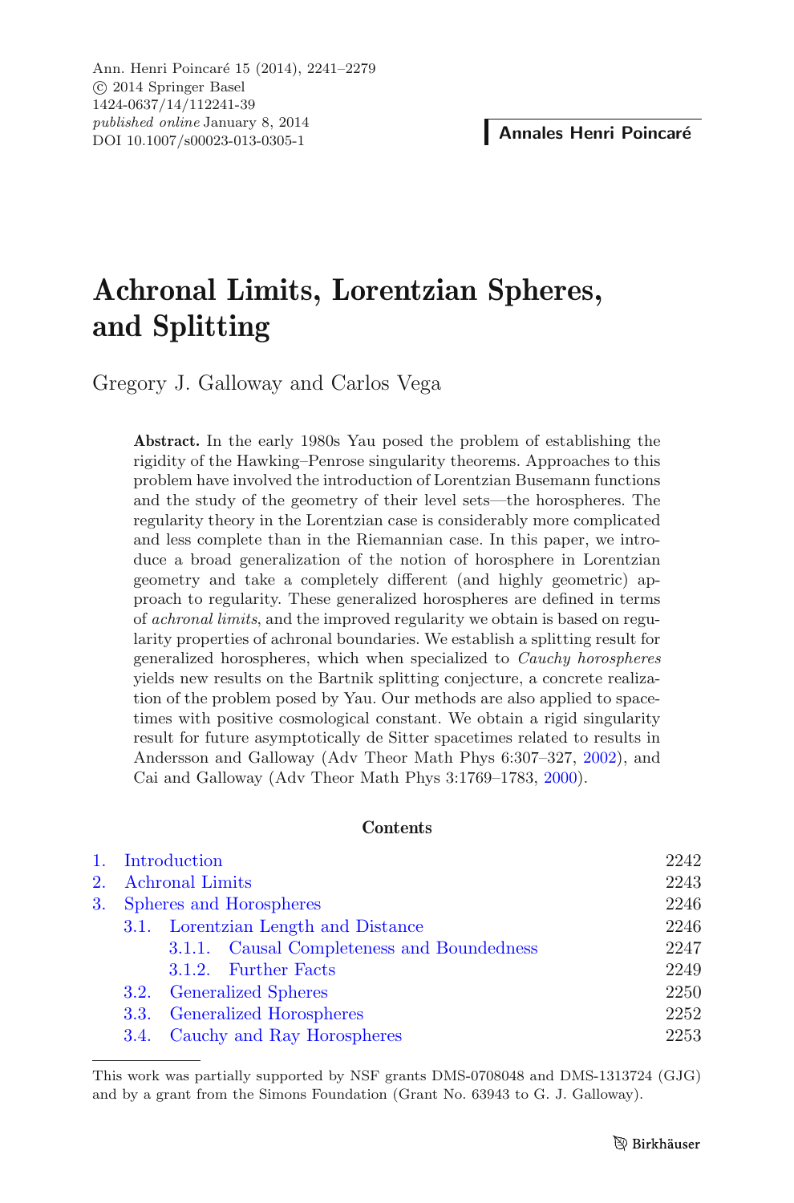# Achronal Limits, Lorentzian Spheres, and Splitting

Gregory J. Galloway and Carlos Vega

**Abstract.** In the early 1980s Yau posed the problem of establishing the rigidity of the Hawking–Penrose singularity theorems. Approaches to this problem have involved the introduction of Lorentzian Busemann functions and the study of the geometry of their level sets—the horospheres. The regularity theory in the Lorentzian case is considerably more complicated and less complete than in the Riemannian case. In this paper, we introduce a broad generalization of the notion of horosphere in Lorentzian geometry and take a completely different (and highly geometric) approach to regularity. These generalized horospheres are defined in terms of *achronal limits*, and the improved regularity we obtain is based on regularity properties of achronal boundaries. We establish a splitting result for generalized horospheres, which when specialized to *Cauchy horospheres* yields new results on the Bartnik splitting conjecture, a concrete realization of the problem posed by Yau. Our methods are also applied to spacetimes with positive cosmological constant. We obtain a rigid singularity result for future asymptotically de Sitter spacetimes related to results in Andersson and Galloway (Adv Theor Math Phys 6:307–327, 2002), and Cai and Galloway (Adv Theor Math Phys 3:1769–1783, 2000).

## Contents

| | |
|---|---|
| 1. Introduction | 2242 |
| 2. Achronal Limits | 2243 |
| 3. Spheres and Horospheres | 2246 |
| 3.1. Lorentzian Length and Distance | 2246 |
| 3.1.1. Causal Completeness and Boundedness | 2247 |
| 3.1.2. Further Facts | 2249 |
| 3.2. Generalized Spheres | 2250 |
| 3.3. Generalized Horospheres | 2252 |
| 3.4. Cauchy and Ray Horospheres | 2253 |

This work was partially supported by NSF grants DMS-0708048 and DMS-1313724 (GJG) and by a grant from the Simons Foundation (Grant No. 63943 to G. J. Galloway).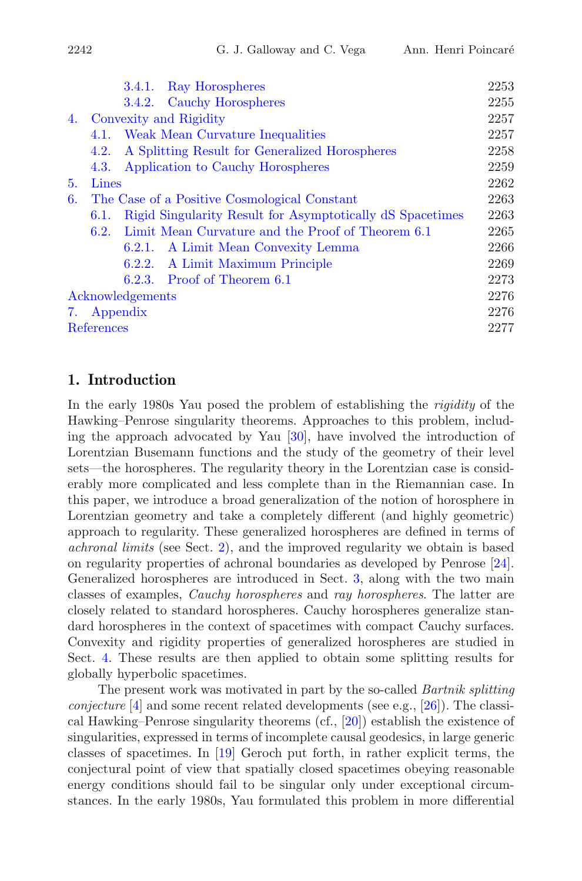3.4.1. Ray Horospheres 2253
3.4.2. Cauchy Horospheres 2255
4. Convexity and Rigidity 2257
4.1. Weak Mean Curvature Inequalities 2257
4.2. A Splitting Result for Generalized Horospheres 2258
4.3. Application to Cauchy Horospheres 2259
5. Lines 2262
6. The Case of a Positive Cosmological Constant 2263
6.1. Rigid Singularity Result for Asymptotically dS Spacetimes 2263
6.2. Limit Mean Curvature and the Proof of Theorem 6.1 2265
6.2.1. A Limit Mean Convexity Lemma 2266
6.2.2. A Limit Maximum Principle 2269
6.2.3. Proof of Theorem 6.1 2273
Acknowledgements 2276
7. Appendix 2276
References 2277

## 1. Introduction

In the early 1980s Yau posed the problem of establishing the *rigidity* of the Hawking–Penrose singularity theorems. Approaches to this problem, including the approach advocated by Yau [30], have involved the introduction of Lorentzian Busemann functions and the study of the geometry of their level sets—the horospheres. The regularity theory in the Lorentzian case is considerably more complicated and less complete than in the Riemannian case. In this paper, we introduce a broad generalization of the notion of horosphere in Lorentzian geometry and take a completely different (and highly geometric) approach to regularity. These generalized horospheres are defined in terms of *achronal limits* (see Sect. 2), and the improved regularity we obtain is based on regularity properties of achronal boundaries as developed by Penrose [24]. Generalized horospheres are introduced in Sect. 3, along with the two main classes of examples, *Cauchy horospheres* and *ray horospheres*. The latter are closely related to standard horospheres. Cauchy horospheres generalize standard horospheres in the context of spacetimes with compact Cauchy surfaces. Convexity and rigidity properties of generalized horospheres are studied in Sect. 4. These results are then applied to obtain some splitting results for globally hyperbolic spacetimes.

The present work was motivated in part by the so-called *Bartnik splitting conjecture* [4] and some recent related developments (see e.g., [26]). The classical Hawking–Penrose singularity theorems (cf., [20]) establish the existence of singularities, expressed in terms of incomplete causal geodesics, in large generic classes of spacetimes. In [19] Geroch put forth, in rather explicit terms, the conjectural point of view that spatially closed spacetimes obeying reasonable energy conditions should fail to be singular only under exceptional circumstances. In the early 1980s, Yau formulated this problem in more differential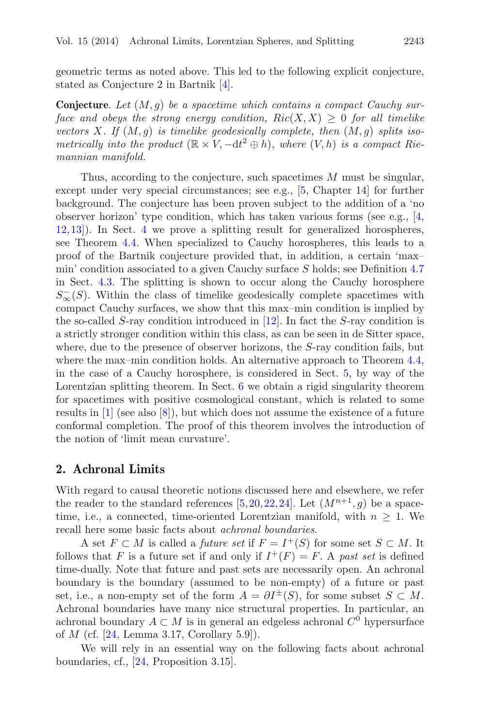geometric terms as noted above. This led to the following explicit conjecture, stated as Conjecture 2 in Bartnik [4].

**Conjecture**. *Let $(M, g)$ be a spacetime which contains a compact Cauchy surface and obeys the strong energy condition, $Ric(X, X) \geq 0$ for all timelike vectors $X$. If $(M, g)$ is timelike geodesically complete, then $(M, g)$ splits isometrically into the product $(\mathbb{R} \times V, -\mathrm{d}t^2 \oplus h)$, where $(V, h)$ is a compact Riemannian manifold.*

Thus, according to the conjecture, such spacetimes $M$ must be singular, except under very special circumstances; see e.g., [5, Chapter 14] for further background. The conjecture has been proven subject to the addition of a 'no observer horizon' type condition, which has taken various forms (see e.g., [4, 12,13]). In Sect. 4 we prove a splitting result for generalized horospheres, see Theorem 4.4. When specialized to Cauchy horospheres, this leads to a proof of the Bartnik conjecture provided that, in addition, a certain 'max–min' condition associated to a given Cauchy surface $S$ holds; see Definition 4.7 in Sect. 4.3. The splitting is shown to occur along the Cauchy horosphere $S^-_\infty(S)$. Within the class of timelike geodesically complete spacetimes with compact Cauchy surfaces, we show that this max–min condition is implied by the so-called $S$-ray condition introduced in [12]. In fact the $S$-ray condition is a strictly stronger condition within this class, as can be seen in de Sitter space, where, due to the presence of observer horizons, the $S$-ray condition fails, but where the max–min condition holds. An alternative approach to Theorem 4.4, in the case of a Cauchy horosphere, is considered in Sect. 5, by way of the Lorentzian splitting theorem. In Sect. 6 we obtain a rigid singularity theorem for spacetimes with positive cosmological constant, which is related to some results in [1] (see also [8]), but which does not assume the existence of a future conformal completion. The proof of this theorem involves the introduction of the notion of 'limit mean curvature'.

## 2. Achronal Limits

With regard to causal theoretic notions discussed here and elsewhere, we refer the reader to the standard references [5,20,22,24]. Let $(M^{n+1}, g)$ be a spacetime, i.e., a connected, time-oriented Lorentzian manifold, with $n \geq 1$. We recall here some basic facts about *achronal boundaries*.

A set $F \subset M$ is called a *future set* if $F = I^+(S)$ for some set $S \subset M$. It follows that $F$ is a future set if and only if $I^+(F) = F$. A *past set* is defined time-dually. Note that future and past sets are necessarily open. An achronal boundary is the boundary (assumed to be non-empty) of a future or past set, i.e., a non-empty set of the form $A = \partial I^{\pm}(S)$, for some subset $S \subset M$. Achronal boundaries have many nice structural properties. In particular, an achronal boundary $A \subset M$ is in general an edgeless achronal $C^0$ hypersurface of $M$ (cf. [24, Lemma 3.17, Corollary 5.9]).

We will rely in an essential way on the following facts about achronal boundaries, cf., [24, Proposition 3.15].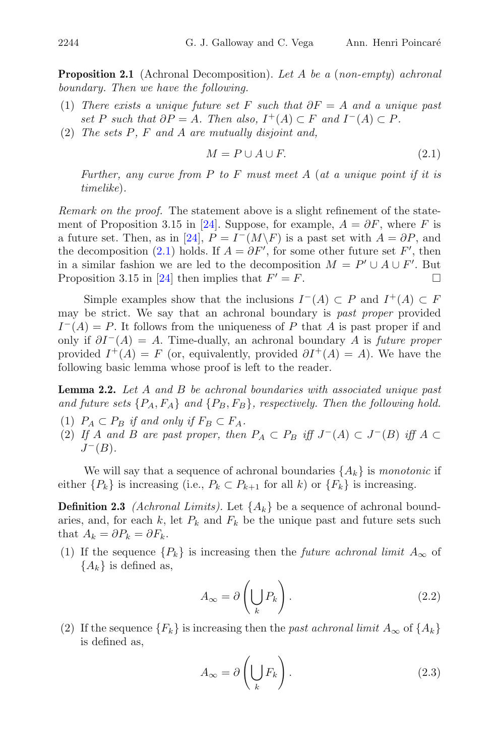**Proposition 2.1** (Achronal Decomposition). *Let $A$ be a (non-empty) achronal boundary. Then we have the following.*

1. *There exists a unique future set $F$ such that $\partial F = A$ and a unique past set $P$ such that $\partial P = A$. Then also, $I^+(A) \subset F$ and $I^-(A) \subset P$.*
2. *The sets $P$, $F$ and $A$ are mutually disjoint and,*

$$M = P \cup A \cup F. \tag{2.1}$$

*Further, any curve from $P$ to $F$ must meet $A$ (at a unique point if it is timelike).*

*Remark on the proof.* The statement above is a slight refinement of the statement of Proposition 3.15 in [24]. Suppose, for example, $A = \partial F$, where $F$ is a future set. Then, as in [24], $P = I^-(M \backslash F)$ is a past set with $A = \partial P$, and the decomposition (2.1) holds. If $A = \partial F'$, for some other future set $F'$, then in a similar fashion we are led to the decomposition $M = P' \cup A \cup F'$. But Proposition 3.15 in [24] then implies that $F' = F$. □

Simple examples show that the inclusions $I^-(A) \subset P$ and $I^+(A) \subset F$ may be strict. We say that an achronal boundary is *past proper* provided $I^-(A) = P$. It follows from the uniqueness of $P$ that $A$ is past proper if and only if $\partial I^-(A) = A$. Time-dually, an achronal boundary $A$ is *future proper* provided $I^+(A) = F$ (or, equivalently, provided $\partial I^+(A) = A$). We have the following basic lemma whose proof is left to the reader.

**Lemma 2.2.** *Let $A$ and $B$ be achronal boundaries with associated unique past and future sets $\{P_A, F_A\}$ and $\{P_B, F_B\}$, respectively. Then the following hold.*

1. *$P_A \subset P_B$ if and only if $F_B \subset F_A$.*
2. *If $A$ and $B$ are past proper, then $P_A \subset P_B$ iff $J^-(A) \subset J^-(B)$ iff $A \subset J^-(B)$.*

We will say that a sequence of achronal boundaries $\{A_k\}$ is *monotonic* if either $\{P_k\}$ is increasing (i.e., $P_k \subset P_{k+1}$ for all $k$) or $\{F_k\}$ is increasing.

**Definition 2.3** *(Achronal Limits).* Let $\{A_k\}$ be a sequence of achronal boundaries, and, for each $k$, let $P_k$ and $F_k$ be the unique past and future sets such that $A_k = \partial P_k = \partial F_k$.

1. If the sequence $\{P_k\}$ is increasing then the *future achronal limit* $A_\infty$ of $\{A_k\}$ is defined as,

$$A_\infty = \partial\left(\bigcup_k P_k\right). \tag{2.2}$$

2. If the sequence $\{F_k\}$ is increasing then the *past achronal limit* $A_\infty$ of $\{A_k\}$ is defined as,

$$A_\infty = \partial\left(\bigcup_k F_k\right). \tag{2.3}$$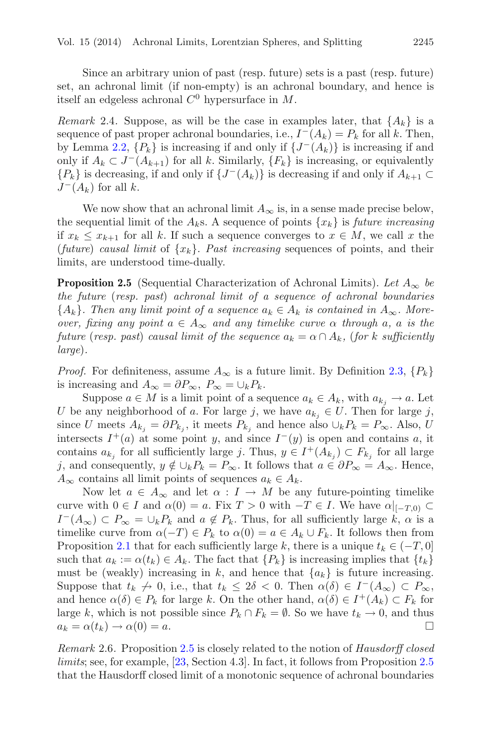Since an arbitrary union of past (resp. future) sets is a past (resp. future) set, an achronal limit (if non-empty) is an achronal boundary, and hence is itself an edgeless achronal $C^0$ hypersurface in $M$.

*Remark* 2.4. Suppose, as will be the case in examples later, that $\{A_k\}$ is a sequence of past proper achronal boundaries, i.e., $I^-(A_k) = P_k$ for all $k$. Then, by Lemma 2.2, $\{P_k\}$ is increasing if and only if $\{J^-(A_k)\}$ is increasing if and only if $A_k \subset J^-(A_{k+1})$ for all $k$. Similarly, $\{F_k\}$ is increasing, or equivalently $\{P_k\}$ is decreasing, if and only if $\{J^-(A_k)\}$ is decreasing if and only if $A_{k+1} \subset J^-(A_k)$ for all $k$.

We now show that an achronal limit $A_\infty$ is, in a sense made precise below, the sequential limit of the $A_k$s. A sequence of points $\{x_k\}$ is *future increasing* if $x_k \leq x_{k+1}$ for all $k$. If such a sequence converges to $x \in M$, we call $x$ the (*future*) *causal limit* of $\{x_k\}$. *Past increasing* sequences of points, and their limits, are understood time-dually.

**Proposition 2.5** (Sequential Characterization of Achronal Limits). *Let $A_\infty$ be the future* (*resp. past*) *achronal limit of a sequence of achronal boundaries $\{A_k\}$. Then any limit point of a sequence $a_k \in A_k$ is contained in $A_\infty$. Moreover, fixing any point $a \in A_\infty$ and any timelike curve $\alpha$ through $a$, $a$ is the future* (*resp. past*) *causal limit of the sequence $a_k = \alpha \cap A_k$,* (*for $k$ sufficiently large*)*.*

*Proof.* For definiteness, assume $A_\infty$ is a future limit. By Definition 2.3, $\{P_k\}$ is increasing and $A_\infty = \partial P_\infty$, $P_\infty = \cup_k P_k$.

Suppose $a \in M$ is a limit point of a sequence $a_k \in A_k$, with $a_{k_j} \to a$. Let $U$ be any neighborhood of $a$. For large $j$, we have $a_{k_j} \in U$. Then for large $j$, since $U$ meets $A_{k_j} = \partial P_{k_j}$, it meets $P_{k_j}$ and hence also $\cup_k P_k = P_\infty$. Also, $U$ intersects $I^+(a)$ at some point $y$, and since $I^-(y)$ is open and contains $a$, it contains $a_{k_j}$ for all sufficiently large $j$. Thus, $y \in I^+(A_{k_j}) \subset F_{k_j}$ for all large $j$, and consequently, $y \notin \cup_k P_k = P_\infty$. It follows that $a \in \partial P_\infty = A_\infty$. Hence, $A_\infty$ contains all limit points of sequences $a_k \in A_k$.

Now let $a \in A_\infty$ and let $\alpha : I \to M$ be any future-pointing timelike curve with $0 \in I$ and $\alpha(0) = a$. Fix $T > 0$ with $-T \in I$. We have $\alpha|_{[-T,0)} \subset I^-(A_\infty) \subset P_\infty = \cup_k P_k$ and $a \notin P_k$. Thus, for all sufficiently large $k$, $\alpha$ is a timelike curve from $\alpha(-T) \in P_k$ to $\alpha(0) = a \in A_k \cup F_k$. It follows then from Proposition 2.1 that for each sufficiently large $k$, there is a unique $t_k \in (-T, 0]$ such that $a_k := \alpha(t_k) \in A_k$. The fact that $\{P_k\}$ is increasing implies that $\{t_k\}$ must be (weakly) increasing in $k$, and hence that $\{a_k\}$ is future increasing. Suppose that $t_k \not\to 0$, i.e., that $t_k \leq 2\delta < 0$. Then $\alpha(\delta) \in I^-(A_\infty) \subset P_\infty$, and hence $\alpha(\delta) \in P_k$ for large $k$. On the other hand, $\alpha(\delta) \in I^+(A_k) \subset F_k$ for large $k$, which is not possible since $P_k \cap F_k = \emptyset$. So we have $t_k \to 0$, and thus $a_k = \alpha(t_k) \to \alpha(0) = a$. $\square$

*Remark* 2.6. Proposition 2.5 is closely related to the notion of *Hausdorff closed limits*; see, for example, [23, Section 4.3]. In fact, it follows from Proposition 2.5 that the Hausdorff closed limit of a monotonic sequence of achronal boundaries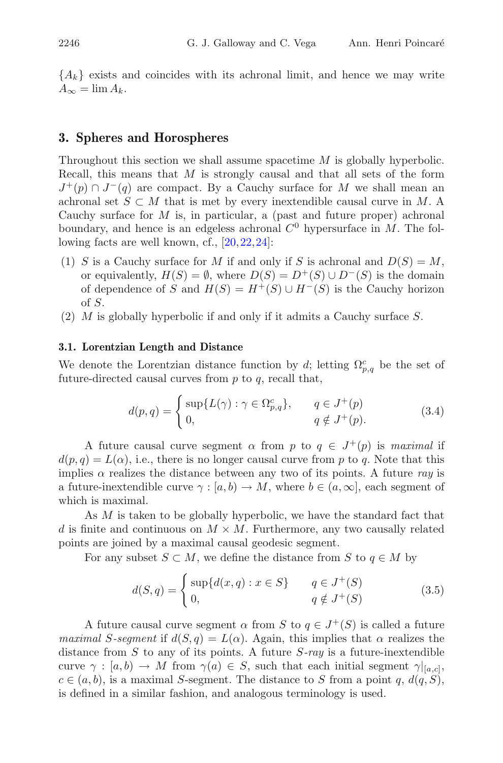$\{A_k\}$ exists and coincides with its achronal limit, and hence we may write $A_\infty = \lim A_k$.

## 3. Spheres and Horospheres

Throughout this section we shall assume spacetime $M$ is globally hyperbolic. Recall, this means that $M$ is strongly causal and that all sets of the form $J^+(p) \cap J^-(q)$ are compact. By a Cauchy surface for $M$ we shall mean an achronal set $S \subset M$ that is met by every inextendible causal curve in $M$. A Cauchy surface for $M$ is, in particular, a (past and future proper) achronal boundary, and hence is an edgeless achronal $C^0$ hypersurface in $M$. The following facts are well known, cf., [20,22,24]:

(1) $S$ is a Cauchy surface for $M$ if and only if $S$ is achronal and $D(S) = M$, or equivalently, $H(S) = \emptyset$, where $D(S) = D^+(S) \cup D^-(S)$ is the domain of dependence of $S$ and $H(S) = H^+(S) \cup H^-(S)$ is the Cauchy horizon of $S$.

(2) $M$ is globally hyperbolic if and only if it admits a Cauchy surface $S$.

### 3.1. Lorentzian Length and Distance

We denote the Lorentzian distance function by $d$; letting $\Omega^c_{p,q}$ be the set of future-directed causal curves from $p$ to $q$, recall that,

$$d(p,q) = \begin{cases} \sup\{L(\gamma) : \gamma \in \Omega^c_{p,q}\}, & q \in J^+(p) \\ 0, & q \notin J^+(p). \end{cases} \tag{3.4}$$

A future causal curve segment $\alpha$ from $p$ to $q \in J^+(p)$ is *maximal* if $d(p,q) = L(\alpha)$, i.e., there is no longer causal curve from $p$ to $q$. Note that this implies $\alpha$ realizes the distance between any two of its points. A future *ray* is a future-inextendible curve $\gamma : [a,b) \to M$, where $b \in (a,\infty]$, each segment of which is maximal.

As $M$ is taken to be globally hyperbolic, we have the standard fact that $d$ is finite and continuous on $M \times M$. Furthermore, any two causally related points are joined by a maximal causal geodesic segment.

For any subset $S \subset M$, we define the distance from $S$ to $q \in M$ by

$$d(S,q) = \begin{cases} \sup\{d(x,q) : x \in S\} & q \in J^+(S) \\ 0, & q \notin J^+(S) \end{cases} \tag{3.5}$$

A future causal curve segment $\alpha$ from $S$ to $q \in J^+(S)$ is called a future *maximal $S$-segment* if $d(S,q) = L(\alpha)$. Again, this implies that $\alpha$ realizes the distance from $S$ to any of its points. A future *$S$-ray* is a future-inextendible curve $\gamma : [a,b) \to M$ from $\gamma(a) \in S$, such that each initial segment $\gamma|_{[a,c]}$, $c \in (a,b)$, is a maximal $S$-segment. The distance to $S$ from a point $q$, $d(q,S)$, is defined in a similar fashion, and analogous terminology is used.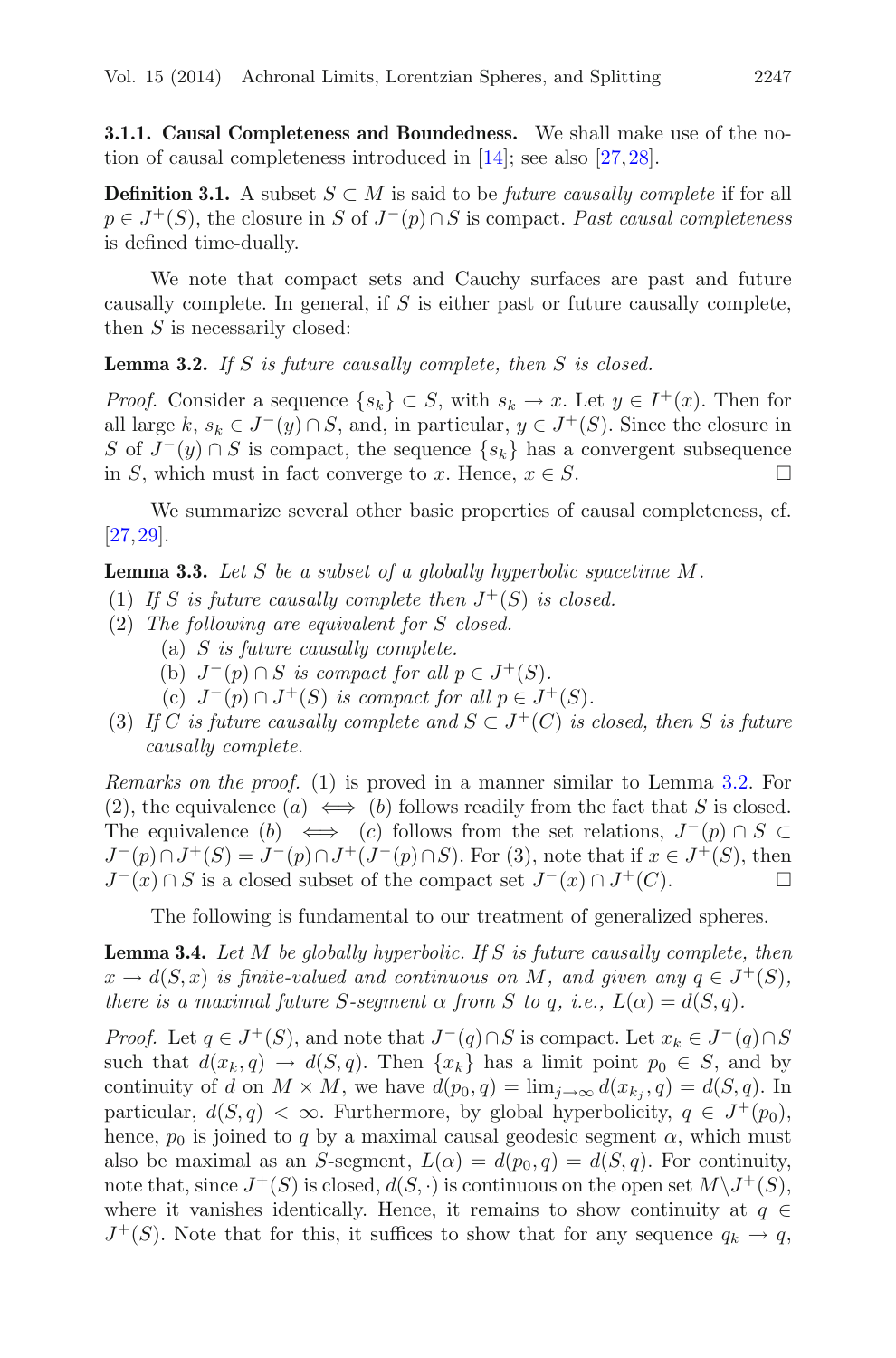#### 3.1.1. Causal Completeness and Boundedness.

We shall make use of the notion of causal completeness introduced in [14]; see also [27,28].

**Definition 3.1.** A subset $S \subset M$ is said to be *future causally complete* if for all $p \in J^+(S)$, the closure in $S$ of $J^-(p) \cap S$ is compact. *Past causal completeness* is defined time-dually.

We note that compact sets and Cauchy surfaces are past and future causally complete. In general, if $S$ is either past or future causally complete, then $S$ is necessarily closed:

**Lemma 3.2.** *If $S$ is future causally complete, then $S$ is closed.*

*Proof.* Consider a sequence $\{s_k\} \subset S$, with $s_k \to x$. Let $y \in I^+(x)$. Then for all large $k$, $s_k \in J^-(y) \cap S$, and, in particular, $y \in J^+(S)$. Since the closure in $S$ of $J^-(y) \cap S$ is compact, the sequence $\{s_k\}$ has a convergent subsequence in $S$, which must in fact converge to $x$. Hence, $x \in S$. □

We summarize several other basic properties of causal completeness, cf. [27,29].

**Lemma 3.3.** *Let $S$ be a subset of a globally hyperbolic spacetime $M$.*

1. *If $S$ is future causally complete then $J^+(S)$ is closed.*
2. *The following are equivalent for $S$ closed.*
   - (a) *$S$ is future causally complete.*
   - (b) *$J^-(p) \cap S$ is compact for all $p \in J^+(S)$.*
   - (c) *$J^-(p) \cap J^+(S)$ is compact for all $p \in J^+(S)$.*
3. *If $C$ is future causally complete and $S \subset J^+(C)$ is closed, then $S$ is future causally complete.*

*Remarks on the proof.* (1) is proved in a manner similar to Lemma 3.2. For (2), the equivalence $(a) \iff (b)$ follows readily from the fact that $S$ is closed. The equivalence $(b) \iff (c)$ follows from the set relations, $J^-(p) \cap S \subset J^-(p) \cap J^+(S) = J^-(p) \cap J^+(J^-(p) \cap S)$. For (3), note that if $x \in J^+(S)$, then $J^-(x) \cap S$ is a closed subset of the compact set $J^-(x) \cap J^+(C)$. □

The following is fundamental to our treatment of generalized spheres.

**Lemma 3.4.** *Let $M$ be globally hyperbolic. If $S$ is future causally complete, then $x \to d(S, x)$ is finite-valued and continuous on $M$, and given any $q \in J^+(S)$, there is a maximal future $S$-segment $\alpha$ from $S$ to $q$, i.e., $L(\alpha) = d(S, q)$.*

*Proof.* Let $q \in J^+(S)$, and note that $J^-(q) \cap S$ is compact. Let $x_k \in J^-(q) \cap S$ such that $d(x_k, q) \to d(S, q)$. Then $\{x_k\}$ has a limit point $p_0 \in S$, and by continuity of $d$ on $M \times M$, we have $d(p_0, q) = \lim_{j \to \infty} d(x_{k_j}, q) = d(S, q)$. In particular, $d(S, q) < \infty$. Furthermore, by global hyperbolicity, $q \in J^+(p_0)$, hence, $p_0$ is joined to $q$ by a maximal causal geodesic segment $\alpha$, which must also be maximal as an $S$-segment, $L(\alpha) = d(p_0, q) = d(S, q)$. For continuity, note that, since $J^+(S)$ is closed, $d(S, \cdot)$ is continuous on the open set $M \setminus J^+(S)$, where it vanishes identically. Hence, it remains to show continuity at $q \in J^+(S)$. Note that for this, it suffices to show that for any sequence $q_k \to q$,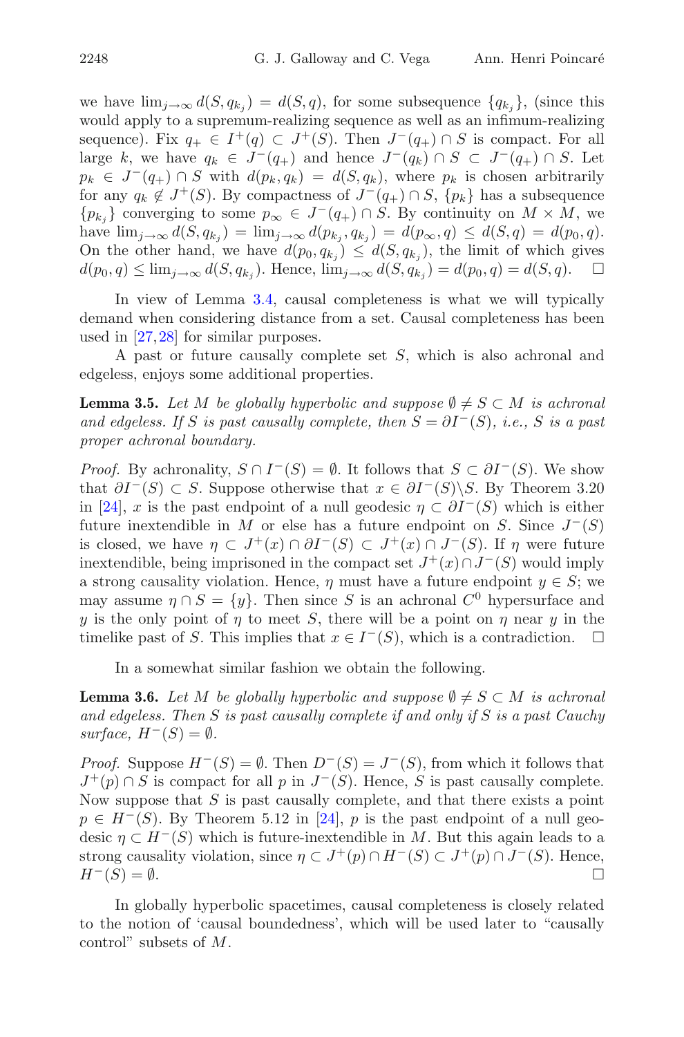we have $\lim_{j\to\infty} d(S, q_{k_j}) = d(S, q)$, for some subsequence $\{q_{k_j}\}$, (since this would apply to a supremum-realizing sequence as well as an infimum-realizing sequence). Fix $q_+ \in I^+(q) \subset J^+(S)$. Then $J^-(q_+) \cap S$ is compact. For all large $k$, we have $q_k \in J^-(q_+)$ and hence $J^-(q_k) \cap S \subset J^-(q_+) \cap S$. Let $p_k \in J^-(q_+) \cap S$ with $d(p_k, q_k) = d(S, q_k)$, where $p_k$ is chosen arbitrarily for any $q_k \notin J^+(S)$. By compactness of $J^-(q_+) \cap S$, $\{p_k\}$ has a subsequence $\{p_{k_j}\}$ converging to some $p_\infty \in J^-(q_+) \cap S$. By continuity on $M \times M$, we have $\lim_{j\to\infty} d(S, q_{k_j}) = \lim_{j\to\infty} d(p_{k_j}, q_{k_j}) = d(p_\infty, q) \leq d(S, q) = d(p_0, q)$. On the other hand, we have $d(p_0, q_{k_j}) \leq d(S, q_{k_j})$, the limit of which gives $d(p_0, q) \leq \lim_{j\to\infty} d(S, q_{k_j})$. Hence, $\lim_{j\to\infty} d(S, q_{k_j}) = d(p_0, q) = d(S, q)$. $\square$

In view of Lemma 3.4, causal completeness is what we will typically demand when considering distance from a set. Causal completeness has been used in [27,28] for similar purposes.

A past or future causally complete set $S$, which is also achronal and edgeless, enjoys some additional properties.

**Lemma 3.5.** *Let $M$ be globally hyperbolic and suppose $\emptyset \neq S \subset M$ is achronal and edgeless. If $S$ is past causally complete, then $S = \partial I^-(S)$, i.e., $S$ is a past proper achronal boundary.*

*Proof.* By achronality, $S \cap I^-(S) = \emptyset$. It follows that $S \subset \partial I^-(S)$. We show that $\partial I^-(S) \subset S$. Suppose otherwise that $x \in \partial I^-(S) \setminus S$. By Theorem 3.20 in [24], $x$ is the past endpoint of a null geodesic $\eta \subset \partial I^-(S)$ which is either future inextendible in $M$ or else has a future endpoint on $S$. Since $J^-(S)$ is closed, we have $\eta \subset J^+(x) \cap \partial I^-(S) \subset J^+(x) \cap J^-(S)$. If $\eta$ were future inextendible, being imprisoned in the compact set $J^+(x) \cap J^-(S)$ would imply a strong causality violation. Hence, $\eta$ must have a future endpoint $y \in S$; we may assume $\eta \cap S = \{y\}$. Then since $S$ is an achronal $C^0$ hypersurface and $y$ is the only point of $\eta$ to meet $S$, there will be a point on $\eta$ near $y$ in the timelike past of $S$. This implies that $x \in I^-(S)$, which is a contradiction. $\square$

In a somewhat similar fashion we obtain the following.

**Lemma 3.6.** *Let $M$ be globally hyperbolic and suppose $\emptyset \neq S \subset M$ is achronal and edgeless. Then $S$ is past causally complete if and only if $S$ is a past Cauchy surface, $H^-(S) = \emptyset$.*

*Proof.* Suppose $H^-(S) = \emptyset$. Then $D^-(S) = J^-(S)$, from which it follows that $J^+(p) \cap S$ is compact for all $p$ in $J^-(S)$. Hence, $S$ is past causally complete. Now suppose that $S$ is past causally complete, and that there exists a point $p \in H^-(S)$. By Theorem 5.12 in [24], $p$ is the past endpoint of a null geodesic $\eta \subset H^-(S)$ which is future-inextendible in $M$. But this again leads to a strong causality violation, since $\eta \subset J^+(p) \cap H^-(S) \subset J^+(p) \cap J^-(S)$. Hence, $H^-(S) = \emptyset$. $\square$

In globally hyperbolic spacetimes, causal completeness is closely related to the notion of 'causal boundedness', which will be used later to "causally control" subsets of $M$.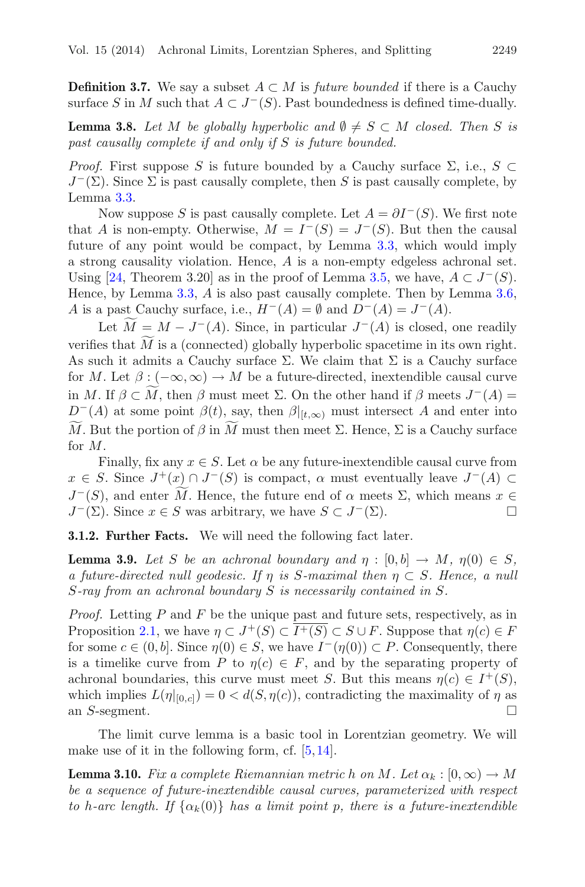**Definition 3.7.** We say a subset $A \subset M$ is *future bounded* if there is a Cauchy surface $S$ in $M$ such that $A \subset J^-(S)$. Past boundedness is defined time-dually.

**Lemma 3.8.** *Let $M$ be globally hyperbolic and $\emptyset \neq S \subset M$ closed. Then $S$ is past causally complete if and only if $S$ is future bounded.*

*Proof.* First suppose $S$ is future bounded by a Cauchy surface $\Sigma$, i.e., $S \subset J^-(\Sigma)$. Since $\Sigma$ is past causally complete, then $S$ is past causally complete, by Lemma 3.3.

Now suppose $S$ is past causally complete. Let $A = \partial I^-(S)$. We first note that $A$ is non-empty. Otherwise, $M = I^-(S) = J^-(S)$. But then the causal future of any point would be compact, by Lemma 3.3, which would imply a strong causality violation. Hence, $A$ is a non-empty edgeless achronal set. Using [24, Theorem 3.20] as in the proof of Lemma 3.5, we have, $A \subset J^-(S)$. Hence, by Lemma 3.3, $A$ is also past causally complete. Then by Lemma 3.6, $A$ is a past Cauchy surface, i.e., $H^-(A) = \emptyset$ and $D^-(A) = J^-(A)$.

Let $\widetilde{M} = M - J^-(A)$. Since, in particular $J^-(A)$ is closed, one readily verifies that $\widetilde{M}$ is a (connected) globally hyperbolic spacetime in its own right. As such it admits a Cauchy surface $\Sigma$. We claim that $\Sigma$ is a Cauchy surface for $M$. Let $\beta : (-\infty, \infty) \to M$ be a future-directed, inextendible causal curve in $M$. If $\beta \subset \widetilde{M}$, then $\beta$ must meet $\Sigma$. On the other hand if $\beta$ meets $J^-(A) = D^-(A)$ at some point $\beta(t)$, say, then $\beta|_{[t,\infty)}$ must intersect $A$ and enter into $\widetilde{M}$. But the portion of $\beta$ in $\widetilde{M}$ must then meet $\Sigma$. Hence, $\Sigma$ is a Cauchy surface for $M$.

Finally, fix any $x \in S$. Let $\alpha$ be any future-inextendible causal curve from $x \in S$. Since $J^+(x) \cap J^-(S)$ is compact, $\alpha$ must eventually leave $J^-(A) \subset J^-(S)$, and enter $\widetilde{M}$. Hence, the future end of $\alpha$ meets $\Sigma$, which means $x \in J^-(\Sigma)$. Since $x \in S$ was arbitrary, we have $S \subset J^-(\Sigma)$. $\square$

**3.1.2. Further Facts.** We will need the following fact later.

**Lemma 3.9.** *Let $S$ be an achronal boundary and $\eta : [0, b] \to M$, $\eta(0) \in S$, a future-directed null geodesic. If $\eta$ is $S$-maximal then $\eta \subset S$. Hence, a null $S$-ray from an achronal boundary $S$ is necessarily contained in $S$.*

*Proof.* Letting $P$ and $F$ be the unique past and future sets, respectively, as in Proposition 2.1, we have $\eta \subset J^+(S) \subset \overline{I^+(S)} \subset S \cup F$. Suppose that $\eta(c) \in F$ for some $c \in (0, b]$. Since $\eta(0) \in S$, we have $I^-(\eta(0)) \subset P$. Consequently, there is a timelike curve from $P$ to $\eta(c) \in F$, and by the separating property of achronal boundaries, this curve must meet $S$. But this means $\eta(c) \in I^+(S)$, which implies $L(\eta|_{[0,c]}) = 0 < d(S, \eta(c))$, contradicting the maximality of $\eta$ as an $S$-segment. $\square$

The limit curve lemma is a basic tool in Lorentzian geometry. We will make use of it in the following form, cf. [5,14].

**Lemma 3.10.** *Fix a complete Riemannian metric $h$ on $M$. Let $\alpha_k : [0, \infty) \to M$ be a sequence of future-inextendible causal curves, parameterized with respect to $h$-arc length. If $\{\alpha_k(0)\}$ has a limit point $p$, there is a future-inextendible*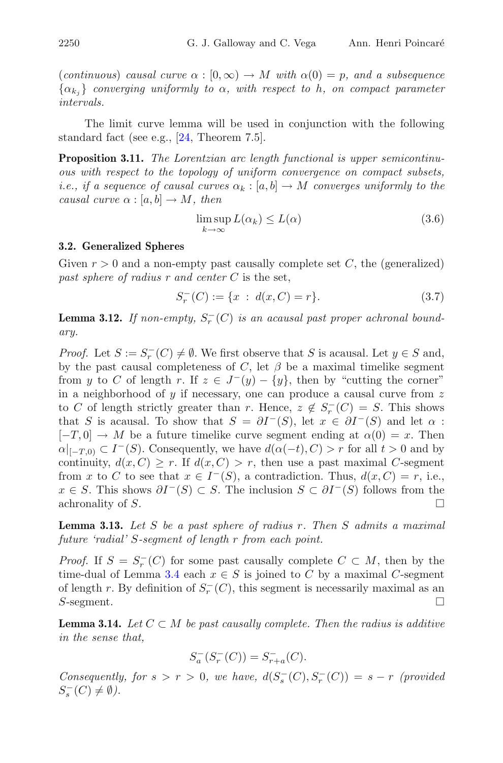*(continuous) causal curve $\alpha : [0, \infty) \to M$ with $\alpha(0) = p$, and a subsequence $\{\alpha_{k_j}\}$ converging uniformly to $\alpha$, with respect to $h$, on compact parameter intervals.*

The limit curve lemma will be used in conjunction with the following standard fact (see e.g., [24, Theorem 7.5].

**Proposition 3.11.** *The Lorentzian arc length functional is upper semicontinuous with respect to the topology of uniform convergence on compact subsets, i.e., if a sequence of causal curves $\alpha_k : [a, b] \to M$ converges uniformly to the causal curve $\alpha : [a, b] \to M$, then*

$$\limsup_{k \to \infty} L(\alpha_k) \leq L(\alpha) \tag{3.6}$$

### 3.2. Generalized Spheres

Given $r > 0$ and a non-empty past causally complete set $C$, the (generalized) *past sphere of radius $r$ and center $C$* is the set,

$$S_r^-(C) := \{x \,:\, d(x, C) = r\}. \tag{3.7}$$

**Lemma 3.12.** *If non-empty, $S_r^-(C)$ is an acausal past proper achronal boundary.*

*Proof.* Let $S := S_r^-(C) \neq \emptyset$. We first observe that $S$ is acausal. Let $y \in S$ and, by the past causal completeness of $C$, let $\beta$ be a maximal timelike segment from $y$ to $C$ of length $r$. If $z \in J^-(y) - \{y\}$, then by "cutting the corner" in a neighborhood of $y$ if necessary, one can produce a causal curve from $z$ to $C$ of length strictly greater than $r$. Hence, $z \notin S_r^-(C) = S$. This shows that $S$ is acausal. To show that $S = \partial I^-(S)$, let $x \in \partial I^-(S)$ and let $\alpha : [-T, 0] \to M$ be a future timelike curve segment ending at $\alpha(0) = x$. Then $\alpha|_{[-T,0)} \subset I^-(S)$. Consequently, we have $d(\alpha(-t), C) > r$ for all $t > 0$ and by continuity, $d(x, C) \geq r$. If $d(x, C) > r$, then use a past maximal $C$-segment from $x$ to $C$ to see that $x \in I^-(S)$, a contradiction. Thus, $d(x, C) = r$, i.e., $x \in S$. This shows $\partial I^-(S) \subset S$. The inclusion $S \subset \partial I^-(S)$ follows from the achronality of $S$. □

**Lemma 3.13.** *Let $S$ be a past sphere of radius $r$. Then $S$ admits a maximal future 'radial' $S$-segment of length $r$ from each point.*

*Proof.* If $S = S_r^-(C)$ for some past causally complete $C \subset M$, then by the time-dual of Lemma 3.4 each $x \in S$ is joined to $C$ by a maximal $C$-segment of length $r$. By definition of $S_r^-(C)$, this segment is necessarily maximal as an $S$-segment. □

**Lemma 3.14.** *Let $C \subset M$ be past causally complete. Then the radius is additive in the sense that,*

$$S_a^-(S_r^-(C)) = S_{r+a}^-(C).$$

*Consequently, for $s > r > 0$, we have, $d(S_s^-(C), S_r^-(C)) = s - r$ (provided $S_s^-(C) \neq \emptyset$).*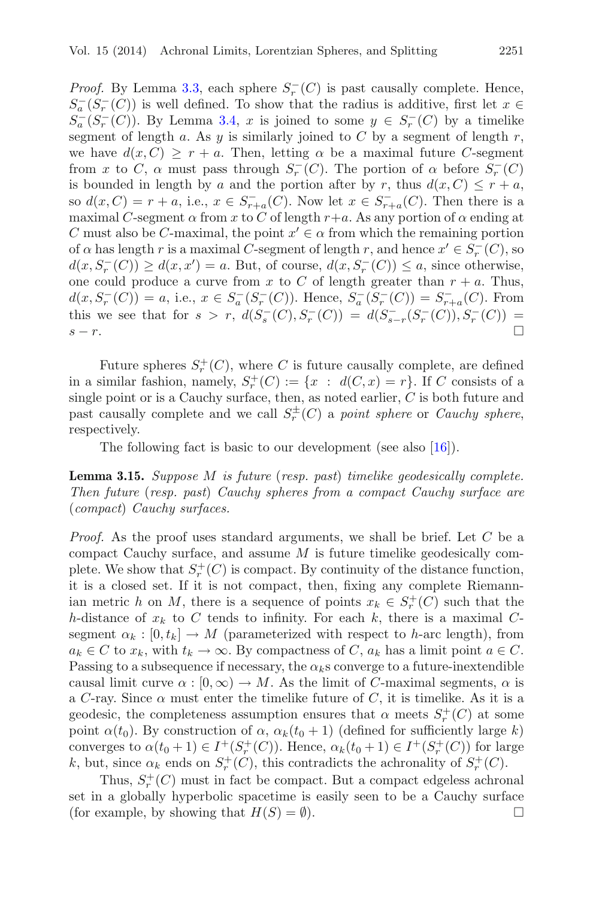*Proof.* By Lemma 3.3, each sphere $S_r^-(C)$ is past causally complete. Hence, $S_a^-(S_r^-(C))$ is well defined. To show that the radius is additive, first let $x \in S_a^-(S_r^-(C))$. By Lemma 3.4, $x$ is joined to some $y \in S_r^-(C)$ by a timelike segment of length $a$. As $y$ is similarly joined to $C$ by a segment of length $r$, we have $d(x, C) \geq r + a$. Then, letting $\alpha$ be a maximal future $C$-segment from $x$ to $C$, $\alpha$ must pass through $S_r^-(C)$. The portion of $\alpha$ before $S_r^-(C)$ is bounded in length by $a$ and the portion after by $r$, thus $d(x, C) \leq r + a$, so $d(x, C) = r + a$, i.e., $x \in S_{r+a}^-(C)$. Now let $x \in S_{r+a}^-(C)$. Then there is a maximal $C$-segment $\alpha$ from $x$ to $C$ of length $r+a$. As any portion of $\alpha$ ending at $C$ must also be $C$-maximal, the point $x' \in \alpha$ from which the remaining portion of $\alpha$ has length $r$ is a maximal $C$-segment of length $r$, and hence $x' \in S_r^-(C)$, so $d(x, S_r^-(C)) \geq d(x, x') = a$. But, of course, $d(x, S_r^-(C)) \leq a$, since otherwise, one could produce a curve from $x$ to $C$ of length greater than $r + a$. Thus, $d(x, S_r^-(C)) = a$, i.e., $x \in S_a^-(S_r^-(C))$. Hence, $S_a^-(S_r^-(C)) = S_{r+a}^-(C)$. From this we see that for $s > r$, $d(S_s^-(C), S_r^-(C)) = d(S_{s-r}^-(S_r^-(C)), S_r^-(C)) = s - r$. □

Future spheres $S_r^+(C)$, where $C$ is future causally complete, are defined in a similar fashion, namely, $S_r^+(C) := \{x \;:\; d(C, x) = r\}$. If $C$ consists of a single point or is a Cauchy surface, then, as noted earlier, $C$ is both future and past causally complete and we call $S_r^{\pm}(C)$ a *point sphere* or *Cauchy sphere*, respectively.

The following fact is basic to our development (see also [16]).

**Lemma 3.15.** *Suppose $M$ is future (resp. past) timelike geodesically complete. Then future (resp. past) Cauchy spheres from a compact Cauchy surface are (compact) Cauchy surfaces.*

*Proof.* As the proof uses standard arguments, we shall be brief. Let $C$ be a compact Cauchy surface, and assume $M$ is future timelike geodesically complete. We show that $S_r^+(C)$ is compact. By continuity of the distance function, it is a closed set. If it is not compact, then, fixing any complete Riemannian metric $h$ on $M$, there is a sequence of points $x_k \in S_r^+(C)$ such that the $h$-distance of $x_k$ to $C$ tends to infinity. For each $k$, there is a maximal $C$-segment $\alpha_k : [0, t_k] \to M$ (parameterized with respect to $h$-arc length), from $a_k \in C$ to $x_k$, with $t_k \to \infty$. By compactness of $C$, $a_k$ has a limit point $a \in C$. Passing to a subsequence if necessary, the $\alpha_k$s converge to a future-inextendible causal limit curve $\alpha : [0, \infty) \to M$. As the limit of $C$-maximal segments, $\alpha$ is a $C$-ray. Since $\alpha$ must enter the timelike future of $C$, it is timelike. As it is a geodesic, the completeness assumption ensures that $\alpha$ meets $S_r^+(C)$ at some point $\alpha(t_0)$. By construction of $\alpha$, $\alpha_k(t_0 + 1)$ (defined for sufficiently large $k$) converges to $\alpha(t_0 + 1) \in I^+(S_r^+(C))$. Hence, $\alpha_k(t_0 + 1) \in I^+(S_r^+(C))$ for large $k$, but, since $\alpha_k$ ends on $S_r^+(C)$, this contradicts the achronality of $S_r^+(C)$.

Thus, $S_r^+(C)$ must in fact be compact. But a compact edgeless achronal set in a globally hyperbolic spacetime is easily seen to be a Cauchy surface (for example, by showing that $H(S) = \emptyset$). □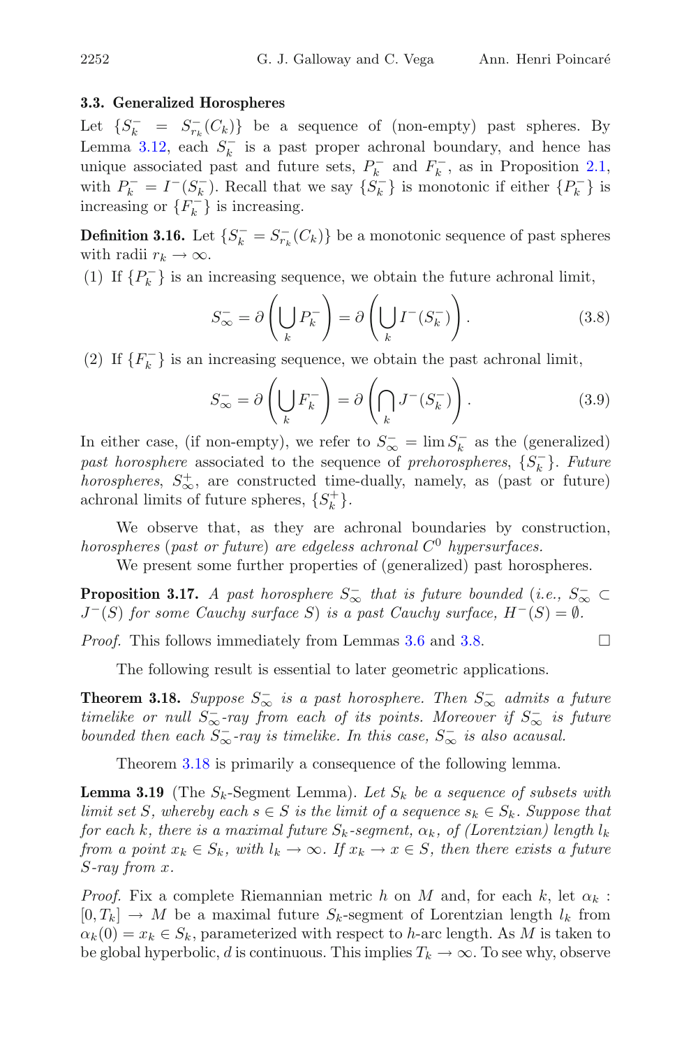### 3.3. Generalized Horospheres

Let $\{S_k^- = S_{r_k}^-(C_k)\}$ be a sequence of (non-empty) past spheres. By Lemma 3.12, each $S_k^-$ is a past proper achronal boundary, and hence has unique associated past and future sets, $P_k^-$ and $F_k^-$, as in Proposition 2.1, with $P_k^- = I^-(S_k^-)$. Recall that we say $\{S_k^-\}$ is monotonic if either $\{P_k^-\}$ is increasing or $\{F_k^-\}$ is increasing.

**Definition 3.16.** Let $\{S_k^- = S_{r_k}^-(C_k)\}$ be a monotonic sequence of past spheres with radii $r_k \to \infty$.

(1) If $\{P_k^-\}$ is an increasing sequence, we obtain the future achronal limit,

$$S_\infty^- = \partial\left(\bigcup_k P_k^-\right) = \partial\left(\bigcup_k I^-(S_k^-)\right). \tag{3.8}$$

(2) If $\{F_k^-\}$ is an increasing sequence, we obtain the past achronal limit,

$$S_\infty^- = \partial\left(\bigcup_k F_k^-\right) = \partial\left(\bigcap_k J^-(S_k^-)\right). \tag{3.9}$$

In either case, (if non-empty), we refer to $S_\infty^- = \lim S_k^-$ as the (generalized) *past horosphere* associated to the sequence of *prehorospheres*, $\{S_k^-\}$. *Future horospheres*, $S_\infty^+$, are constructed time-dually, namely, as (past or future) achronal limits of future spheres, $\{S_k^+\}$.

We observe that, as they are achronal boundaries by construction, *horospheres (past or future) are edgeless achronal $C^0$ hypersurfaces.*

We present some further properties of (generalized) past horospheres.

**Proposition 3.17.** *A past horosphere $S_\infty^-$ that is future bounded (i.e., $S_\infty^- \subset J^-(S)$ for some Cauchy surface $S$) is a past Cauchy surface, $H^-(S) = \emptyset$.*

*Proof.* This follows immediately from Lemmas 3.6 and 3.8. □

The following result is essential to later geometric applications.

**Theorem 3.18.** *Suppose $S_\infty^-$ is a past horosphere. Then $S_\infty^-$ admits a future timelike or null $S_\infty^-$-ray from each of its points. Moreover if $S_\infty^-$ is future bounded then each $S_\infty^-$-ray is timelike. In this case, $S_\infty^-$ is also acausal.*

Theorem 3.18 is primarily a consequence of the following lemma.

**Lemma 3.19** (The $S_k$-Segment Lemma). *Let $S_k$ be a sequence of subsets with limit set $S$, whereby each $s \in S$ is the limit of a sequence $s_k \in S_k$. Suppose that for each $k$, there is a maximal future $S_k$-segment, $\alpha_k$, of (Lorentzian) length $l_k$ from a point $x_k \in S_k$, with $l_k \to \infty$. If $x_k \to x \in S$, then there exists a future $S$-ray from $x$.*

*Proof.* Fix a complete Riemannian metric $h$ on $M$ and, for each $k$, let $\alpha_k : [0, T_k] \to M$ be a maximal future $S_k$-segment of Lorentzian length $l_k$ from $\alpha_k(0) = x_k \in S_k$, parameterized with respect to $h$-arc length. As $M$ is taken to be global hyperbolic, $d$ is continuous. This implies $T_k \to \infty$. To see why, observe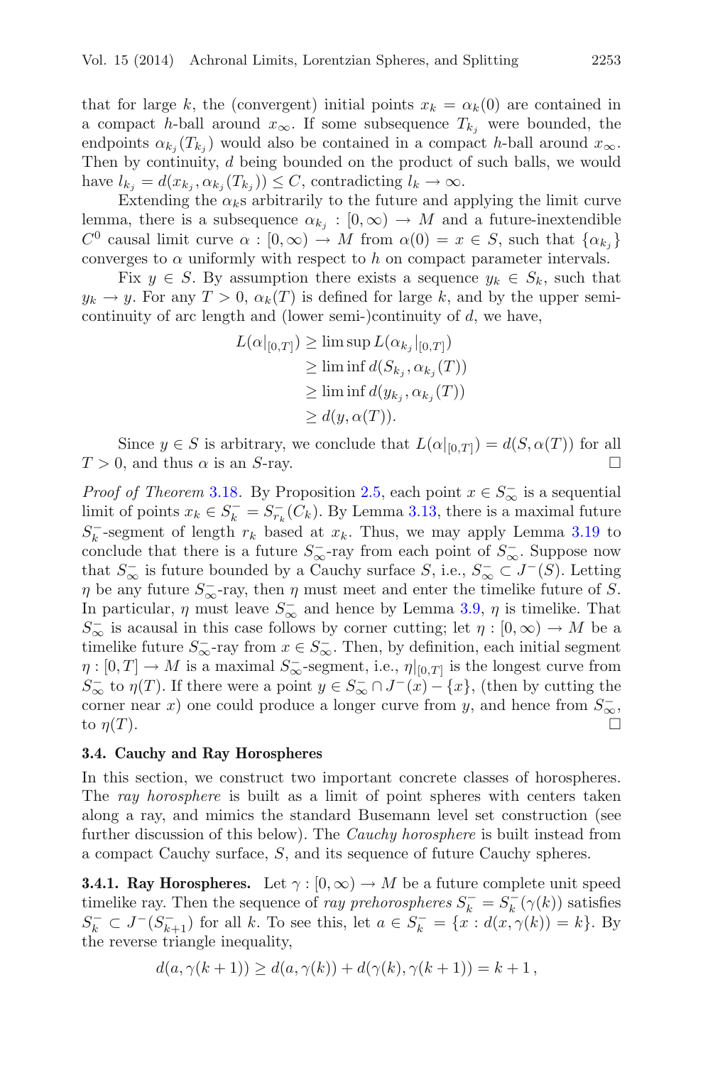that for large $k$, the (convergent) initial points $x_k = \alpha_k(0)$ are contained in a compact $h$-ball around $x_\infty$. If some subsequence $T_{k_j}$ were bounded, the endpoints $\alpha_{k_j}(T_{k_j})$ would also be contained in a compact $h$-ball around $x_\infty$. Then by continuity, $d$ being bounded on the product of such balls, we would have $l_{k_j} = d(x_{k_j}, \alpha_{k_j}(T_{k_j})) \leq C$, contradicting $l_k \to \infty$.

Extending the $\alpha_k$s arbitrarily to the future and applying the limit curve lemma, there is a subsequence $\alpha_{k_j} : [0, \infty) \to M$ and a future-inextendible $C^0$ causal limit curve $\alpha : [0, \infty) \to M$ from $\alpha(0) = x \in S$, such that $\{\alpha_{k_j}\}$ converges to $\alpha$ uniformly with respect to $h$ on compact parameter intervals.

Fix $y \in S$. By assumption there exists a sequence $y_k \in S_k$, such that $y_k \to y$. For any $T > 0$, $\alpha_k(T)$ is defined for large $k$, and by the upper semi-continuity of arc length and (lower semi-)continuity of $d$, we have,

$$
\begin{aligned}
L(\alpha|_{[0,T]}) &\geq \limsup L(\alpha_{k_j}|_{[0,T]}) \\
&\geq \liminf d(S_{k_j}, \alpha_{k_j}(T)) \\
&\geq \liminf d(y_{k_j}, \alpha_{k_j}(T)) \\
&\geq d(y, \alpha(T)).
\end{aligned}
$$

Since $y \in S$ is arbitrary, we conclude that $L(\alpha|_{[0,T]}) = d(S, \alpha(T))$ for all $T > 0$, and thus $\alpha$ is an $S$-ray. □

*Proof of Theorem* 3.18. By Proposition 2.5, each point $x \in S^-_\infty$ is a sequential limit of points $x_k \in S^-_k = S^-_{r_k}(C_k)$. By Lemma 3.13, there is a maximal future $S^-_k$-segment of length $r_k$ based at $x_k$. Thus, we may apply Lemma 3.19 to conclude that there is a future $S^-_\infty$-ray from each point of $S^-_\infty$. Suppose now that $S^-_\infty$ is future bounded by a Cauchy surface $S$, i.e., $S^-_\infty \subset J^-(S)$. Letting $\eta$ be any future $S^-_\infty$-ray, then $\eta$ must meet and enter the timelike future of $S$. In particular, $\eta$ must leave $S^-_\infty$ and hence by Lemma 3.9, $\eta$ is timelike. That $S^-_\infty$ is acausal in this case follows by corner cutting; let $\eta : [0, \infty) \to M$ be a timelike future $S^-_\infty$-ray from $x \in S^-_\infty$. Then, by definition, each initial segment $\eta : [0, T] \to M$ is a maximal $S^-_\infty$-segment, i.e., $\eta|_{[0,T]}$ is the longest curve from $S^-_\infty$ to $\eta(T)$. If there were a point $y \in S^-_\infty \cap J^-(x) - \{x\}$, (then by cutting the corner near $x$) one could produce a longer curve from $y$, and hence from $S^-_\infty$, to $\eta(T)$. □

### 3.4. Cauchy and Ray Horospheres

In this section, we construct two important concrete classes of horospheres. The *ray horosphere* is built as a limit of point spheres with centers taken along a ray, and mimics the standard Busemann level set construction (see further discussion of this below). The *Cauchy horosphere* is built instead from a compact Cauchy surface, $S$, and its sequence of future Cauchy spheres.

**3.4.1. Ray Horospheres.** Let $\gamma : [0, \infty) \to M$ be a future complete unit speed timelike ray. Then the sequence of *ray prehorospheres* $S^-_k = S^-_k(\gamma(k))$ satisfies $S^-_k \subset J^-(S^-_{k+1})$ for all $k$. To see this, let $a \in S^-_k = \{x : d(x, \gamma(k)) = k\}$. By the reverse triangle inequality,

$$
d(a, \gamma(k+1)) \geq d(a, \gamma(k)) + d(\gamma(k), \gamma(k+1)) = k + 1\,,
$$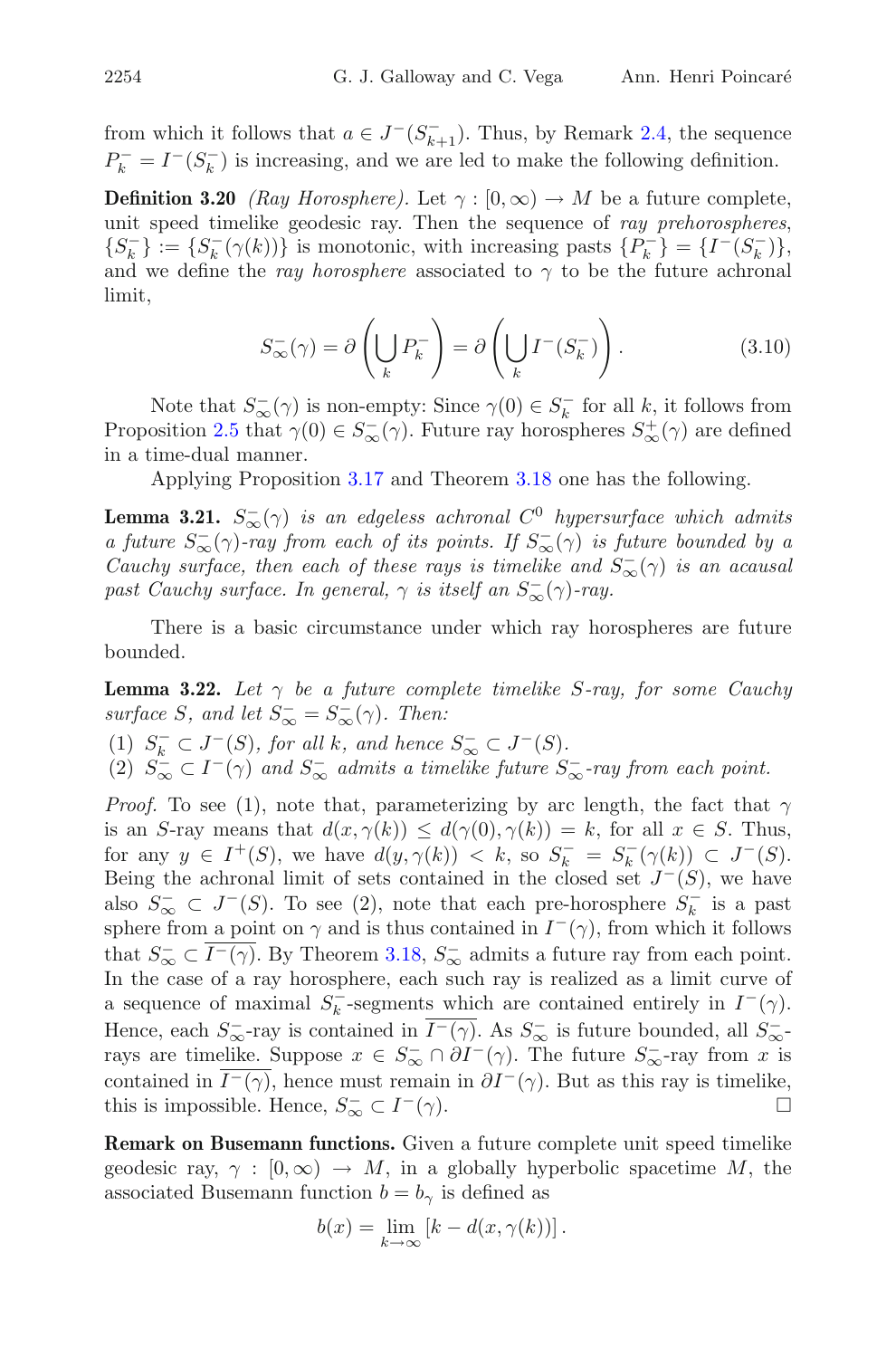from which it follows that $a \in J^-(S^-_{k+1})$. Thus, by Remark 2.4, the sequence $P^-_k = I^-(S^-_k)$ is increasing, and we are led to make the following definition.

**Definition 3.20** *(Ray Horosphere).* Let $\gamma : [0, \infty) \to M$ be a future complete, unit speed timelike geodesic ray. Then the sequence of *ray prehorospheres*, $\{S^-_k\} := \{S^-_k(\gamma(k))\}$ is monotonic, with increasing pasts $\{P^-_k\} = \{I^-(S^-_k)\}$, and we define the *ray horosphere* associated to $\gamma$ to be the future achronal limit,

$$S^-_\infty(\gamma) = \partial\left(\bigcup_k P^-_k\right) = \partial\left(\bigcup_k I^-(S^-_k)\right). \tag{3.10}$$

Note that $S^-_\infty(\gamma)$ is non-empty: Since $\gamma(0) \in S^-_k$ for all $k$, it follows from Proposition 2.5 that $\gamma(0) \in S^-_\infty(\gamma)$. Future ray horospheres $S^+_\infty(\gamma)$ are defined in a time-dual manner.

Applying Proposition 3.17 and Theorem 3.18 one has the following.

**Lemma 3.21.** *$S^-_\infty(\gamma)$ is an edgeless achronal $C^0$ hypersurface which admits a future $S^-_\infty(\gamma)$-ray from each of its points. If $S^-_\infty(\gamma)$ is future bounded by a Cauchy surface, then each of these rays is timelike and $S^-_\infty(\gamma)$ is an acausal past Cauchy surface. In general, $\gamma$ is itself an $S^-_\infty(\gamma)$-ray.*

There is a basic circumstance under which ray horospheres are future bounded.

**Lemma 3.22.** *Let $\gamma$ be a future complete timelike $S$-ray, for some Cauchy surface $S$, and let $S^-_\infty = S^-_\infty(\gamma)$. Then:*

1. *$S^-_k \subset J^-(S)$, for all $k$, and hence $S^-_\infty \subset J^-(S)$.*
2. *$S^-_\infty \subset I^-(\gamma)$ and $S^-_\infty$ admits a timelike future $S^-_\infty$-ray from each point.*

*Proof.* To see (1), note that, parameterizing by arc length, the fact that $\gamma$ is an $S$-ray means that $d(x, \gamma(k)) \le d(\gamma(0), \gamma(k)) = k$, for all $x \in S$. Thus, for any $y \in I^+(S)$, we have $d(y, \gamma(k)) < k$, so $S^-_k = S^-_k(\gamma(k)) \subset J^-(S)$. Being the achronal limit of sets contained in the closed set $J^-(S)$, we have also $S^-_\infty \subset J^-(S)$. To see (2), note that each pre-horosphere $S^-_k$ is a past sphere from a point on $\gamma$ and is thus contained in $I^-(\gamma)$, from which it follows that $S^-_\infty \subset \overline{I^-(\gamma)}$. By Theorem 3.18, $S^-_\infty$ admits a future ray from each point. In the case of a ray horosphere, each such ray is realized as a limit curve of a sequence of maximal $S^-_k$-segments which are contained entirely in $I^-(\gamma)$. Hence, each $S^-_\infty$-ray is contained in $\overline{I^-(\gamma)}$. As $S^-_\infty$ is future bounded, all $S^-_\infty$-rays are timelike. Suppose $x \in S^-_\infty \cap \partial I^-(\gamma)$. The future $S^-_\infty$-ray from $x$ is contained in $\overline{I^-(\gamma)}$, hence must remain in $\partial I^-(\gamma)$. But as this ray is timelike, this is impossible. Hence, $S^-_\infty \subset I^-(\gamma)$. □

**Remark on Busemann functions.** Given a future complete unit speed timelike geodesic ray, $\gamma : [0, \infty) \to M$, in a globally hyperbolic spacetime $M$, the associated Busemann function $b = b_\gamma$ is defined as

$$b(x) = \lim_{k\to\infty} [k - d(x, \gamma(k))].$$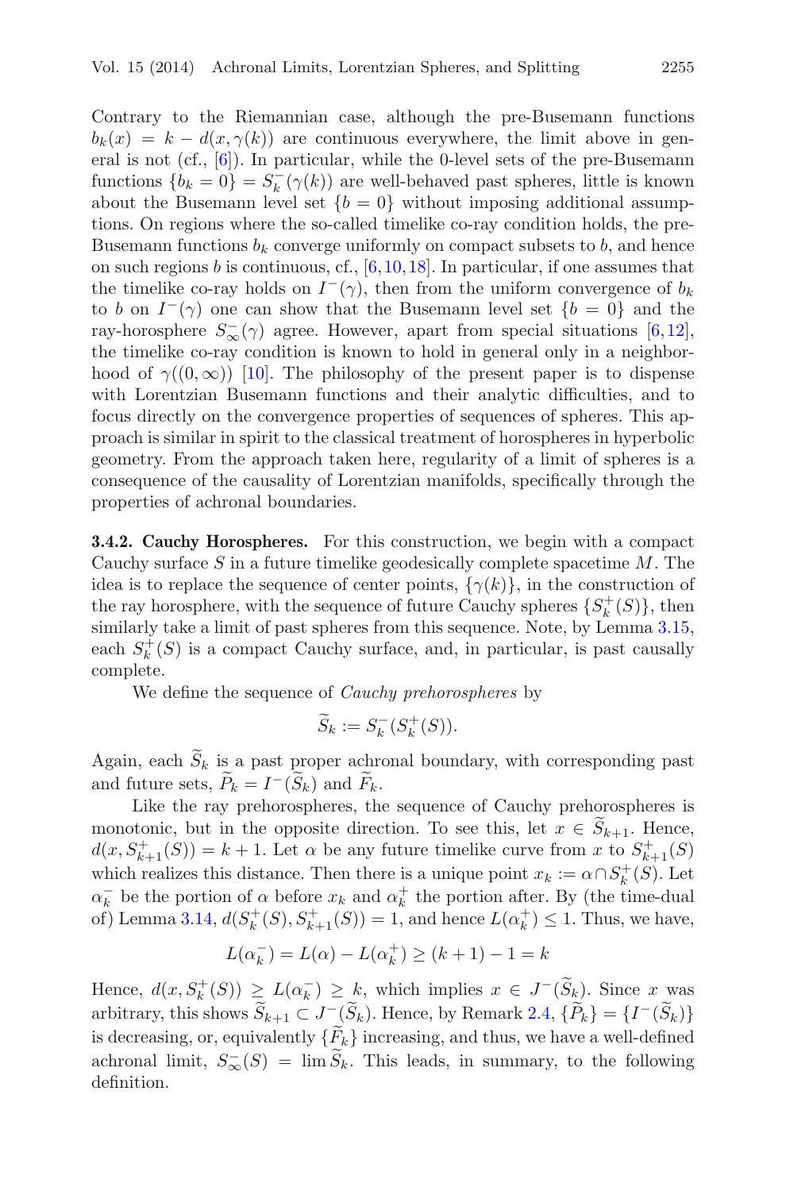Contrary to the Riemannian case, although the pre-Busemann functions $b_k(x) = k - d(x, \gamma(k))$ are continuous everywhere, the limit above in general is not (cf., [6]). In particular, while the 0-level sets of the pre-Busemann functions $\{b_k = 0\} = S_k^-(\gamma(k))$ are well-behaved past spheres, little is known about the Busemann level set $\{b = 0\}$ without imposing additional assumptions. On regions where the so-called timelike co-ray condition holds, the pre-Busemann functions $b_k$ converge uniformly on compact subsets to $b$, and hence on such regions $b$ is continuous, cf., [6,10,18]. In particular, if one assumes that the timelike co-ray holds on $I^-(\gamma)$, then from the uniform convergence of $b_k$ to $b$ on $I^-(\gamma)$ one can show that the Busemann level set $\{b = 0\}$ and the ray-horosphere $S_\infty^-(\gamma)$ agree. However, apart from special situations [6,12], the timelike co-ray condition is known to hold in general only in a neighborhood of $\gamma((0,\infty))$ [10]. The philosophy of the present paper is to dispense with Lorentzian Busemann functions and their analytic difficulties, and to focus directly on the convergence properties of sequences of spheres. This approach is similar in spirit to the classical treatment of horospheres in hyperbolic geometry. From the approach taken here, regularity of a limit of spheres is a consequence of the causality of Lorentzian manifolds, specifically through the properties of achronal boundaries.

**3.4.2. Cauchy Horospheres.** For this construction, we begin with a compact Cauchy surface $S$ in a future timelike geodesically complete spacetime $M$. The idea is to replace the sequence of center points, $\{\gamma(k)\}$, in the construction of the ray horosphere, with the sequence of future Cauchy spheres $\{S_k^+(S)\}$, then similarly take a limit of past spheres from this sequence. Note, by Lemma 3.15, each $S_k^+(S)$ is a compact Cauchy surface, and, in particular, is past causally complete.

We define the sequence of *Cauchy prehorospheres* by

$$\widetilde{S}_k := S_k^-(S_k^+(S)).$$

Again, each $\widetilde{S}_k$ is a past proper achronal boundary, with corresponding past and future sets, $\widetilde{P}_k = I^-(\widetilde{S}_k)$ and $\widetilde{F}_k$.

Like the ray prehorospheres, the sequence of Cauchy prehorospheres is monotonic, but in the opposite direction. To see this, let $x \in \widetilde{S}_{k+1}$. Hence, $d(x, S_{k+1}^+(S)) = k + 1$. Let $\alpha$ be any future timelike curve from $x$ to $S_{k+1}^+(S)$ which realizes this distance. Then there is a unique point $x_k := \alpha \cap S_k^+(S)$. Let $\alpha_k^-$ be the portion of $\alpha$ before $x_k$ and $\alpha_k^+$ the portion after. By (the time-dual of) Lemma 3.14, $d(S_k^+(S), S_{k+1}^+(S)) = 1$, and hence $L(\alpha_k^+) \leq 1$. Thus, we have,

$$L(\alpha_k^-) = L(\alpha) - L(\alpha_k^+) \geq (k+1) - 1 = k$$

Hence, $d(x, S_k^+(S)) \geq L(\alpha_k^-) \geq k$, which implies $x \in J^-(\widetilde{S}_k)$. Since $x$ was arbitrary, this shows $\widetilde{S}_{k+1} \subset J^-(\widetilde{S}_k)$. Hence, by Remark 2.4, $\{\widetilde{P}_k\} = \{I^-(\widetilde{S}_k)\}$ is decreasing, or, equivalently $\{\widetilde{F}_k\}$ increasing, and thus, we have a well-defined achronal limit, $S_\infty^-(S) = \lim \widetilde{S}_k$. This leads, in summary, to the following definition.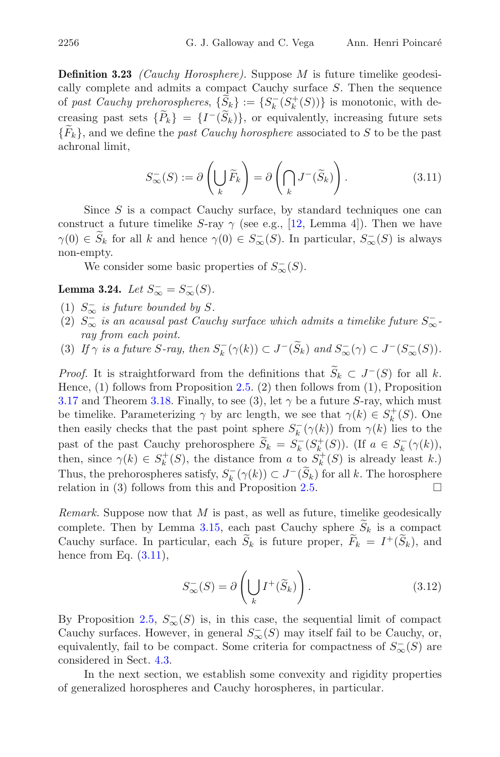**Definition 3.23** *(Cauchy Horosphere).* Suppose $M$ is future timelike geodesically complete and admits a compact Cauchy surface $S$. Then the sequence of *past Cauchy prehorospheres*, $\{\widetilde{S}_k\} := \{S_k^-(S_k^+(S))\}$ is monotonic, with decreasing past sets $\{\widetilde{P}_k\} = \{I^-(\widetilde{S}_k)\}$, or equivalently, increasing future sets $\{\widetilde{F}_k\}$, and we define the *past Cauchy horosphere* associated to $S$ to be the past achronal limit,

$$S_\infty^-(S) := \partial\left(\bigcup_k \widetilde{F}_k\right) = \partial\left(\bigcap_k J^-(\widetilde{S}_k)\right). \tag{3.11}$$

Since $S$ is a compact Cauchy surface, by standard techniques one can construct a future timelike $S$-ray $\gamma$ (see e.g., [12, Lemma 4]). Then we have $\gamma(0) \in \widetilde{S}_k$ for all $k$ and hence $\gamma(0) \in S_\infty^-(S)$. In particular, $S_\infty^-(S)$ is always non-empty.

We consider some basic properties of $S_\infty^-(S)$.

**Lemma 3.24.** *Let $S_\infty^- = S_\infty^-(S)$.*

(1) *$S_\infty^-$ is future bounded by $S$.*
(2) *$S_\infty^-$ is an acausal past Cauchy surface which admits a timelike future $S_\infty^-$-ray from each point.*
(3) *If $\gamma$ is a future $S$-ray, then $S_k^-(\gamma(k)) \subset J^-(\widetilde{S}_k)$ and $S_\infty^-(\gamma) \subset J^-(S_\infty^-(S))$.*

*Proof.* It is straightforward from the definitions that $\widetilde{S}_k \subset J^-(S)$ for all $k$. Hence, (1) follows from Proposition 2.5. (2) then follows from (1), Proposition 3.17 and Theorem 3.18. Finally, to see (3), let $\gamma$ be a future $S$-ray, which must be timelike. Parameterizing $\gamma$ by arc length, we see that $\gamma(k) \in S_k^+(S)$. One then easily checks that the past point sphere $S_k^-(\gamma(k))$ from $\gamma(k)$ lies to the past of the past Cauchy prehorosphere $\widetilde{S}_k = S_k^-(S_k^+(S))$. (If $a \in S_k^-(\gamma(k))$, then, since $\gamma(k) \in S_k^+(S)$, the distance from $a$ to $S_k^+(S)$ is already least $k$.) Thus, the prehorospheres satisfy, $S_k^-(\gamma(k)) \subset J^-(\widetilde{S}_k)$ for all $k$. The horosphere relation in (3) follows from this and Proposition 2.5. $\square$

*Remark.* Suppose now that $M$ is past, as well as future, timelike geodesically complete. Then by Lemma 3.15, each past Cauchy sphere $\widetilde{S}_k$ is a compact Cauchy surface. In particular, each $\widetilde{S}_k$ is future proper, $\widetilde{F}_k = I^+(\widetilde{S}_k)$, and hence from Eq. (3.11),

$$S_\infty^-(S) = \partial\left(\bigcup_k I^+(\widetilde{S}_k)\right). \tag{3.12}$$

By Proposition 2.5, $S_\infty^-(S)$ is, in this case, the sequential limit of compact Cauchy surfaces. However, in general $S_\infty^-(S)$ may itself fail to be Cauchy, or, equivalently, fail to be compact. Some criteria for compactness of $S_\infty^-(S)$ are considered in Sect. 4.3.

In the next section, we establish some convexity and rigidity properties of generalized horospheres and Cauchy horospheres, in particular.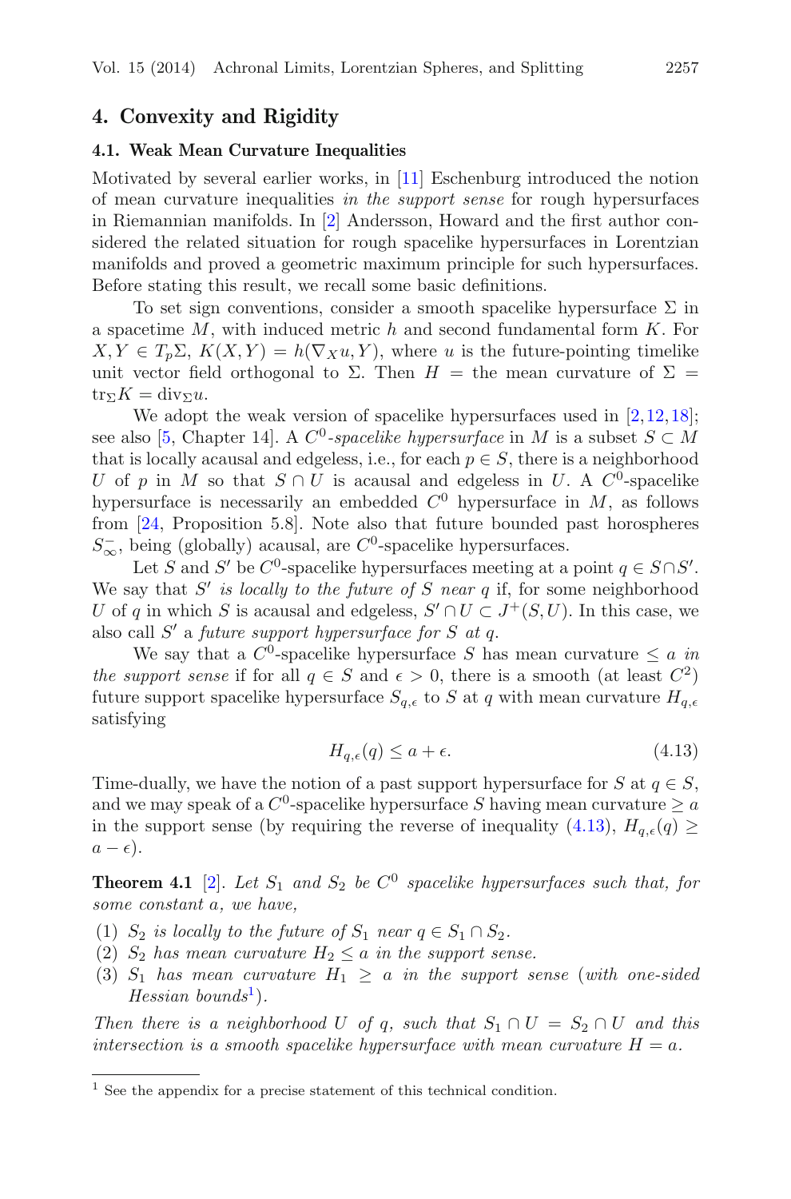## 4. Convexity and Rigidity

### 4.1. Weak Mean Curvature Inequalities

Motivated by several earlier works, in [11] Eschenburg introduced the notion of mean curvature inequalities *in the support sense* for rough hypersurfaces in Riemannian manifolds. In [2] Andersson, Howard and the first author considered the related situation for rough spacelike hypersurfaces in Lorentzian manifolds and proved a geometric maximum principle for such hypersurfaces. Before stating this result, we recall some basic definitions.

To set sign conventions, consider a smooth spacelike hypersurface $\Sigma$ in a spacetime $M$, with induced metric $h$ and second fundamental form $K$. For $X, Y \in T_p\Sigma$, $K(X,Y) = h(\nabla_X u, Y)$, where $u$ is the future-pointing timelike unit vector field orthogonal to $\Sigma$. Then $H$ = the mean curvature of $\Sigma$ = $\mathrm{tr}_\Sigma K = \mathrm{div}_\Sigma u$.

We adopt the weak version of spacelike hypersurfaces used in [2,12,18]; see also [5, Chapter 14]. A $C^0$*-spacelike hypersurface* in $M$ is a subset $S \subset M$ that is locally acausal and edgeless, i.e., for each $p \in S$, there is a neighborhood $U$ of $p$ in $M$ so that $S \cap U$ is acausal and edgeless in $U$. A $C^0$-spacelike hypersurface is necessarily an embedded $C^0$ hypersurface in $M$, as follows from [24, Proposition 5.8]. Note also that future bounded past horospheres $S_\infty^-$, being (globally) acausal, are $C^0$-spacelike hypersurfaces.

Let $S$ and $S'$ be $C^0$-spacelike hypersurfaces meeting at a point $q \in S \cap S'$. We say that $S'$ *is locally to the future of* $S$ *near* $q$ if, for some neighborhood $U$ of $q$ in which $S$ is acausal and edgeless, $S' \cap U \subset J^+(S, U)$. In this case, we also call $S'$ a *future support hypersurface for* $S$ *at* $q$.

We say that a $C^0$-spacelike hypersurface $S$ has mean curvature $\leq a$ *in the support sense* if for all $q \in S$ and $\epsilon > 0$, there is a smooth (at least $C^2$) future support spacelike hypersurface $S_{q,\epsilon}$ to $S$ at $q$ with mean curvature $H_{q,\epsilon}$ satisfying

$$H_{q,\epsilon}(q) \leq a + \epsilon. \tag{4.13}$$

Time-dually, we have the notion of a past support hypersurface for $S$ at $q \in S$, and we may speak of a $C^0$-spacelike hypersurface $S$ having mean curvature $\geq a$ in the support sense (by requiring the reverse of inequality (4.13), $H_{q,\epsilon}(q) \geq a - \epsilon$).

**Theorem 4.1** [2]. *Let $S_1$ and $S_2$ be $C^0$ spacelike hypersurfaces such that, for some constant $a$, we have,*

1. *$S_2$ is locally to the future of $S_1$ near $q \in S_1 \cap S_2$.*
2. *$S_2$ has mean curvature $H_2 \leq a$ in the support sense.*
3. *$S_1$ has mean curvature $H_1 \geq a$ in the support sense (with one-sided Hessian bounds[1]).*

*Then there is a neighborhood $U$ of $q$, such that $S_1 \cap U = S_2 \cap U$ and this intersection is a smooth spacelike hypersurface with mean curvature $H = a$.*

[1] See the appendix for a precise statement of this technical condition.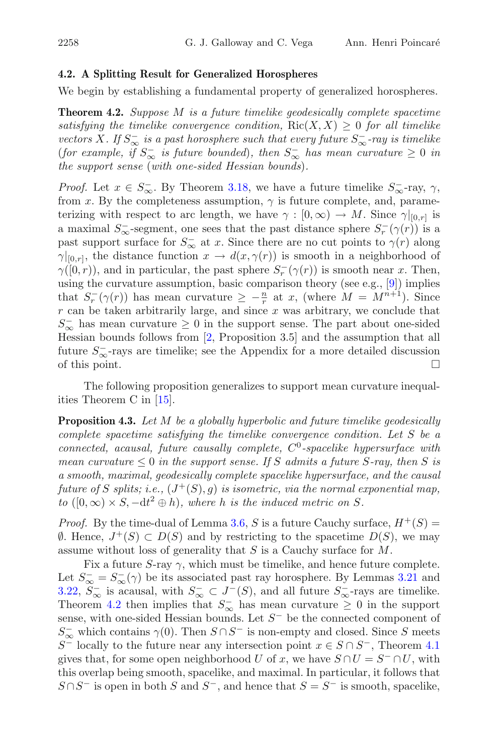### 4.2. A Splitting Result for Generalized Horospheres

We begin by establishing a fundamental property of generalized horospheres.

**Theorem 4.2.** *Suppose $M$ is a future timelike geodesically complete spacetime satisfying the timelike convergence condition,* $\mathrm{Ric}(X,X) \geq 0$ *for all timelike vectors $X$. If $S_\infty^-$ is a past horosphere such that every future $S_\infty^-$-ray is timelike (for example, if $S_\infty^-$ is future bounded), then $S_\infty^-$ has mean curvature $\geq 0$ in the support sense (with one-sided Hessian bounds).*

*Proof.* Let $x \in S_\infty^-$. By Theorem 3.18, we have a future timelike $S_\infty^-$-ray, $\gamma$, from $x$. By the completeness assumption, $\gamma$ is future complete, and, parameterizing with respect to arc length, we have $\gamma : [0,\infty) \to M$. Since $\gamma|_{[0,r]}$ is a maximal $S_\infty^-$-segment, one sees that the past distance sphere $S_r^-(\gamma(r))$ is a past support surface for $S_\infty^-$ at $x$. Since there are no cut points to $\gamma(r)$ along $\gamma|_{[0,r]}$, the distance function $x \to d(x, \gamma(r))$ is smooth in a neighborhood of $\gamma([0,r))$, and in particular, the past sphere $S_r^-(\gamma(r))$ is smooth near $x$. Then, using the curvature assumption, basic comparison theory (see e.g., [9]) implies that $S_r^-(\gamma(r))$ has mean curvature $\geq -\frac{n}{r}$ at $x$, (where $M = M^{n+1}$). Since $r$ can be taken arbitrarily large, and since $x$ was arbitrary, we conclude that $S_\infty^-$ has mean curvature $\geq 0$ in the support sense. The part about one-sided Hessian bounds follows from [2, Proposition 3.5] and the assumption that all future $S_\infty^-$-rays are timelike; see the Appendix for a more detailed discussion of this point. $\square$

The following proposition generalizes to support mean curvature inequalities Theorem C in [15].

**Proposition 4.3.** *Let $M$ be a globally hyperbolic and future timelike geodesically complete spacetime satisfying the timelike convergence condition. Let $S$ be a connected, acausal, future causally complete, $C^0$-spacelike hypersurface with mean curvature $\leq 0$ in the support sense. If $S$ admits a future $S$-ray, then $S$ is a smooth, maximal, geodesically complete spacelike hypersurface, and the causal future of $S$ splits; i.e., $(J^+(S), g)$ is isometric, via the normal exponential map, to $([0,\infty) \times S, -\mathrm{d}t^2 \oplus h)$, where $h$ is the induced metric on $S$.*

*Proof.* By the time-dual of Lemma 3.6, $S$ is a future Cauchy surface, $H^+(S) = \emptyset$. Hence, $J^+(S) \subset D(S)$ and by restricting to the spacetime $D(S)$, we may assume without loss of generality that $S$ is a Cauchy surface for $M$.

Fix a future $S$-ray $\gamma$, which must be timelike, and hence future complete. Let $S_\infty^- = S_\infty^-(\gamma)$ be its associated past ray horosphere. By Lemmas 3.21 and 3.22, $S_\infty^-$ is acausal, with $S_\infty^- \subset J^-(S)$, and all future $S_\infty^-$-rays are timelike. Theorem 4.2 then implies that $S_\infty^-$ has mean curvature $\geq 0$ in the support sense, with one-sided Hessian bounds. Let $S^-$ be the connected component of $S_\infty^-$ which contains $\gamma(0)$. Then $S \cap S^-$ is non-empty and closed. Since $S$ meets $S^-$ locally to the future near any intersection point $x \in S \cap S^-$, Theorem 4.1 gives that, for some open neighborhood $U$ of $x$, we have $S \cap U = S^- \cap U$, with this overlap being smooth, spacelike, and maximal. In particular, it follows that $S \cap S^-$ is open in both $S$ and $S^-$, and hence that $S = S^-$ is smooth, spacelike,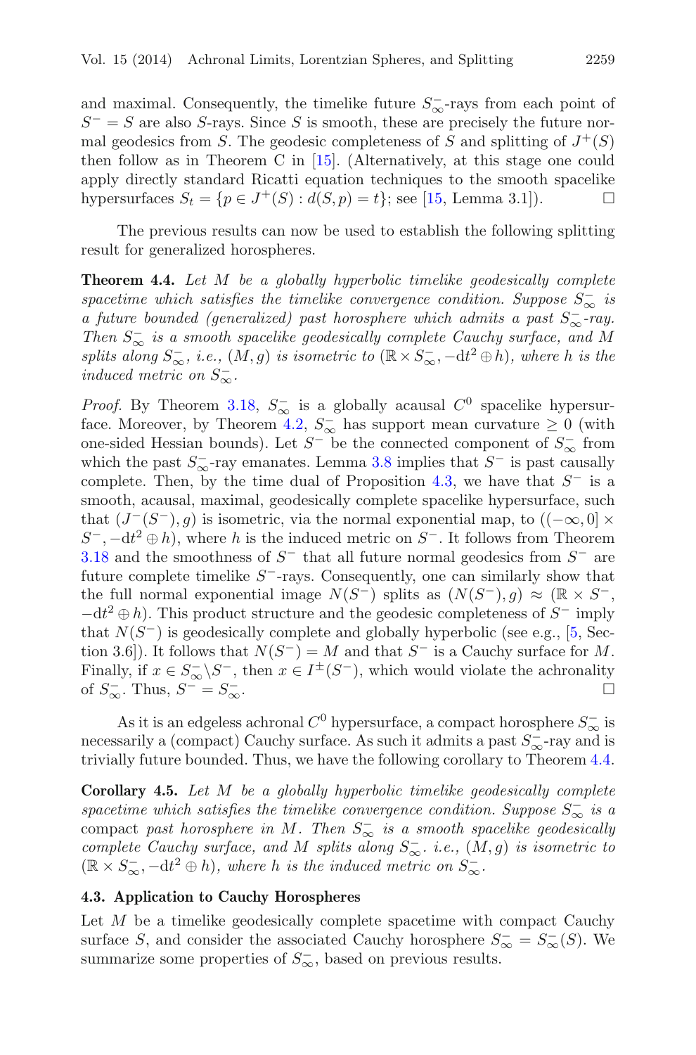and maximal. Consequently, the timelike future $S^-_\infty$-rays from each point of $S^- = S$ are also $S$-rays. Since $S$ is smooth, these are precisely the future normal geodesics from $S$. The geodesic completeness of $S$ and splitting of $J^+(S)$ then follow as in Theorem C in [15]. (Alternatively, at this stage one could apply directly standard Ricatti equation techniques to the smooth spacelike hypersurfaces $S_t = \{p \in J^+(S) : d(S,p) = t\}$; see [15, Lemma 3.1]). $\square$

The previous results can now be used to establish the following splitting result for generalized horospheres.

**Theorem 4.4.** *Let $M$ be a globally hyperbolic timelike geodesically complete spacetime which satisfies the timelike convergence condition. Suppose $S^-_\infty$ is a future bounded (generalized) past horosphere which admits a past $S^-_\infty$-ray. Then $S^-_\infty$ is a smooth spacelike geodesically complete Cauchy surface, and $M$ splits along $S^-_\infty$, i.e., $(M, g)$ is isometric to $(\mathbb{R} \times S^-_\infty, -\mathrm{d}t^2 \oplus h)$, where $h$ is the induced metric on $S^-_\infty$.*

*Proof.* By Theorem 3.18, $S^-_\infty$ is a globally acausal $C^0$ spacelike hypersurface. Moreover, by Theorem 4.2, $S^-_\infty$ has support mean curvature $\geq 0$ (with one-sided Hessian bounds). Let $S^-$ be the connected component of $S^-_\infty$ from which the past $S^-_\infty$-ray emanates. Lemma 3.8 implies that $S^-$ is past causally complete. Then, by the time dual of Proposition 4.3, we have that $S^-$ is a smooth, acausal, maximal, geodesically complete spacelike hypersurface, such that $(J^-(S^-), g)$ is isometric, via the normal exponential map, to $((-\infty, 0] \times S^-, -\mathrm{d}t^2 \oplus h)$, where $h$ is the induced metric on $S^-$. It follows from Theorem 3.18 and the smoothness of $S^-$ that all future normal geodesics from $S^-$ are future complete timelike $S^-$-rays. Consequently, one can similarly show that the full normal exponential image $N(S^-)$ splits as $(N(S^-), g) \approx (\mathbb{R} \times S^-, -\mathrm{d}t^2 \oplus h)$. This product structure and the geodesic completeness of $S^-$ imply that $N(S^-)$ is geodesically complete and globally hyperbolic (see e.g., [5, Section 3.6]). It follows that $N(S^-) = M$ and that $S^-$ is a Cauchy surface for $M$. Finally, if $x \in S^-_\infty \setminus S^-$, then $x \in I^\pm(S^-)$, which would violate the achronality of $S^-_\infty$. Thus, $S^- = S^-_\infty$. $\square$

As it is an edgeless achronal $C^0$ hypersurface, a compact horosphere $S^-_\infty$ is necessarily a (compact) Cauchy surface. As such it admits a past $S^-_\infty$-ray and is trivially future bounded. Thus, we have the following corollary to Theorem 4.4.

**Corollary 4.5.** *Let $M$ be a globally hyperbolic timelike geodesically complete spacetime which satisfies the timelike convergence condition. Suppose $S^-_\infty$ is a* compact *past horosphere in $M$. Then $S^-_\infty$ is a smooth spacelike geodesically complete Cauchy surface, and $M$ splits along $S^-_\infty$. i.e., $(M, g)$ is isometric to $(\mathbb{R} \times S^-_\infty, -\mathrm{d}t^2 \oplus h)$, where $h$ is the induced metric on $S^-_\infty$.*

### 4.3. Application to Cauchy Horospheres

Let $M$ be a timelike geodesically complete spacetime with compact Cauchy surface $S$, and consider the associated Cauchy horosphere $S^-_\infty = S^-_\infty(S)$. We summarize some properties of $S^-_\infty$, based on previous results.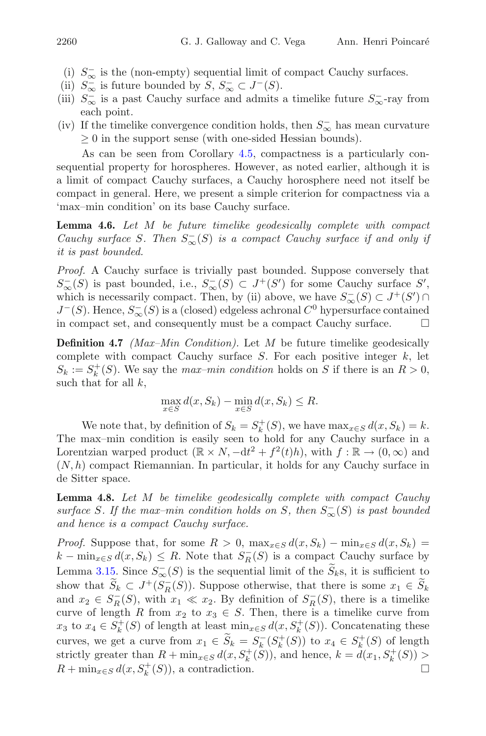(i) $S^-_\infty$ is the (non-empty) sequential limit of compact Cauchy surfaces.

(ii) $S^-_\infty$ is future bounded by $S$, $S^-_\infty \subset J^-(S)$.

(iii) $S^-_\infty$ is a past Cauchy surface and admits a timelike future $S^-_\infty$-ray from each point.

(iv) If the timelike convergence condition holds, then $S^-_\infty$ has mean curvature $\geq 0$ in the support sense (with one-sided Hessian bounds).

As can be seen from Corollary 4.5, compactness is a particularly consequential property for horospheres. However, as noted earlier, although it is a limit of compact Cauchy surfaces, a Cauchy horosphere need not itself be compact in general. Here, we present a simple criterion for compactness via a 'max–min condition' on its base Cauchy surface.

**Lemma 4.6.** *Let $M$ be future timelike geodesically complete with compact Cauchy surface $S$. Then $S^-_\infty(S)$ is a compact Cauchy surface if and only if it is past bounded.*

*Proof.* A Cauchy surface is trivially past bounded. Suppose conversely that $S^-_\infty(S)$ is past bounded, i.e., $S^-_\infty(S) \subset J^+(S')$ for some Cauchy surface $S'$, which is necessarily compact. Then, by (ii) above, we have $S^-_\infty(S) \subset J^+(S') \cap J^-(S)$. Hence, $S^-_\infty(S)$ is a (closed) edgeless achronal $C^0$ hypersurface contained in compact set, and consequently must be a compact Cauchy surface. □

**Definition 4.7** *(Max–Min Condition).* Let $M$ be future timelike geodesically complete with compact Cauchy surface $S$. For each positive integer $k$, let $S_k := S^+_k(S)$. We say the *max–min condition* holds on $S$ if there is an $R > 0$, such that for all $k$,

$$\max_{x \in S} d(x, S_k) - \min_{x \in S} d(x, S_k) \leq R.$$

We note that, by definition of $S_k = S^+_k(S)$, we have $\max_{x\in S} d(x, S_k) = k$. The max–min condition is easily seen to hold for any Cauchy surface in a Lorentzian warped product $(\mathbb{R} \times N, -\mathrm{d}t^2 + f^2(t)h)$, with $f : \mathbb{R} \to (0, \infty)$ and $(N, h)$ compact Riemannian. In particular, it holds for any Cauchy surface in de Sitter space.

**Lemma 4.8.** *Let $M$ be timelike geodesically complete with compact Cauchy surface $S$. If the max–min condition holds on $S$, then $S^-_\infty(S)$ is past bounded and hence is a compact Cauchy surface.*

*Proof.* Suppose that, for some $R > 0$, $\max_{x\in S} d(x, S_k) - \min_{x\in S} d(x, S_k) = k - \min_{x\in S} d(x, S_k) \leq R$. Note that $S^-_R(S)$ is a compact Cauchy surface by Lemma 3.15. Since $S^-_\infty(S)$ is the sequential limit of the $\widetilde{S}_k$s, it is sufficient to show that $\widetilde{S}_k \subset J^+(S^-_R(S))$. Suppose otherwise, that there is some $x_1 \in \widetilde{S}_k$ and $x_2 \in S^-_R(S)$, with $x_1 \ll x_2$. By definition of $S^-_R(S)$, there is a timelike curve of length $R$ from $x_2$ to $x_3 \in S$. Then, there is a timelike curve from $x_3$ to $x_4 \in S^+_k(S)$ of length at least $\min_{x\in S} d(x, S^+_k(S))$. Concatenating these curves, we get a curve from $x_1 \in \widetilde{S}_k = S^-_k(S^+_k(S))$ to $x_4 \in S^+_k(S)$ of length strictly greater than $R + \min_{x\in S} d(x, S^+_k(S))$, and hence, $k = d(x_1, S^+_k(S)) > R + \min_{x\in S} d(x, S^+_k(S))$, a contradiction. □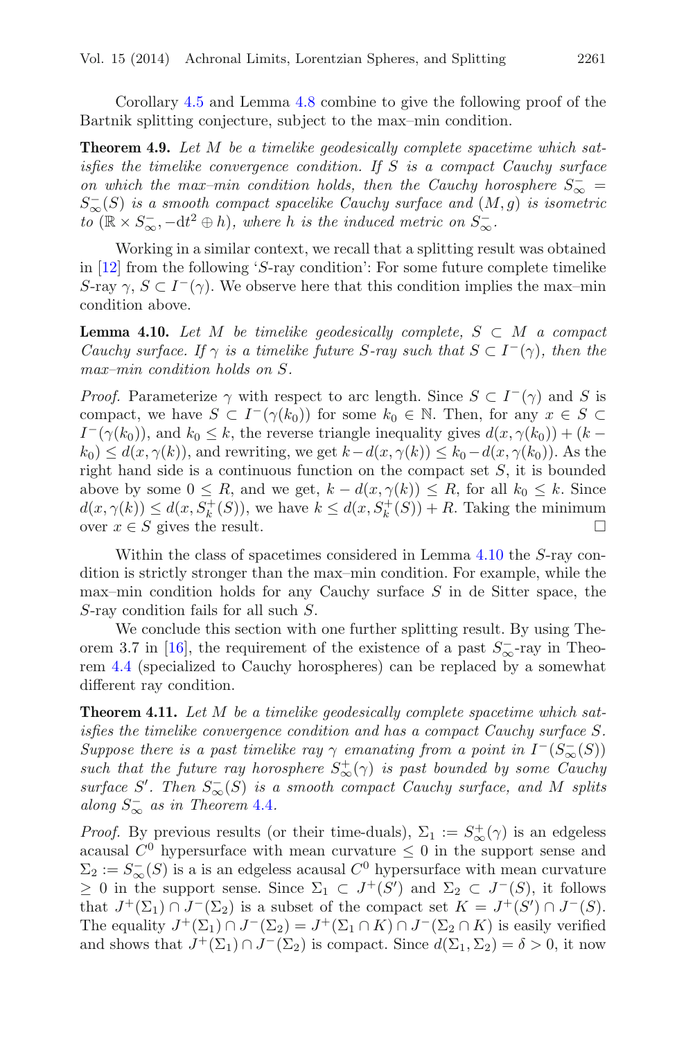Corollary 4.5 and Lemma 4.8 combine to give the following proof of the Bartnik splitting conjecture, subject to the max–min condition.

**Theorem 4.9.** *Let $M$ be a timelike geodesically complete spacetime which satisfies the timelike convergence condition. If $S$ is a compact Cauchy surface on which the max–min condition holds, then the Cauchy horosphere $S^-_\infty = S^-_\infty(S)$ is a smooth compact spacelike Cauchy surface and $(M, g)$ is isometric to $(\mathbb{R} \times S^-_\infty, -\mathrm{d}t^2 \oplus h)$, where $h$ is the induced metric on $S^-_\infty$.*

Working in a similar context, we recall that a splitting result was obtained in [12] from the following '$S$-ray condition': For some future complete timelike $S$-ray $\gamma$, $S \subset I^-(\gamma)$. We observe here that this condition implies the max–min condition above.

**Lemma 4.10.** *Let $M$ be timelike geodesically complete, $S \subset M$ a compact Cauchy surface. If $\gamma$ is a timelike future $S$-ray such that $S \subset I^-(\gamma)$, then the max–min condition holds on $S$.*

*Proof.* Parameterize $\gamma$ with respect to arc length. Since $S \subset I^-(\gamma)$ and $S$ is compact, we have $S \subset I^-(\gamma(k_0))$ for some $k_0 \in \mathbb{N}$. Then, for any $x \in S \subset I^-(\gamma(k_0))$, and $k_0 \leq k$, the reverse triangle inequality gives $d(x, \gamma(k_0)) + (k - k_0) \leq d(x, \gamma(k))$, and rewriting, we get $k - d(x, \gamma(k)) \leq k_0 - d(x, \gamma(k_0))$. As the right hand side is a continuous function on the compact set $S$, it is bounded above by some $0 \leq R$, and we get, $k - d(x, \gamma(k)) \leq R$, for all $k_0 \leq k$. Since $d(x, \gamma(k)) \leq d(x, S^+_k(S))$, we have $k \leq d(x, S^+_k(S)) + R$. Taking the minimum over $x \in S$ gives the result. □

Within the class of spacetimes considered in Lemma 4.10 the $S$-ray condition is strictly stronger than the max–min condition. For example, while the max–min condition holds for any Cauchy surface $S$ in de Sitter space, the $S$-ray condition fails for all such $S$.

We conclude this section with one further splitting result. By using Theorem 3.7 in [16], the requirement of the existence of a past $S^-_\infty$-ray in Theorem 4.4 (specialized to Cauchy horospheres) can be replaced by a somewhat different ray condition.

**Theorem 4.11.** *Let $M$ be a timelike geodesically complete spacetime which satisfies the timelike convergence condition and has a compact Cauchy surface $S$. Suppose there is a past timelike ray $\gamma$ emanating from a point in $I^-(S^-_\infty(S))$ such that the future ray horosphere $S^+_\infty(\gamma)$ is past bounded by some Cauchy surface $S'$. Then $S^-_\infty(S)$ is a smooth compact Cauchy surface, and $M$ splits along $S^-_\infty$ as in Theorem 4.4.*

*Proof.* By previous results (or their time-duals), $\Sigma_1 := S^+_\infty(\gamma)$ is an edgeless acausal $C^0$ hypersurface with mean curvature $\leq 0$ in the support sense and $\Sigma_2 := S^-_\infty(S)$ is a is an edgeless acausal $C^0$ hypersurface with mean curvature $\geq 0$ in the support sense. Since $\Sigma_1 \subset J^+(S')$ and $\Sigma_2 \subset J^-(S)$, it follows that $J^+(\Sigma_1) \cap J^-(\Sigma_2)$ is a subset of the compact set $K = J^+(S') \cap J^-(S)$. The equality $J^+(\Sigma_1) \cap J^-(\Sigma_2) = J^+(\Sigma_1 \cap K) \cap J^-(\Sigma_2 \cap K)$ is easily verified and shows that $J^+(\Sigma_1) \cap J^-(\Sigma_2)$ is compact. Since $d(\Sigma_1, \Sigma_2) = \delta > 0$, it now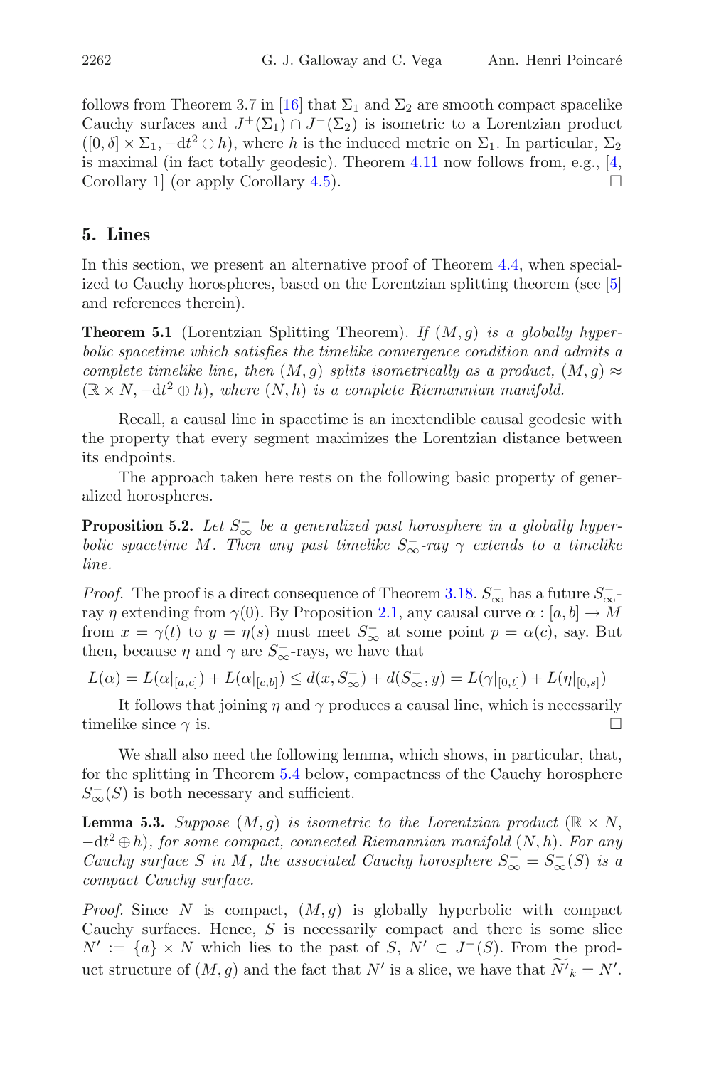follows from Theorem 3.7 in [16] that $\Sigma_1$ and $\Sigma_2$ are smooth compact spacelike Cauchy surfaces and $J^+(\Sigma_1) \cap J^-(\Sigma_2)$ is isometric to a Lorentzian product $([0,\delta] \times \Sigma_1, -\mathrm{d}t^2 \oplus h)$, where $h$ is the induced metric on $\Sigma_1$. In particular, $\Sigma_2$ is maximal (in fact totally geodesic). Theorem 4.11 now follows from, e.g., [4, Corollary 1] (or apply Corollary 4.5). □

## 5. Lines

In this section, we present an alternative proof of Theorem 4.4, when specialized to Cauchy horospheres, based on the Lorentzian splitting theorem (see [5] and references therein).

**Theorem 5.1** (Lorentzian Splitting Theorem). *If $(M,g)$ is a globally hyperbolic spacetime which satisfies the timelike convergence condition and admits a complete timelike line, then $(M,g)$ splits isometrically as a product, $(M,g) \approx (\mathbb{R} \times N, -\mathrm{d}t^2 \oplus h)$, where $(N,h)$ is a complete Riemannian manifold.*

Recall, a causal line in spacetime is an inextendible causal geodesic with the property that every segment maximizes the Lorentzian distance between its endpoints.

The approach taken here rests on the following basic property of generalized horospheres.

**Proposition 5.2.** *Let $S_\infty^-$ be a generalized past horosphere in a globally hyperbolic spacetime $M$. Then any past timelike $S_\infty^-$-ray $\gamma$ extends to a timelike line.*

*Proof.* The proof is a direct consequence of Theorem 3.18. $S_\infty^-$ has a future $S_\infty^-$-ray $\eta$ extending from $\gamma(0)$. By Proposition 2.1, any causal curve $\alpha : [a,b] \to M$ from $x = \gamma(t)$ to $y = \eta(s)$ must meet $S_\infty^-$ at some point $p = \alpha(c)$, say. But then, because $\eta$ and $\gamma$ are $S_\infty^-$-rays, we have that

$$L(\alpha) = L(\alpha|_{[a,c]}) + L(\alpha|_{[c,b]}) \leq d(x, S_\infty^-) + d(S_\infty^-, y) = L(\gamma|_{[0,t]}) + L(\eta|_{[0,s]})$$

It follows that joining $\eta$ and $\gamma$ produces a causal line, which is necessarily timelike since $\gamma$ is. □

We shall also need the following lemma, which shows, in particular, that, for the splitting in Theorem 5.4 below, compactness of the Cauchy horosphere $S_\infty^-(S)$ is both necessary and sufficient.

**Lemma 5.3.** *Suppose $(M,g)$ is isometric to the Lorentzian product $(\mathbb{R} \times N, -\mathrm{d}t^2 \oplus h)$, for some compact, connected Riemannian manifold $(N,h)$. For any Cauchy surface $S$ in $M$, the associated Cauchy horosphere $S_\infty^- = S_\infty^-(S)$ is a compact Cauchy surface.*

*Proof.* Since $N$ is compact, $(M,g)$ is globally hyperbolic with compact Cauchy surfaces. Hence, $S$ is necessarily compact and there is some slice $N' := \{a\} \times N$ which lies to the past of $S$, $N' \subset J^-(S)$. From the product structure of $(M,g)$ and the fact that $N'$ is a slice, we have that $\widetilde{N'}_k = N'$.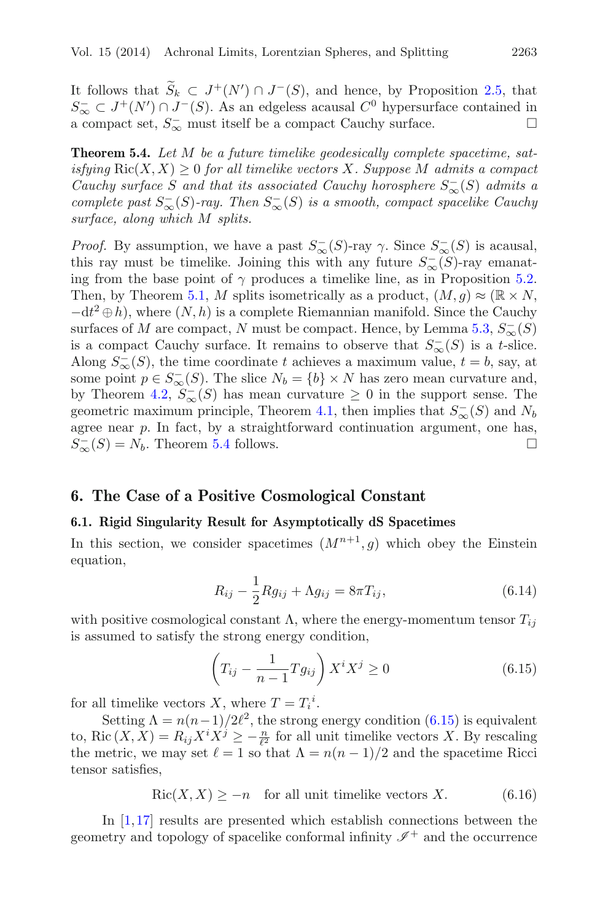It follows that $\widetilde{S}_k \subset J^+(N') \cap J^-(S)$, and hence, by Proposition 2.5, that $S^-_\infty \subset J^+(N') \cap J^-(S)$. As an edgeless acausal $C^0$ hypersurface contained in a compact set, $S^-_\infty$ must itself be a compact Cauchy surface. □

**Theorem 5.4.** *Let $M$ be a future timelike geodesically complete spacetime, satisfying* $\mathrm{Ric}(X, X) \geq 0$ *for all timelike vectors $X$. Suppose $M$ admits a compact Cauchy surface $S$ and that its associated Cauchy horosphere $S^-_\infty(S)$ admits a complete past $S^-_\infty(S)$-ray. Then $S^-_\infty(S)$ is a smooth, compact spacelike Cauchy surface, along which $M$ splits.*

*Proof.* By assumption, we have a past $S^-_\infty(S)$-ray $\gamma$. Since $S^-_\infty(S)$ is acausal, this ray must be timelike. Joining this with any future $S^-_\infty(S)$-ray emanating from the base point of $\gamma$ produces a timelike line, as in Proposition 5.2. Then, by Theorem 5.1, $M$ splits isometrically as a product, $(M, g) \approx (\mathbb{R} \times N, -\mathrm{d}t^2 \oplus h)$, where $(N, h)$ is a complete Riemannian manifold. Since the Cauchy surfaces of $M$ are compact, $N$ must be compact. Hence, by Lemma 5.3, $S^-_\infty(S)$ is a compact Cauchy surface. It remains to observe that $S^-_\infty(S)$ is a $t$-slice. Along $S^-_\infty(S)$, the time coordinate $t$ achieves a maximum value, $t = b$, say, at some point $p \in S^-_\infty(S)$. The slice $N_b = \{b\} \times N$ has zero mean curvature and, by Theorem 4.2, $S^-_\infty(S)$ has mean curvature $\geq 0$ in the support sense. The geometric maximum principle, Theorem 4.1, then implies that $S^-_\infty(S)$ and $N_b$ agree near $p$. In fact, by a straightforward continuation argument, one has, $S^-_\infty(S) = N_b$. Theorem 5.4 follows. □

## 6. The Case of a Positive Cosmological Constant

### 6.1. Rigid Singularity Result for Asymptotically dS Spacetimes

In this section, we consider spacetimes $(M^{n+1}, g)$ which obey the Einstein equation,

$$R_{ij} - \frac{1}{2} R g_{ij} + \Lambda g_{ij} = 8\pi T_{ij}, \tag{6.14}$$

with positive cosmological constant $\Lambda$, where the energy-momentum tensor $T_{ij}$ is assumed to satisfy the strong energy condition,

$$\left(T_{ij} - \frac{1}{n-1} T g_{ij}\right) X^i X^j \geq 0 \tag{6.15}$$

for all timelike vectors $X$, where $T = T_i{}^i$.

Setting $\Lambda = n(n-1)/2\ell^2$, the strong energy condition (6.15) is equivalent to, $\mathrm{Ric}\,(X, X) = R_{ij} X^i X^j \geq -\frac{n}{\ell^2}$ for all unit timelike vectors $X$. By rescaling the metric, we may set $\ell = 1$ so that $\Lambda = n(n-1)/2$ and the spacetime Ricci tensor satisfies,

$$\mathrm{Ric}(X, X) \geq -n \quad \text{for all unit timelike vectors } X. \tag{6.16}$$

In [1,17] results are presented which establish connections between the geometry and topology of spacelike conformal infinity $\mathscr{I}^+$ and the occurrence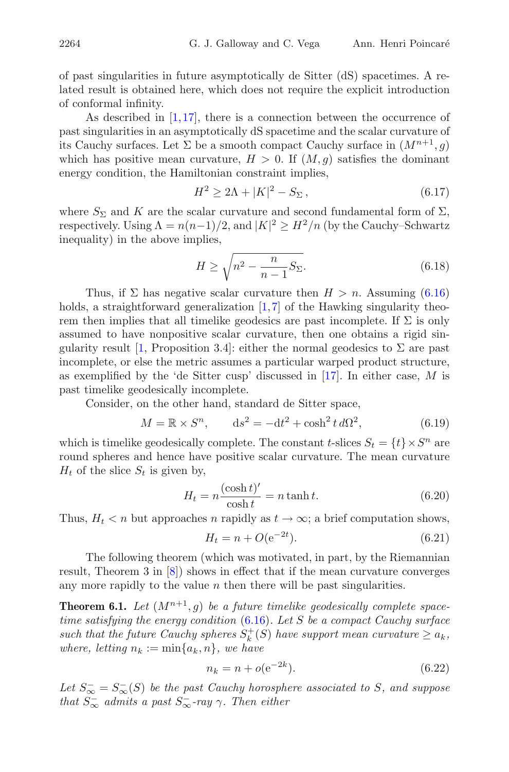of past singularities in future asymptotically de Sitter (dS) spacetimes. A related result is obtained here, which does not require the explicit introduction of conformal infinity.

As described in [1,17], there is a connection between the occurrence of past singularities in an asymptotically dS spacetime and the scalar curvature of its Cauchy surfaces. Let $\Sigma$ be a smooth compact Cauchy surface in $(M^{n+1}, g)$ which has positive mean curvature, $H > 0$. If $(M, g)$ satisfies the dominant energy condition, the Hamiltonian constraint implies,

$$H^2 \geq 2\Lambda + |K|^2 - S_\Sigma \,, \tag{6.17}$$

where $S_\Sigma$ and $K$ are the scalar curvature and second fundamental form of $\Sigma$, respectively. Using $\Lambda = n(n-1)/2$, and $|K|^2 \geq H^2/n$ (by the Cauchy–Schwartz inequality) in the above implies,

$$H \geq \sqrt{n^2 - \frac{n}{n-1} S_\Sigma}. \tag{6.18}$$

Thus, if $\Sigma$ has negative scalar curvature then $H > n$. Assuming (6.16) holds, a straightforward generalization [1,7] of the Hawking singularity theorem then implies that all timelike geodesics are past incomplete. If $\Sigma$ is only assumed to have nonpositive scalar curvature, then one obtains a rigid singularity result [1, Proposition 3.4]: either the normal geodesics to $\Sigma$ are past incomplete, or else the metric assumes a particular warped product structure, as exemplified by the 'de Sitter cusp' discussed in [17]. In either case, $M$ is past timelike geodesically incomplete.

Consider, on the other hand, standard de Sitter space,

$$M = \mathbb{R} \times S^n, \qquad \mathrm{d}s^2 = -\mathrm{d}t^2 + \cosh^2 t \, d\Omega^2, \tag{6.19}$$

which is timelike geodesically complete. The constant $t$-slices $S_t = \{t\} \times S^n$ are round spheres and hence have positive scalar curvature. The mean curvature $H_t$ of the slice $S_t$ is given by,

$$H_t = n \frac{(\cosh t)'}{\cosh t} = n \tanh t. \tag{6.20}$$

Thus, $H_t < n$ but approaches $n$ rapidly as $t \to \infty$; a brief computation shows,

$$H_t = n + O(\mathrm{e}^{-2t}). \tag{6.21}$$

The following theorem (which was motivated, in part, by the Riemannian result, Theorem 3 in [8]) shows in effect that if the mean curvature converges any more rapidly to the value $n$ then there will be past singularities.

**Theorem 6.1.** *Let $(M^{n+1}, g)$ be a future timelike geodesically complete spacetime satisfying the energy condition (6.16). Let $S$ be a compact Cauchy surface such that the future Cauchy spheres $S_k^+(S)$ have support mean curvature $\geq a_k$, where, letting $n_k := \min\{a_k, n\}$, we have*

$$n_k = n + o(\mathrm{e}^{-2k}). \tag{6.22}$$

*Let $S_\infty^- = S_\infty^-(S)$ be the past Cauchy horosphere associated to $S$, and suppose that $S_\infty^-$ admits a past $S_\infty^-$-ray $\gamma$. Then either*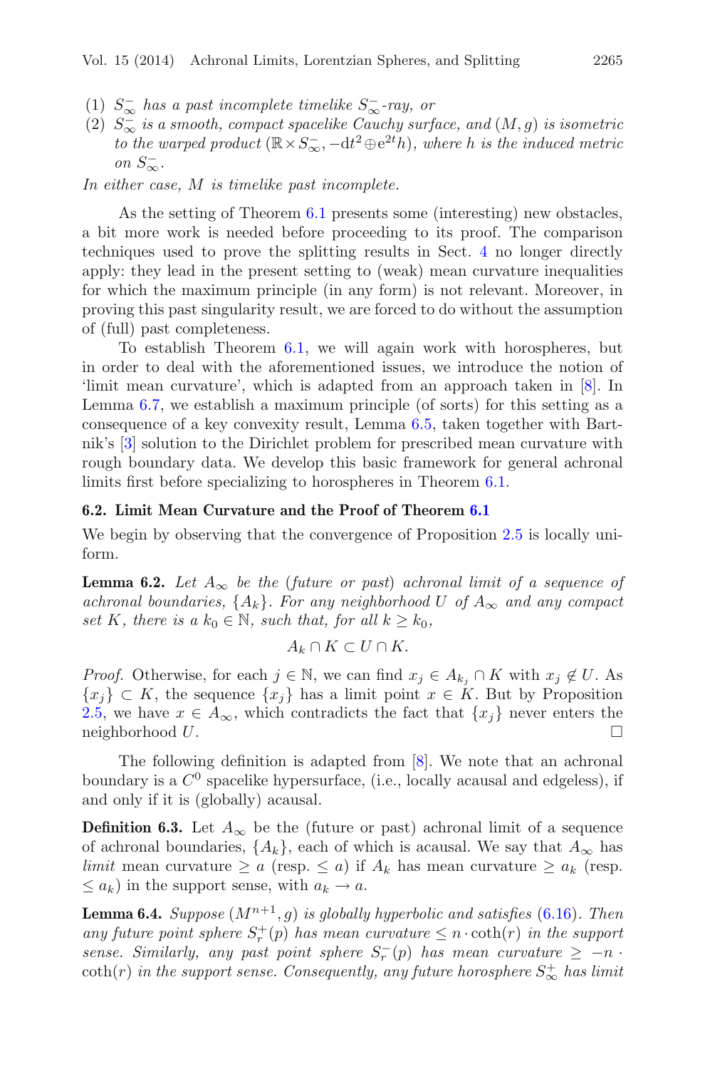(1) $S^-_\infty$ *has a past incomplete timelike* $S^-_\infty$*-ray, or*
(2) $S^-_\infty$ *is a smooth, compact spacelike Cauchy surface, and* $(M, g)$ *is isometric to the warped product* $(\mathbb{R} \times S^-_\infty, -\mathrm{d}t^2 \oplus \mathrm{e}^{2t} h)$*, where* $h$ *is the induced metric on* $S^-_\infty$*.*

*In either case,* $M$ *is timelike past incomplete.*

As the setting of Theorem 6.1 presents some (interesting) new obstacles, a bit more work is needed before proceeding to its proof. The comparison techniques used to prove the splitting results in Sect. 4 no longer directly apply: they lead in the present setting to (weak) mean curvature inequalities for which the maximum principle (in any form) is not relevant. Moreover, in proving this past singularity result, we are forced to do without the assumption of (full) past completeness.

To establish Theorem 6.1, we will again work with horospheres, but in order to deal with the aforementioned issues, we introduce the notion of 'limit mean curvature', which is adapted from an approach taken in [8]. In Lemma 6.7, we establish a maximum principle (of sorts) for this setting as a consequence of a key convexity result, Lemma 6.5, taken together with Bartnik's [3] solution to the Dirichlet problem for prescribed mean curvature with rough boundary data. We develop this basic framework for general achronal limits first before specializing to horospheres in Theorem 6.1.

### 6.2. Limit Mean Curvature and the Proof of Theorem 6.1

We begin by observing that the convergence of Proposition 2.5 is locally uniform.

**Lemma 6.2.** *Let* $A_\infty$ *be the (future or past) achronal limit of a sequence of achronal boundaries,* $\{A_k\}$*. For any neighborhood* $U$ *of* $A_\infty$ *and any compact set* $K$*, there is a* $k_0 \in \mathbb{N}$*, such that, for all* $k \geq k_0$*,*

$$A_k \cap K \subset U \cap K.$$

*Proof.* Otherwise, for each $j \in \mathbb{N}$, we can find $x_j \in A_{k_j} \cap K$ with $x_j \notin U$. As $\{x_j\} \subset K$, the sequence $\{x_j\}$ has a limit point $x \in K$. But by Proposition 2.5, we have $x \in A_\infty$, which contradicts the fact that $\{x_j\}$ never enters the neighborhood $U$. □

The following definition is adapted from [8]. We note that an achronal boundary is a $C^0$ spacelike hypersurface, (i.e., locally acausal and edgeless), if and only if it is (globally) acausal.

**Definition 6.3.** Let $A_\infty$ be the (future or past) achronal limit of a sequence of achronal boundaries, $\{A_k\}$, each of which is acausal. We say that $A_\infty$ has *limit* mean curvature $\geq a$ (resp. $\leq a$) if $A_k$ has mean curvature $\geq a_k$ (resp. $\leq a_k$) in the support sense, with $a_k \to a$.

**Lemma 6.4.** *Suppose* $(M^{n+1}, g)$ *is globally hyperbolic and satisfies* (6.16)*. Then any future point sphere* $S^+_r(p)$ *has mean curvature* $\leq n \cdot \coth(r)$ *in the support sense. Similarly, any past point sphere* $S^-_r(p)$ *has mean curvature* $\geq -n \cdot \coth(r)$ *in the support sense. Consequently, any future horosphere* $S^+_\infty$ *has limit*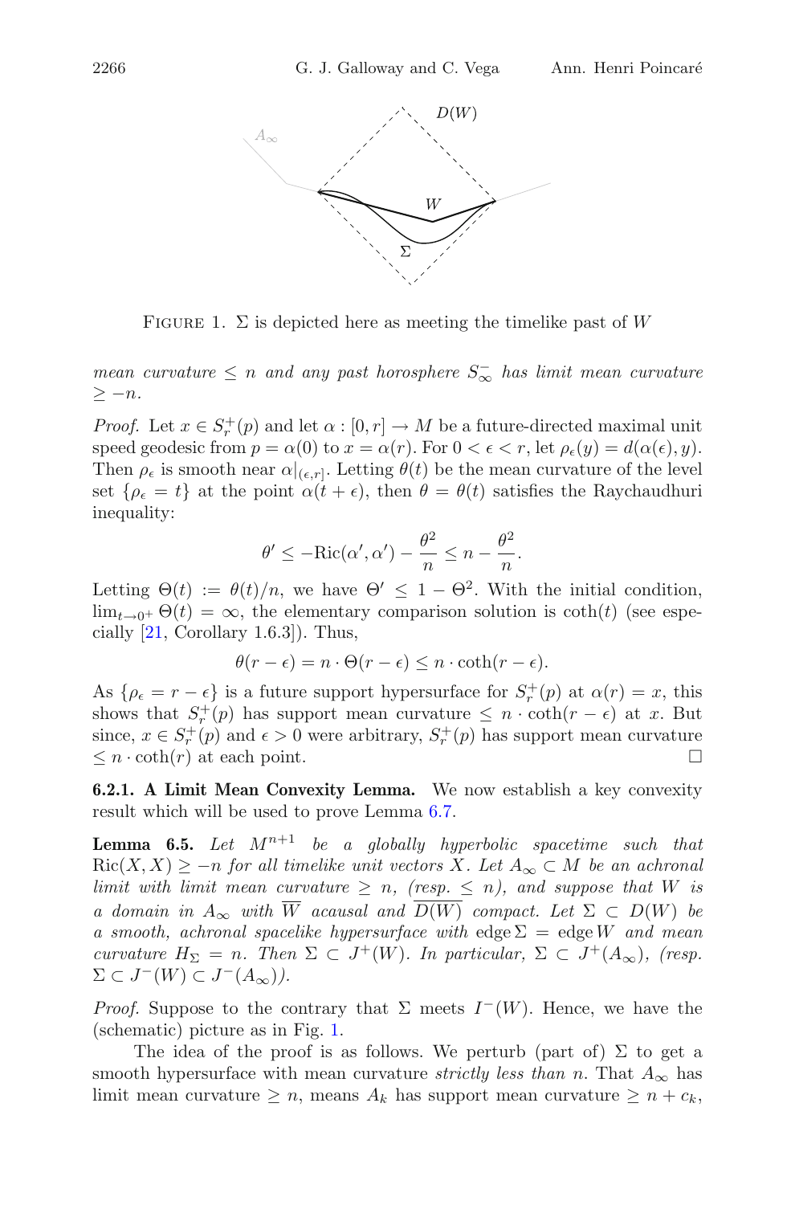FIGURE 1. $\Sigma$ is depicted here as meeting the timelike past of $W$

*mean curvature $\leq n$ and any past horosphere $S^-_\infty$ has limit mean curvature $\geq -n$.*

*Proof.* Let $x \in S^+_r(p)$ and let $\alpha : [0, r] \to M$ be a future-directed maximal unit speed geodesic from $p = \alpha(0)$ to $x = \alpha(r)$. For $0 < \epsilon < r$, let $\rho_\epsilon(y) = d(\alpha(\epsilon), y)$. Then $\rho_\epsilon$ is smooth near $\alpha|_{(\epsilon,r]}$. Letting $\theta(t)$ be the mean curvature of the level set $\{\rho_\epsilon = t\}$ at the point $\alpha(t+\epsilon)$, then $\theta = \theta(t)$ satisfies the Raychaudhuri inequality:

$$\theta' \leq -\mathrm{Ric}(\alpha', \alpha') - \frac{\theta^2}{n} \leq n - \frac{\theta^2}{n}.$$

Letting $\Theta(t) := \theta(t)/n$, we have $\Theta' \leq 1 - \Theta^2$. With the initial condition, $\lim_{t\to 0^+} \Theta(t) = \infty$, the elementary comparison solution is $\coth(t)$ (see especially [21, Corollary 1.6.3]). Thus,

$$\theta(r - \epsilon) = n \cdot \Theta(r - \epsilon) \leq n \cdot \coth(r - \epsilon).$$

As $\{\rho_\epsilon = r - \epsilon\}$ is a future support hypersurface for $S^+_r(p)$ at $\alpha(r) = x$, this shows that $S^+_r(p)$ has support mean curvature $\leq n \cdot \coth(r - \epsilon)$ at $x$. But since, $x \in S^+_r(p)$ and $\epsilon > 0$ were arbitrary, $S^+_r(p)$ has support mean curvature $\leq n \cdot \coth(r)$ at each point. □

**6.2.1. A Limit Mean Convexity Lemma.** We now establish a key convexity result which will be used to prove Lemma 6.7.

**Lemma 6.5.** *Let $M^{n+1}$ be a globally hyperbolic spacetime such that $\mathrm{Ric}(X, X) \geq -n$ for all timelike unit vectors $X$. Let $A_\infty \subset M$ be an achronal limit with limit mean curvature $\geq n$, (resp. $\leq n$), and suppose that $W$ is a domain in $A_\infty$ with $\overline{W}$ acausal and $\overline{D(W)}$ compact. Let $\Sigma \subset D(W)$ be a smooth, achronal spacelike hypersurface with $\mathrm{edge}\,\Sigma = \mathrm{edge}\,W$ and mean curvature $H_\Sigma = n$. Then $\Sigma \subset J^+(W)$. In particular, $\Sigma \subset J^+(A_\infty)$, (resp. $\Sigma \subset J^-(W) \subset J^-(A_\infty)$).*

*Proof.* Suppose to the contrary that $\Sigma$ meets $I^-(W)$. Hence, we have the (schematic) picture as in Fig. 1.

The idea of the proof is as follows. We perturb (part of) $\Sigma$ to get a smooth hypersurface with mean curvature *strictly less than* $n$. That $A_\infty$ has limit mean curvature $\geq n$, means $A_k$ has support mean curvature $\geq n + c_k$,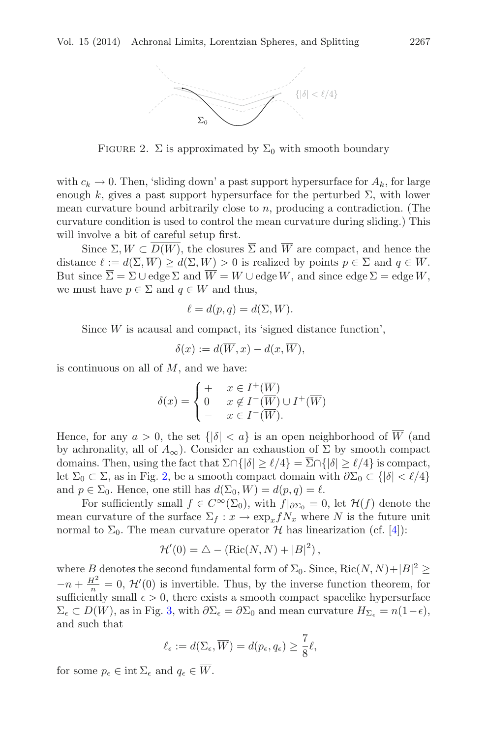FIGURE 2. $\Sigma$ is approximated by $\Sigma_0$ with smooth boundary

with $c_k \to 0$. Then, 'sliding down' a past support hypersurface for $A_k$, for large enough $k$, gives a past support hypersurface for the perturbed $\Sigma$, with lower mean curvature bound arbitrarily close to $n$, producing a contradiction. (The curvature condition is used to control the mean curvature during sliding.) This will involve a bit of careful setup first.

Since $\Sigma, W \subset \overline{D(W)}$, the closures $\overline{\Sigma}$ and $\overline{W}$ are compact, and hence the distance $\ell := d(\overline{\Sigma}, \overline{W}) \geq d(\Sigma, W) > 0$ is realized by points $p \in \overline{\Sigma}$ and $q \in \overline{W}$. But since $\overline{\Sigma} = \Sigma \cup \operatorname{edge} \Sigma$ and $\overline{W} = W \cup \operatorname{edge} W$, and since $\operatorname{edge} \Sigma = \operatorname{edge} W$, we must have $p \in \Sigma$ and $q \in W$ and thus,

$$\ell = d(p, q) = d(\Sigma, W).$$

Since $\overline{W}$ is acausal and compact, its 'signed distance function',

$$\delta(x) := d(\overline{W}, x) - d(x, \overline{W}),$$

is continuous on all of $M$, and we have:

$$\delta(x) = \begin{cases} + & x \in I^+(\overline{W}) \\ 0 & x \notin I^-(\overline{W}) \cup I^+(\overline{W}) \\ - & x \in I^-(\overline{W}). \end{cases}$$

Hence, for any $a > 0$, the set $\{|\delta| < a\}$ is an open neighborhood of $\overline{W}$ (and by achronality, all of $A_\infty$). Consider an exhaustion of $\Sigma$ by smooth compact domains. Then, using the fact that $\Sigma \cap \{|\delta| \geq \ell/4\} = \overline{\Sigma} \cap \{|\delta| \geq \ell/4\}$ is compact, let $\Sigma_0 \subset \Sigma$, as in Fig. 2, be a smooth compact domain with $\partial \Sigma_0 \subset \{|\delta| < \ell/4\}$ and $p \in \Sigma_0$. Hence, one still has $d(\Sigma_0, W) = d(p, q) = \ell$.

For sufficiently small $f \in C^\infty(\Sigma_0)$, with $f|_{\partial \Sigma_0} = 0$, let $\mathcal{H}(f)$ denote the mean curvature of the surface $\Sigma_f : x \to \exp_x f N_x$ where $N$ is the future unit normal to $\Sigma_0$. The mean curvature operator $\mathcal{H}$ has linearization (cf. [4]):

$$\mathcal{H}'(0) = \triangle - \left(\operatorname{Ric}(N, N) + |B|^2\right),$$

where $B$ denotes the second fundamental form of $\Sigma_0$. Since, $\operatorname{Ric}(N, N) + |B|^2 \geq -n + \frac{H^2}{n} = 0$, $\mathcal{H}'(0)$ is invertible. Thus, by the inverse function theorem, for sufficiently small $\epsilon > 0$, there exists a smooth compact spacelike hypersurface $\Sigma_\epsilon \subset D(W)$, as in Fig. 3, with $\partial \Sigma_\epsilon = \partial \Sigma_0$ and mean curvature $H_{\Sigma_\epsilon} = n(1 - \epsilon)$, and such that

$$\ell_\epsilon := d(\Sigma_\epsilon, \overline{W}) = d(p_\epsilon, q_\epsilon) \geq \frac{7}{8} \ell,$$

for some $p_\epsilon \in \operatorname{int} \Sigma_\epsilon$ and $q_\epsilon \in \overline{W}$.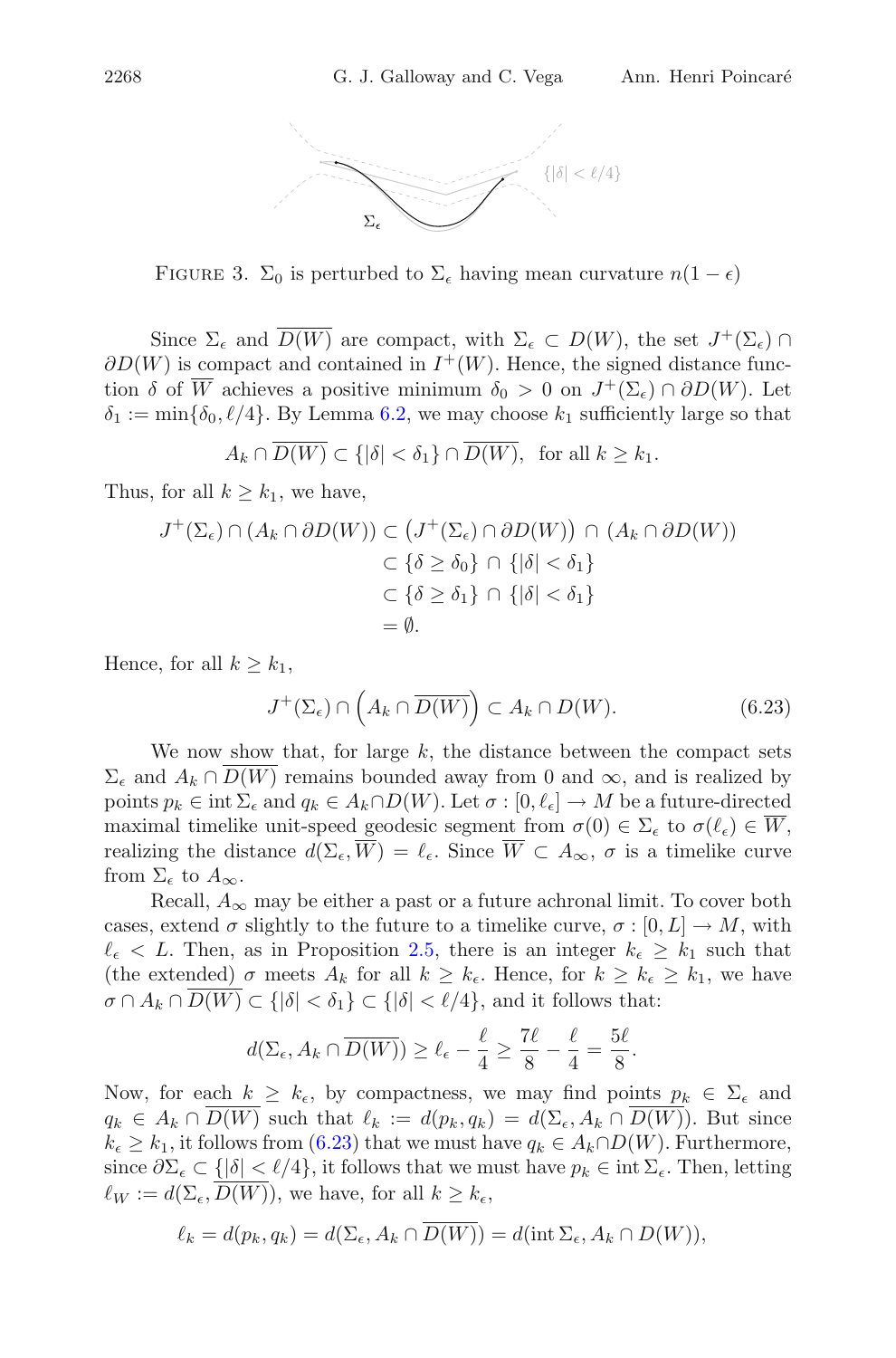FIGURE 3. $\Sigma_0$ is perturbed to $\Sigma_\epsilon$ having mean curvature $n(1-\epsilon)$

Since $\Sigma_\epsilon$ and $\overline{D(W)}$ are compact, with $\Sigma_\epsilon \subset D(W)$, the set $J^+(\Sigma_\epsilon) \cap \partial D(W)$ is compact and contained in $I^+(W)$. Hence, the signed distance function $\delta$ of $\overline{W}$ achieves a positive minimum $\delta_0 > 0$ on $J^+(\Sigma_\epsilon) \cap \partial D(W)$. Let $\delta_1 := \min\{\delta_0, \ell/4\}$. By Lemma 6.2, we may choose $k_1$ sufficiently large so that

$$A_k \cap \overline{D(W)} \subset \{|\delta| < \delta_1\} \cap \overline{D(W)}, \text{ for all } k \geq k_1.$$

Thus, for all $k \geq k_1$, we have,

$$\begin{aligned}
J^+(\Sigma_\epsilon) \cap (A_k \cap \partial D(W)) &\subset \left(J^+(\Sigma_\epsilon) \cap \partial D(W)\right) \cap (A_k \cap \partial D(W)) \\
&\subset \{\delta \geq \delta_0\} \cap \{|\delta| < \delta_1\} \\
&\subset \{\delta \geq \delta_1\} \cap \{|\delta| < \delta_1\} \\
&= \emptyset.
\end{aligned}$$

Hence, for all $k \geq k_1$,

$$J^+(\Sigma_\epsilon) \cap \left(A_k \cap \overline{D(W)}\right) \subset A_k \cap D(W). \tag{6.23}$$

We now show that, for large $k$, the distance between the compact sets $\Sigma_\epsilon$ and $A_k \cap \overline{D(W)}$ remains bounded away from 0 and $\infty$, and is realized by points $p_k \in \operatorname{int}\Sigma_\epsilon$ and $q_k \in A_k \cap D(W)$. Let $\sigma : [0, \ell_\epsilon] \to M$ be a future-directed maximal timelike unit-speed geodesic segment from $\sigma(0) \in \Sigma_\epsilon$ to $\sigma(\ell_\epsilon) \in \overline{W}$, realizing the distance $d(\Sigma_\epsilon, \overline{W}) = \ell_\epsilon$. Since $\overline{W} \subset A_\infty$, $\sigma$ is a timelike curve from $\Sigma_\epsilon$ to $A_\infty$.

Recall, $A_\infty$ may be either a past or a future achronal limit. To cover both cases, extend $\sigma$ slightly to the future to a timelike curve, $\sigma : [0, L] \to M$, with $\ell_\epsilon < L$. Then, as in Proposition 2.5, there is an integer $k_\epsilon \geq k_1$ such that (the extended) $\sigma$ meets $A_k$ for all $k \geq k_\epsilon$. Hence, for $k \geq k_\epsilon \geq k_1$, we have $\sigma \cap A_k \cap \overline{D(W)} \subset \{|\delta| < \delta_1\} \subset \{|\delta| < \ell/4\}$, and it follows that:

$$d(\Sigma_\epsilon, A_k \cap \overline{D(W)}) \geq \ell_\epsilon - \frac{\ell}{4} \geq \frac{7\ell}{8} - \frac{\ell}{4} = \frac{5\ell}{8}.$$

Now, for each $k \geq k_\epsilon$, by compactness, we may find points $p_k \in \Sigma_\epsilon$ and $q_k \in A_k \cap \overline{D(W)}$ such that $\ell_k := d(p_k, q_k) = d(\Sigma_\epsilon, A_k \cap \overline{D(W)})$. But since $k_\epsilon \geq k_1$, it follows from (6.23) that we must have $q_k \in A_k \cap D(W)$. Furthermore, since $\partial\Sigma_\epsilon \subset \{|\delta| < \ell/4\}$, it follows that we must have $p_k \in \operatorname{int}\Sigma_\epsilon$. Then, letting $\ell_W := d(\Sigma_\epsilon, \overline{D(W)})$, we have, for all $k \geq k_\epsilon$,

$$\ell_k = d(p_k, q_k) = d(\Sigma_\epsilon, A_k \cap \overline{D(W)}) = d(\operatorname{int}\Sigma_\epsilon, A_k \cap D(W)),$$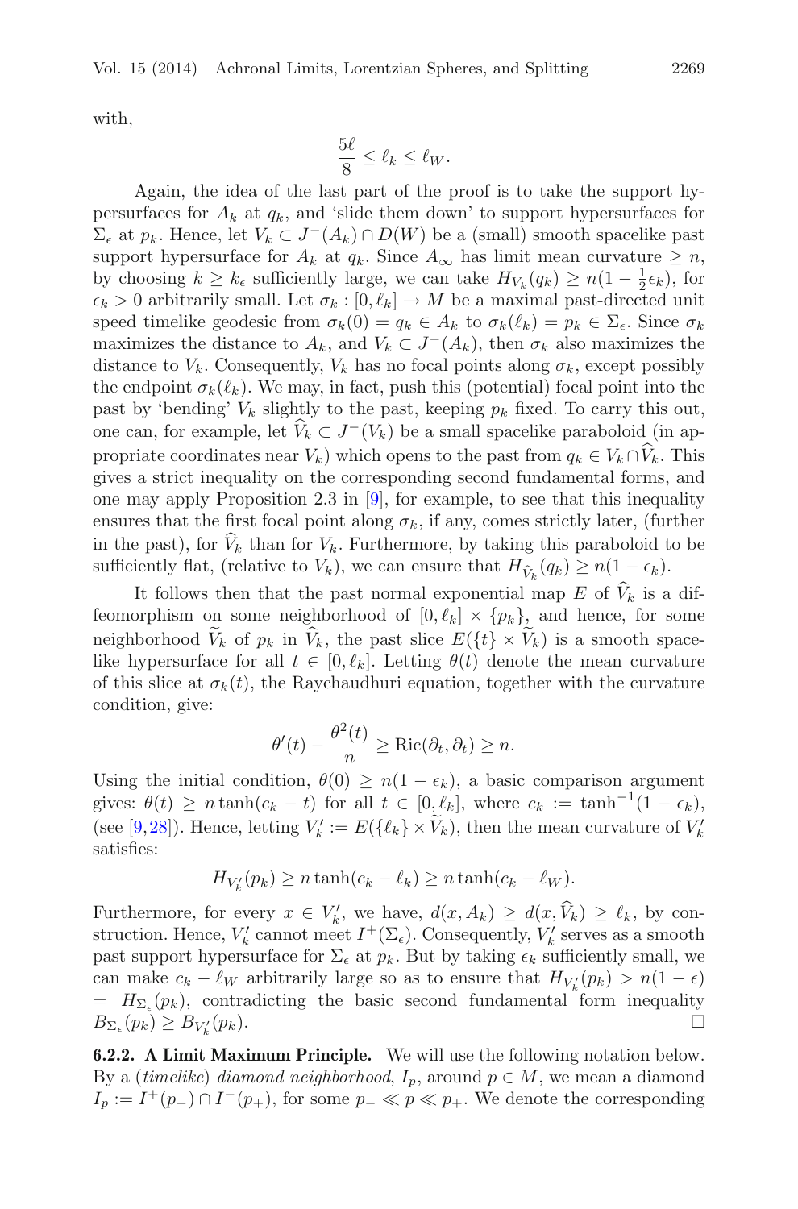with,

$$\frac{5\ell}{8} \leq \ell_k \leq \ell_W.$$

Again, the idea of the last part of the proof is to take the support hypersurfaces for $A_k$ at $q_k$, and 'slide them down' to support hypersurfaces for $\Sigma_\epsilon$ at $p_k$. Hence, let $V_k \subset J^-(A_k) \cap D(W)$ be a (small) smooth spacelike past support hypersurface for $A_k$ at $q_k$. Since $A_\infty$ has limit mean curvature $\geq n$, by choosing $k \geq k_\epsilon$ sufficiently large, we can take $H_{V_k}(q_k) \geq n(1 - \frac{1}{2}\epsilon_k)$, for $\epsilon_k > 0$ arbitrarily small. Let $\sigma_k : [0, \ell_k] \to M$ be a maximal past-directed unit speed timelike geodesic from $\sigma_k(0) = q_k \in A_k$ to $\sigma_k(\ell_k) = p_k \in \Sigma_\epsilon$. Since $\sigma_k$ maximizes the distance to $A_k$, and $V_k \subset J^-(A_k)$, then $\sigma_k$ also maximizes the distance to $V_k$. Consequently, $V_k$ has no focal points along $\sigma_k$, except possibly the endpoint $\sigma_k(\ell_k)$. We may, in fact, push this (potential) focal point into the past by 'bending' $V_k$ slightly to the past, keeping $p_k$ fixed. To carry this out, one can, for example, let $\widehat{V}_k \subset J^-(V_k)$ be a small spacelike paraboloid (in appropriate coordinates near $V_k$) which opens to the past from $q_k \in V_k \cap \widehat{V}_k$. This gives a strict inequality on the corresponding second fundamental forms, and one may apply Proposition 2.3 in [9], for example, to see that this inequality ensures that the first focal point along $\sigma_k$, if any, comes strictly later, (further in the past), for $\widehat{V}_k$ than for $V_k$. Furthermore, by taking this paraboloid to be sufficiently flat, (relative to $V_k$), we can ensure that $H_{\widehat{V}_k}(q_k) \geq n(1 - \epsilon_k)$.

It follows then that the past normal exponential map $E$ of $\widehat{V}_k$ is a diffeomorphism on some neighborhood of $[0, \ell_k] \times \{p_k\}$, and hence, for some neighborhood $\widetilde{V}_k$ of $p_k$ in $\widehat{V}_k$, the past slice $E(\{t\} \times \widetilde{V}_k)$ is a smooth spacelike hypersurface for all $t \in [0, \ell_k]$. Letting $\theta(t)$ denote the mean curvature of this slice at $\sigma_k(t)$, the Raychaudhuri equation, together with the curvature condition, give:

$$\theta'(t) - \frac{\theta^2(t)}{n} \geq \mathrm{Ric}(\partial_t, \partial_t) \geq n.$$

Using the initial condition, $\theta(0) \geq n(1 - \epsilon_k)$, a basic comparison argument gives: $\theta(t) \geq n \tanh(c_k - t)$ for all $t \in [0, \ell_k]$, where $c_k := \tanh^{-1}(1 - \epsilon_k)$, (see [9,28]). Hence, letting $V_k' := E(\{\ell_k\} \times \widetilde{V}_k)$, then the mean curvature of $V_k'$ satisfies:

$$H_{V_k'}(p_k) \geq n \tanh(c_k - \ell_k) \geq n \tanh(c_k - \ell_W).$$

Furthermore, for every $x \in V_k'$, we have, $d(x, A_k) \geq d(x, \widehat{V}_k) \geq \ell_k$, by construction. Hence, $V_k'$ cannot meet $I^+(\Sigma_\epsilon)$. Consequently, $V_k'$ serves as a smooth past support hypersurface for $\Sigma_\epsilon$ at $p_k$. But by taking $\epsilon_k$ sufficiently small, we can make $c_k - \ell_W$ arbitrarily large so as to ensure that $H_{V_k'}(p_k) > n(1 - \epsilon) = H_{\Sigma_\epsilon}(p_k)$, contradicting the basic second fundamental form inequality $B_{\Sigma_\epsilon}(p_k) \geq B_{V_k'}(p_k)$. $\square$

**6.2.2. A Limit Maximum Principle.** We will use the following notation below. By a (*timelike*) *diamond neighborhood*, $I_p$, around $p \in M$, we mean a diamond $I_p := I^+(p_-) \cap I^-(p_+)$, for some $p_- \ll p \ll p_+$. We denote the corresponding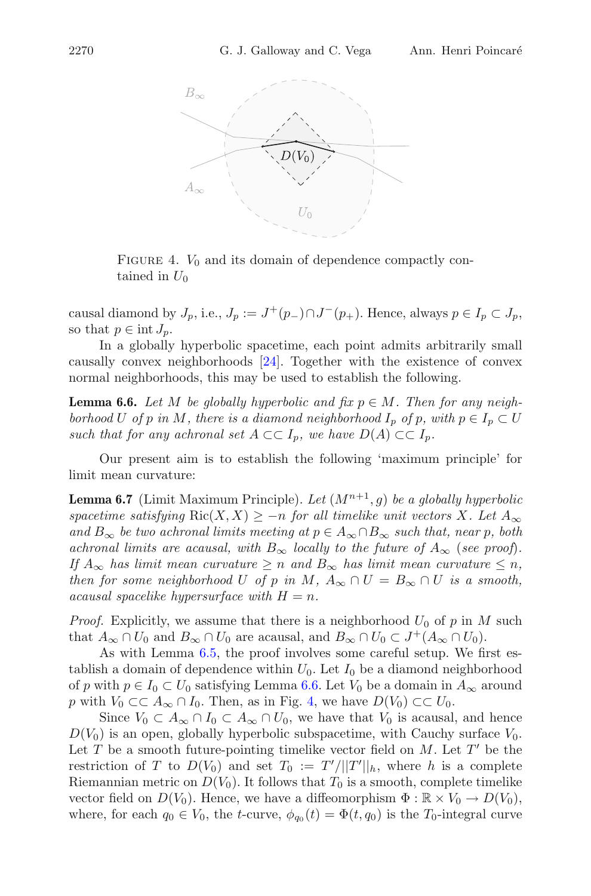FIGURE 4. $V_0$ and its domain of dependence compactly contained in $U_0$

causal diamond by $J_p$, i.e., $J_p := J^+(p_-) \cap J^-(p_+)$. Hence, always $p \in I_p \subset J_p$, so that $p \in \text{int}\, J_p$.

In a globally hyperbolic spacetime, each point admits arbitrarily small causally convex neighborhoods [24]. Together with the existence of convex normal neighborhoods, this may be used to establish the following.

**Lemma 6.6.** *Let $M$ be globally hyperbolic and fix $p \in M$. Then for any neighborhood $U$ of $p$ in $M$, there is a diamond neighborhood $I_p$ of $p$, with $p \in I_p \subset U$ such that for any achronal set $A \subset\subset I_p$, we have $D(A) \subset\subset I_p$.*

Our present aim is to establish the following 'maximum principle' for limit mean curvature:

**Lemma 6.7** (Limit Maximum Principle). *Let $(M^{n+1}, g)$ be a globally hyperbolic spacetime satisfying $\text{Ric}(X, X) \geq -n$ for all timelike unit vectors $X$. Let $A_\infty$ and $B_\infty$ be two achronal limits meeting at $p \in A_\infty \cap B_\infty$ such that, near $p$, both achronal limits are acausal, with $B_\infty$ locally to the future of $A_\infty$ (see proof). If $A_\infty$ has limit mean curvature $\geq n$ and $B_\infty$ has limit mean curvature $\leq n$, then for some neighborhood $U$ of $p$ in $M$, $A_\infty \cap U = B_\infty \cap U$ is a smooth, acausal spacelike hypersurface with $H = n$.*

*Proof.* Explicitly, we assume that there is a neighborhood $U_0$ of $p$ in $M$ such that $A_\infty \cap U_0$ and $B_\infty \cap U_0$ are acausal, and $B_\infty \cap U_0 \subset J^+(A_\infty \cap U_0)$.

As with Lemma 6.5, the proof involves some careful setup. We first establish a domain of dependence within $U_0$. Let $I_0$ be a diamond neighborhood of $p$ with $p \in I_0 \subset U_0$ satisfying Lemma 6.6. Let $V_0$ be a domain in $A_\infty$ around $p$ with $V_0 \subset\subset A_\infty \cap I_0$. Then, as in Fig. 4, we have $D(V_0) \subset\subset U_0$.

Since $V_0 \subset A_\infty \cap I_0 \subset A_\infty \cap U_0$, we have that $V_0$ is acausal, and hence $D(V_0)$ is an open, globally hyperbolic subspacetime, with Cauchy surface $V_0$. Let $T$ be a smooth future-pointing timelike vector field on $M$. Let $T'$ be the restriction of $T$ to $D(V_0)$ and set $T_0 := T'/||T'||_h$, where $h$ is a complete Riemannian metric on $D(V_0)$. It follows that $T_0$ is a smooth, complete timelike vector field on $D(V_0)$. Hence, we have a diffeomorphism $\Phi : \mathbb{R} \times V_0 \to D(V_0)$, where, for each $q_0 \in V_0$, the $t$-curve, $\phi_{q_0}(t) = \Phi(t, q_0)$ is the $T_0$-integral curve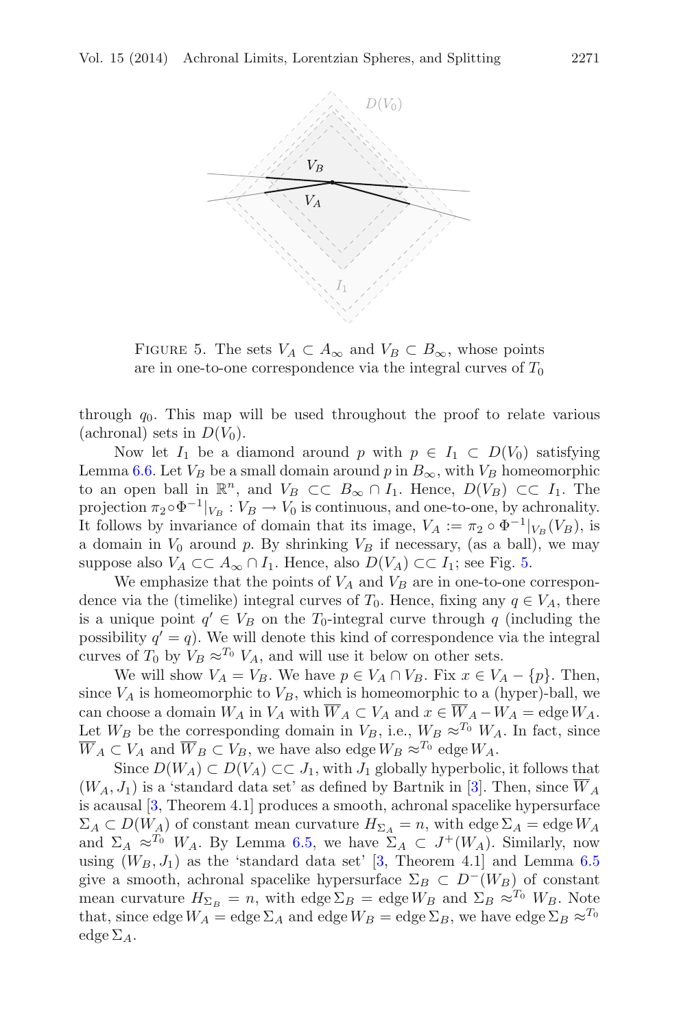FIGURE 5. The sets $V_A \subset A_\infty$ and $V_B \subset B_\infty$, whose points are in one-to-one correspondence via the integral curves of $T_0$

through $q_0$. This map will be used throughout the proof to relate various (achronal) sets in $D(V_0)$.

Now let $I_1$ be a diamond around $p$ with $p \in I_1 \subset D(V_0)$ satisfying Lemma 6.6. Let $V_B$ be a small domain around $p$ in $B_\infty$, with $V_B$ homeomorphic to an open ball in $\mathbb{R}^n$, and $V_B \subset\subset B_\infty \cap I_1$. Hence, $D(V_B) \subset\subset I_1$. The projection $\pi_2 \circ \Phi^{-1}|_{V_B} : V_B \to V_0$ is continuous, and one-to-one, by achronality. It follows by invariance of domain that its image, $V_A := \pi_2 \circ \Phi^{-1}|_{V_B}(V_B)$, is a domain in $V_0$ around $p$. By shrinking $V_B$ if necessary, (as a ball), we may suppose also $V_A \subset\subset A_\infty \cap I_1$. Hence, also $D(V_A) \subset\subset I_1$; see Fig. 5.

We emphasize that the points of $V_A$ and $V_B$ are in one-to-one correspondence via the (timelike) integral curves of $T_0$. Hence, fixing any $q \in V_A$, there is a unique point $q' \in V_B$ on the $T_0$-integral curve through $q$ (including the possibility $q' = q$). We will denote this kind of correspondence via the integral curves of $T_0$ by $V_B \approx^{T_0} V_A$, and will use it below on other sets.

We will show $V_A = V_B$. We have $p \in V_A \cap V_B$. Fix $x \in V_A - \{p\}$. Then, since $V_A$ is homeomorphic to $V_B$, which is homeomorphic to a (hyper)-ball, we can choose a domain $W_A$ in $V_A$ with $\overline{W}_A \subset V_A$ and $x \in \overline{W}_A - W_A = \operatorname{edge} W_A$. Let $W_B$ be the corresponding domain in $V_B$, i.e., $W_B \approx^{T_0} W_A$. In fact, since $\overline{W}_A \subset V_A$ and $\overline{W}_B \subset V_B$, we have also $\operatorname{edge} W_B \approx^{T_0} \operatorname{edge} W_A$.

Since $D(W_A) \subset D(V_A) \subset\subset J_1$, with $J_1$ globally hyperbolic, it follows that $(W_A, J_1)$ is a 'standard data set' as defined by Bartnik in [3]. Then, since $\overline{W}_A$ is acausal [3, Theorem 4.1] produces a smooth, achronal spacelike hypersurface $\Sigma_A \subset D(W_A)$ of constant mean curvature $H_{\Sigma_A} = n$, with $\operatorname{edge} \Sigma_A = \operatorname{edge} W_A$ and $\Sigma_A \approx^{T_0} W_A$. By Lemma 6.5, we have $\Sigma_A \subset J^+(W_A)$. Similarly, now using $(W_B, J_1)$ as the 'standard data set' [3, Theorem 4.1] and Lemma 6.5 give a smooth, achronal spacelike hypersurface $\Sigma_B \subset D^-(W_B)$ of constant mean curvature $H_{\Sigma_B} = n$, with $\operatorname{edge} \Sigma_B = \operatorname{edge} W_B$ and $\Sigma_B \approx^{T_0} W_B$. Note that, since $\operatorname{edge} W_A = \operatorname{edge} \Sigma_A$ and $\operatorname{edge} W_B = \operatorname{edge} \Sigma_B$, we have $\operatorname{edge} \Sigma_B \approx^{T_0} \operatorname{edge} \Sigma_A$.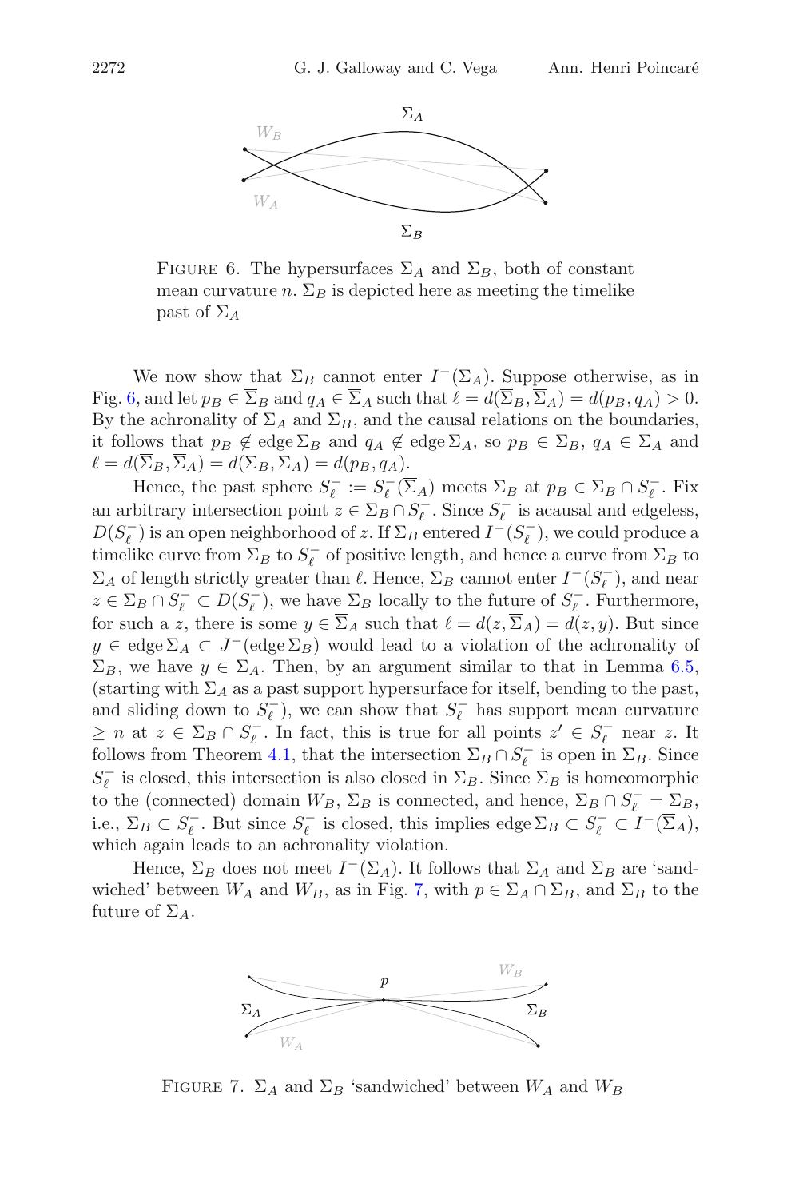FIGURE 6. The hypersurfaces $\Sigma_A$ and $\Sigma_B$, both of constant mean curvature $n$. $\Sigma_B$ is depicted here as meeting the timelike past of $\Sigma_A$

We now show that $\Sigma_B$ cannot enter $I^-(\Sigma_A)$. Suppose otherwise, as in Fig. 6, and let $p_B \in \overline{\Sigma}_B$ and $q_A \in \overline{\Sigma}_A$ such that $\ell = d(\overline{\Sigma}_B, \overline{\Sigma}_A) = d(p_B, q_A) > 0$. By the achronality of $\Sigma_A$ and $\Sigma_B$, and the causal relations on the boundaries, it follows that $p_B \notin \operatorname{edge} \Sigma_B$ and $q_A \notin \operatorname{edge} \Sigma_A$, so $p_B \in \Sigma_B$, $q_A \in \Sigma_A$ and $\ell = d(\overline{\Sigma}_B, \overline{\Sigma}_A) = d(\Sigma_B, \Sigma_A) = d(p_B, q_A)$.

Hence, the past sphere $S_\ell^- := S_\ell^-(\overline{\Sigma}_A)$ meets $\Sigma_B$ at $p_B \in \Sigma_B \cap S_\ell^-$. Fix an arbitrary intersection point $z \in \Sigma_B \cap S_\ell^-$. Since $S_\ell^-$ is acausal and edgeless, $D(S_\ell^-)$ is an open neighborhood of $z$. If $\Sigma_B$ entered $I^-(S_\ell^-)$, we could produce a timelike curve from $\Sigma_B$ to $S_\ell^-$ of positive length, and hence a curve from $\Sigma_B$ to $\Sigma_A$ of length strictly greater than $\ell$. Hence, $\Sigma_B$ cannot enter $I^-(S_\ell^-)$, and near $z \in \Sigma_B \cap S_\ell^- \subset D(S_\ell^-)$, we have $\Sigma_B$ locally to the future of $S_\ell^-$. Furthermore, for such a $z$, there is some $y \in \overline{\Sigma}_A$ such that $\ell = d(z, \overline{\Sigma}_A) = d(z, y)$. But since $y \in \operatorname{edge} \Sigma_A \subset J^-(\operatorname{edge} \Sigma_B)$ would lead to a violation of the achronality of $\Sigma_B$, we have $y \in \Sigma_A$. Then, by an argument similar to that in Lemma 6.5, (starting with $\Sigma_A$ as a past support hypersurface for itself, bending to the past, and sliding down to $S_\ell^-$), we can show that $S_\ell^-$ has support mean curvature $\geq n$ at $z \in \Sigma_B \cap S_\ell^-$. In fact, this is true for all points $z' \in S_\ell^-$ near $z$. It follows from Theorem 4.1, that the intersection $\Sigma_B \cap S_\ell^-$ is open in $\Sigma_B$. Since $S_\ell^-$ is closed, this intersection is also closed in $\Sigma_B$. Since $\Sigma_B$ is homeomorphic to the (connected) domain $W_B$, $\Sigma_B$ is connected, and hence, $\Sigma_B \cap S_\ell^- = \Sigma_B$, i.e., $\Sigma_B \subset S_\ell^-$. But since $S_\ell^-$ is closed, this implies $\operatorname{edge} \Sigma_B \subset S_\ell^- \subset I^-(\overline{\Sigma}_A)$, which again leads to an achronality violation.

Hence, $\Sigma_B$ does not meet $I^-(\Sigma_A)$. It follows that $\Sigma_A$ and $\Sigma_B$ are 'sandwiched' between $W_A$ and $W_B$, as in Fig. 7, with $p \in \Sigma_A \cap \Sigma_B$, and $\Sigma_B$ to the future of $\Sigma_A$.

FIGURE 7. $\Sigma_A$ and $\Sigma_B$ 'sandwiched' between $W_A$ and $W_B$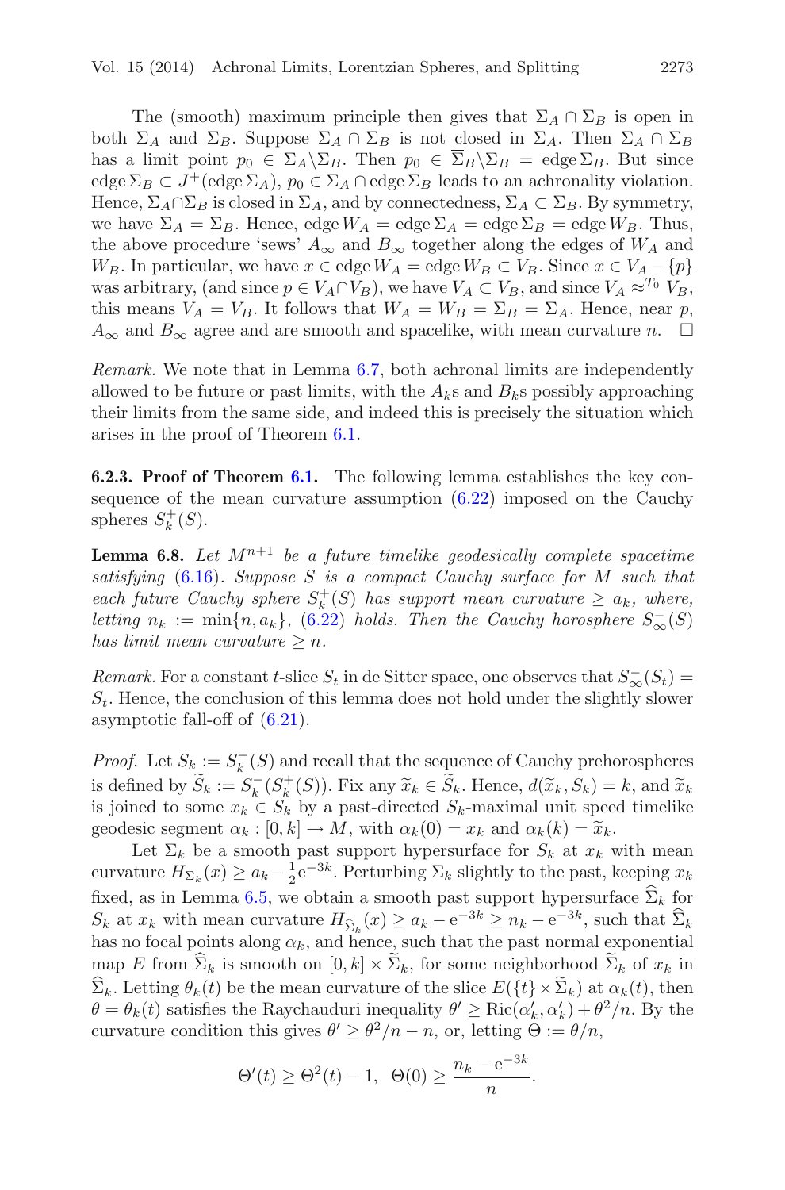The (smooth) maximum principle then gives that $\Sigma_A \cap \Sigma_B$ is open in both $\Sigma_A$ and $\Sigma_B$. Suppose $\Sigma_A \cap \Sigma_B$ is not closed in $\Sigma_A$. Then $\Sigma_A \cap \Sigma_B$ has a limit point $p_0 \in \Sigma_A \setminus \Sigma_B$. Then $p_0 \in \overline{\Sigma}_B \setminus \Sigma_B = \operatorname{edge} \Sigma_B$. But since $\operatorname{edge} \Sigma_B \subset J^+(\operatorname{edge} \Sigma_A)$, $p_0 \in \Sigma_A \cap \operatorname{edge} \Sigma_B$ leads to an achronality violation. Hence, $\Sigma_A \cap \Sigma_B$ is closed in $\Sigma_A$, and by connectedness, $\Sigma_A \subset \Sigma_B$. By symmetry, we have $\Sigma_A = \Sigma_B$. Hence, $\operatorname{edge} W_A = \operatorname{edge} \Sigma_A = \operatorname{edge} \Sigma_B = \operatorname{edge} W_B$. Thus, the above procedure 'sews' $A_\infty$ and $B_\infty$ together along the edges of $W_A$ and $W_B$. In particular, we have $x \in \operatorname{edge} W_A = \operatorname{edge} W_B \subset V_B$. Since $x \in V_A - \{p\}$ was arbitrary, (and since $p \in V_A \cap V_B$), we have $V_A \subset V_B$, and since $V_A \approx^{T_0} V_B$, this means $V_A = V_B$. It follows that $W_A = W_B = \Sigma_B = \Sigma_A$. Hence, near $p$, $A_\infty$ and $B_\infty$ agree and are smooth and spacelike, with mean curvature $n$. $\square$

*Remark.* We note that in Lemma 6.7, both achronal limits are independently allowed to be future or past limits, with the $A_k$s and $B_k$s possibly approaching their limits from the same side, and indeed this is precisely the situation which arises in the proof of Theorem 6.1.

**6.2.3. Proof of Theorem 6.1.** The following lemma establishes the key consequence of the mean curvature assumption (6.22) imposed on the Cauchy spheres $S_k^+(S)$.

**Lemma 6.8.** *Let $M^{n+1}$ be a future timelike geodesically complete spacetime satisfying* (6.16)*. Suppose $S$ is a compact Cauchy surface for $M$ such that each future Cauchy sphere $S_k^+(S)$ has support mean curvature $\geq a_k$, where, letting $n_k := \min\{n, a_k\}$,* (6.22) *holds. Then the Cauchy horosphere $S_\infty^-(S)$ has limit mean curvature $\geq n$.*

*Remark.* For a constant $t$-slice $S_t$ in de Sitter space, one observes that $S_\infty^-(S_t) = S_t$. Hence, the conclusion of this lemma does not hold under the slightly slower asymptotic fall-off of (6.21).

*Proof.* Let $S_k := S_k^+(S)$ and recall that the sequence of Cauchy prehorospheres is defined by $\widetilde{S}_k := S_k^-(S_k^+(S))$. Fix any $\widetilde{x}_k \in \widetilde{S}_k$. Hence, $d(\widetilde{x}_k, S_k) = k$, and $\widetilde{x}_k$ is joined to some $x_k \in S_k$ by a past-directed $S_k$-maximal unit speed timelike geodesic segment $\alpha_k : [0, k] \to M$, with $\alpha_k(0) = x_k$ and $\alpha_k(k) = \widetilde{x}_k$.

Let $\Sigma_k$ be a smooth past support hypersurface for $S_k$ at $x_k$ with mean curvature $H_{\Sigma_k}(x) \geq a_k - \frac{1}{2}\mathrm{e}^{-3k}$. Perturbing $\Sigma_k$ slightly to the past, keeping $x_k$ fixed, as in Lemma 6.5, we obtain a smooth past support hypersurface $\widehat{\Sigma}_k$ for $S_k$ at $x_k$ with mean curvature $H_{\widehat{\Sigma}_k}(x) \geq a_k - \mathrm{e}^{-3k} \geq n_k - \mathrm{e}^{-3k}$, such that $\widehat{\Sigma}_k$ has no focal points along $\alpha_k$, and hence, such that the past normal exponential map $E$ from $\widehat{\Sigma}_k$ is smooth on $[0, k] \times \widetilde{\Sigma}_k$, for some neighborhood $\widetilde{\Sigma}_k$ of $x_k$ in $\widehat{\Sigma}_k$. Letting $\theta_k(t)$ be the mean curvature of the slice $E(\{t\} \times \widetilde{\Sigma}_k)$ at $\alpha_k(t)$, then $\theta = \theta_k(t)$ satisfies the Raychauduri inequality $\theta' \geq \operatorname{Ric}(\alpha_k', \alpha_k') + \theta^2/n$. By the curvature condition this gives $\theta' \geq \theta^2/n - n$, or, letting $\Theta := \theta/n$,

$$\Theta'(t) \geq \Theta^2(t) - 1, \;\; \Theta(0) \geq \frac{n_k - \mathrm{e}^{-3k}}{n}.$$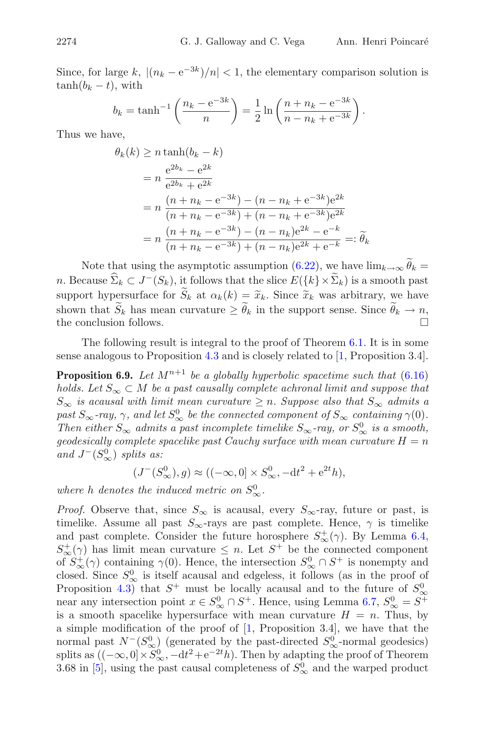Since, for large $k$, $|(n_k - e^{-3k})/n| < 1$, the elementary comparison solution is $\tanh(b_k - t)$, with

$$b_k = \tanh^{-1}\left(\frac{n_k - e^{-3k}}{n}\right) = \frac{1}{2}\ln\left(\frac{n + n_k - e^{-3k}}{n - n_k + e^{-3k}}\right).$$

Thus we have,

$$\begin{aligned}
\theta_k(k) &\geq n\tanh(b_k - k) \\
&= n\,\frac{e^{2b_k} - e^{2k}}{e^{2b_k} + e^{2k}} \\
&= n\,\frac{(n + n_k - e^{-3k}) - (n - n_k + e^{-3k})e^{2k}}{(n + n_k - e^{-3k}) + (n - n_k + e^{-3k})e^{2k}} \\
&= n\,\frac{(n + n_k - e^{-3k}) - (n - n_k)e^{2k} - e^{-k}}{(n + n_k - e^{-3k}) + (n - n_k)e^{2k} + e^{-k}} =: \widetilde{\theta}_k
\end{aligned}$$

Note that using the asymptotic assumption (6.22), we have $\lim_{k\to\infty}\widetilde{\theta}_k = n$. Because $\widehat{\Sigma}_k \subset J^-(S_k)$, it follows that the slice $E(\{k\}\times\widetilde{\Sigma}_k)$ is a smooth past support hypersurface for $\widetilde{S}_k$ at $\alpha_k(k) = \widetilde{x}_k$. Since $\widetilde{x}_k$ was arbitrary, we have shown that $\widetilde{S}_k$ has mean curvature $\geq \widetilde{\theta}_k$ in the support sense. Since $\widetilde{\theta}_k \to n$, the conclusion follows. □

The following result is integral to the proof of Theorem 6.1. It is in some sense analogous to Proposition 4.3 and is closely related to [1, Proposition 3.4].

**Proposition 6.9.** *Let $M^{n+1}$ be a globally hyperbolic spacetime such that (6.16) holds. Let $S_\infty \subset M$ be a past causally complete achronal limit and suppose that $S_\infty$ is acausal with limit mean curvature $\geq n$. Suppose also that $S_\infty$ admits a past $S_\infty$-ray, $\gamma$, and let $S^0_\infty$ be the connected component of $S_\infty$ containing $\gamma(0)$. Then either $S_\infty$ admits a past incomplete timelike $S_\infty$-ray, or $S^0_\infty$ is a smooth, geodesically complete spacelike past Cauchy surface with mean curvature $H = n$ and $J^-(S^0_\infty)$ splits as:*

$$(J^-(S^0_\infty), g) \approx ((-\infty, 0]\times S^0_\infty, -dt^2 + e^{2t}h),$$

*where $h$ denotes the induced metric on $S^0_\infty$.*

*Proof.* Observe that, since $S_\infty$ is acausal, every $S_\infty$-ray, future or past, is timelike. Assume all past $S_\infty$-rays are past complete. Hence, $\gamma$ is timelike and past complete. Consider the future horosphere $S^+_\infty(\gamma)$. By Lemma 6.4, $S^+_\infty(\gamma)$ has limit mean curvature $\leq n$. Let $S^+$ be the connected component of $S^+_\infty(\gamma)$ containing $\gamma(0)$. Hence, the intersection $S^0_\infty \cap S^+$ is nonempty and closed. Since $S^0_\infty$ is itself acausal and edgeless, it follows (as in the proof of Proposition 4.3) that $S^+$ must be locally acausal and to the future of $S^0_\infty$ near any intersection point $x \in S^0_\infty \cap S^+$. Hence, using Lemma 6.7, $S^0_\infty = S^+$ is a smooth spacelike hypersurface with mean curvature $H = n$. Thus, by a simple modification of the proof of [1, Proposition 3.4], we have that the normal past $N^-(S^0_\infty)$ (generated by the past-directed $S^0_\infty$-normal geodesics) splits as $((-\infty, 0]\times S^0_\infty, -dt^2 + e^{-2t}h)$. Then by adapting the proof of Theorem 3.68 in [5], using the past causal completeness of $S^0_\infty$ and the warped product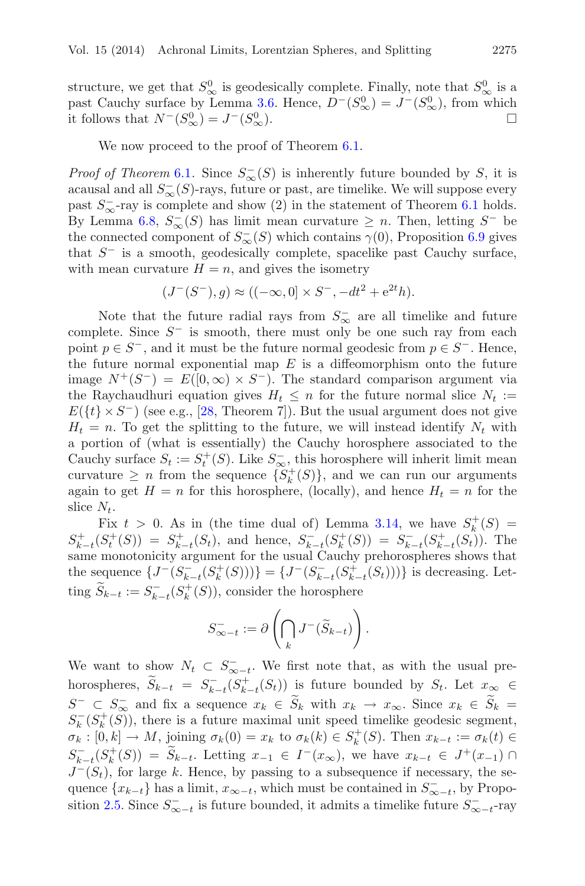structure, we get that $S^0_\infty$ is geodesically complete. Finally, note that $S^0_\infty$ is a past Cauchy surface by Lemma 3.6. Hence, $D^-(S^0_\infty) = J^-(S^0_\infty)$, from which it follows that $N^-(S^0_\infty) = J^-(S^0_\infty)$. $\square$

We now proceed to the proof of Theorem 6.1.

*Proof of Theorem* 6.1. Since $S^-_\infty(S)$ is inherently future bounded by $S$, it is acausal and all $S^-_\infty(S)$-rays, future or past, are timelike. We will suppose every past $S^-_\infty$-ray is complete and show (2) in the statement of Theorem 6.1 holds. By Lemma 6.8, $S^-_\infty(S)$ has limit mean curvature $\geq n$. Then, letting $S^-$ be the connected component of $S^-_\infty(S)$ which contains $\gamma(0)$, Proposition 6.9 gives that $S^-$ is a smooth, geodesically complete, spacelike past Cauchy surface, with mean curvature $H = n$, and gives the isometry

$$(J^-(S^-), g) \approx ((-\infty, 0] \times S^-, -dt^2 + \mathrm{e}^{2t}h).$$

Note that the future radial rays from $S^-_\infty$ are all timelike and future complete. Since $S^-$ is smooth, there must only be one such ray from each point $p \in S^-$, and it must be the future normal geodesic from $p \in S^-$. Hence, the future normal exponential map $E$ is a diffeomorphism onto the future image $N^+(S^-) = E([0,\infty) \times S^-)$. The standard comparison argument via the Raychaudhuri equation gives $H_t \leq n$ for the future normal slice $N_t := E(\{t\} \times S^-)$ (see e.g., [28, Theorem 7]). But the usual argument does not give $H_t = n$. To get the splitting to the future, we will instead identify $N_t$ with a portion of (what is essentially) the Cauchy horosphere associated to the Cauchy surface $S_t := S^+_t(S)$. Like $S^-_\infty$, this horosphere will inherit limit mean curvature $\geq n$ from the sequence $\{S^+_k(S)\}$, and we can run our arguments again to get $H = n$ for this horosphere, (locally), and hence $H_t = n$ for the slice $N_t$.

Fix $t > 0$. As in (the time dual of) Lemma 3.14, we have $S^+_k(S) = S^+_{k-t}(S^+_t(S)) = S^+_{k-t}(S_t)$, and hence, $S^-_{k-t}(S^+_k(S)) = S^-_{k-t}(S^+_{k-t}(S_t))$. The same monotonicity argument for the usual Cauchy prehorospheres shows that the sequence $\{J^-(S^-_{k-t}(S^+_k(S)))\} = \{J^-(S^-_{k-t}(S^+_{k-t}(S_t)))\}$ is decreasing. Letting $\widetilde{S}_{k-t} := S^-_{k-t}(S^+_k(S))$, consider the horosphere

$$S^-_{\infty-t} := \partial\left(\bigcap_k J^-(\widetilde{S}_{k-t})\right).$$

We want to show $N_t \subset S^-_{\infty-t}$. We first note that, as with the usual prehorospheres, $\widetilde{S}_{k-t} = S^-_{k-t}(S^+_{k-t}(S_t))$ is future bounded by $S_t$. Let $x_\infty \in S^- \subset S^-_\infty$ and fix a sequence $x_k \in \widetilde{S}_k$ with $x_k \to x_\infty$. Since $x_k \in \widetilde{S}_k = S^-_k(S^+_k(S))$, there is a future maximal unit speed timelike geodesic segment, $\sigma_k : [0,k] \to M$, joining $\sigma_k(0) = x_k$ to $\sigma_k(k) \in S^+_k(S)$. Then $x_{k-t} := \sigma_k(t) \in S^-_{k-t}(S^+_k(S)) = \widetilde{S}_{k-t}$. Letting $x_{-1} \in I^-(x_\infty)$, we have $x_{k-t} \in J^+(x_{-1}) \cap J^-(S_t)$, for large $k$. Hence, by passing to a subsequence if necessary, the sequence $\{x_{k-t}\}$ has a limit, $x_{\infty-t}$, which must be contained in $S^-_{\infty-t}$, by Proposition 2.5. Since $S^-_{\infty-t}$ is future bounded, it admits a timelike future $S^-_{\infty-t}$-ray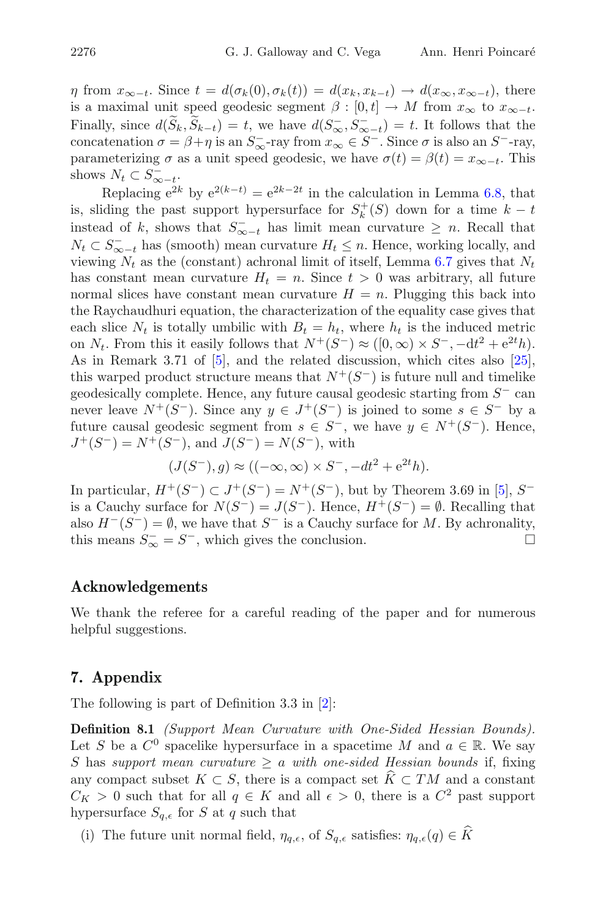$\eta$ from $x_{\infty-t}$. Since $t = d(\sigma_k(0), \sigma_k(t)) = d(x_k, x_{k-t}) \to d(x_\infty, x_{\infty-t})$, there is a maximal unit speed geodesic segment $\beta : [0,t] \to M$ from $x_\infty$ to $x_{\infty-t}$. Finally, since $d(\widetilde{S}_k, \widetilde{S}_{k-t}) = t$, we have $d(S^-_\infty, S^-_{\infty-t}) = t$. It follows that the concatenation $\sigma = \beta + \eta$ is an $S^-_\infty$-ray from $x_\infty \in S^-$. Since $\sigma$ is also an $S^-$-ray, parameterizing $\sigma$ as a unit speed geodesic, we have $\sigma(t) = \beta(t) = x_{\infty-t}$. This shows $N_t \subset S^-_{\infty-t}$.

Replacing $\mathrm{e}^{2k}$ by $\mathrm{e}^{2(k-t)} = \mathrm{e}^{2k-2t}$ in the calculation in Lemma 6.8, that is, sliding the past support hypersurface for $S^+_k(S)$ down for a time $k-t$ instead of $k$, shows that $S^-_{\infty-t}$ has limit mean curvature $\geq n$. Recall that $N_t \subset S^-_{\infty-t}$ has (smooth) mean curvature $H_t \leq n$. Hence, working locally, and viewing $N_t$ as the (constant) achronal limit of itself, Lemma 6.7 gives that $N_t$ has constant mean curvature $H_t = n$. Since $t > 0$ was arbitrary, all future normal slices have constant mean curvature $H = n$. Plugging this back into the Raychaudhuri equation, the characterization of the equality case gives that each slice $N_t$ is totally umbilic with $B_t = h_t$, where $h_t$ is the induced metric on $N_t$. From this it easily follows that $N^+(S^-) \approx ([0,\infty) \times S^-, -\mathrm{d}t^2 + \mathrm{e}^{2t}h)$. As in Remark 3.71 of [5], and the related discussion, which cites also [25], this warped product structure means that $N^+(S^-)$ is future null and timelike geodesically complete. Hence, any future causal geodesic starting from $S^-$ can never leave $N^+(S^-)$. Since any $y \in J^+(S^-)$ is joined to some $s \in S^-$ by a future causal geodesic segment from $s \in S^-$, we have $y \in N^+(S^-)$. Hence, $J^+(S^-) = N^+(S^-)$, and $J(S^-) = N(S^-)$, with

$$(J(S^-), g) \approx ((-\infty, \infty) \times S^-, -dt^2 + \mathrm{e}^{2t}h).$$

In particular, $H^+(S^-) \subset J^+(S^-) = N^+(S^-)$, but by Theorem 3.69 in [5], $S^-$ is a Cauchy surface for $N(S^-) = J(S^-)$. Hence, $H^+(S^-) = \emptyset$. Recalling that also $H^-(S^-) = \emptyset$, we have that $S^-$ is a Cauchy surface for $M$. By achronality, this means $S^-_\infty = S^-$, which gives the conclusion. □

## Acknowledgements

We thank the referee for a careful reading of the paper and for numerous helpful suggestions.

## 7. Appendix

The following is part of Definition 3.3 in [2]:

**Definition 8.1** *(Support Mean Curvature with One-Sided Hessian Bounds).* Let $S$ be a $C^0$ spacelike hypersurface in a spacetime $M$ and $a \in \mathbb{R}$. We say $S$ has *support mean curvature* $\geq a$ *with one-sided Hessian bounds* if, fixing any compact subset $K \subset S$, there is a compact set $\widehat{K} \subset TM$ and a constant $C_K > 0$ such that for all $q \in K$ and all $\epsilon > 0$, there is a $C^2$ past support hypersurface $S_{q,\epsilon}$ for $S$ at $q$ such that

(i) The future unit normal field, $\eta_{q,\epsilon}$, of $S_{q,\epsilon}$ satisfies: $\eta_{q,\epsilon}(q) \in \widehat{K}$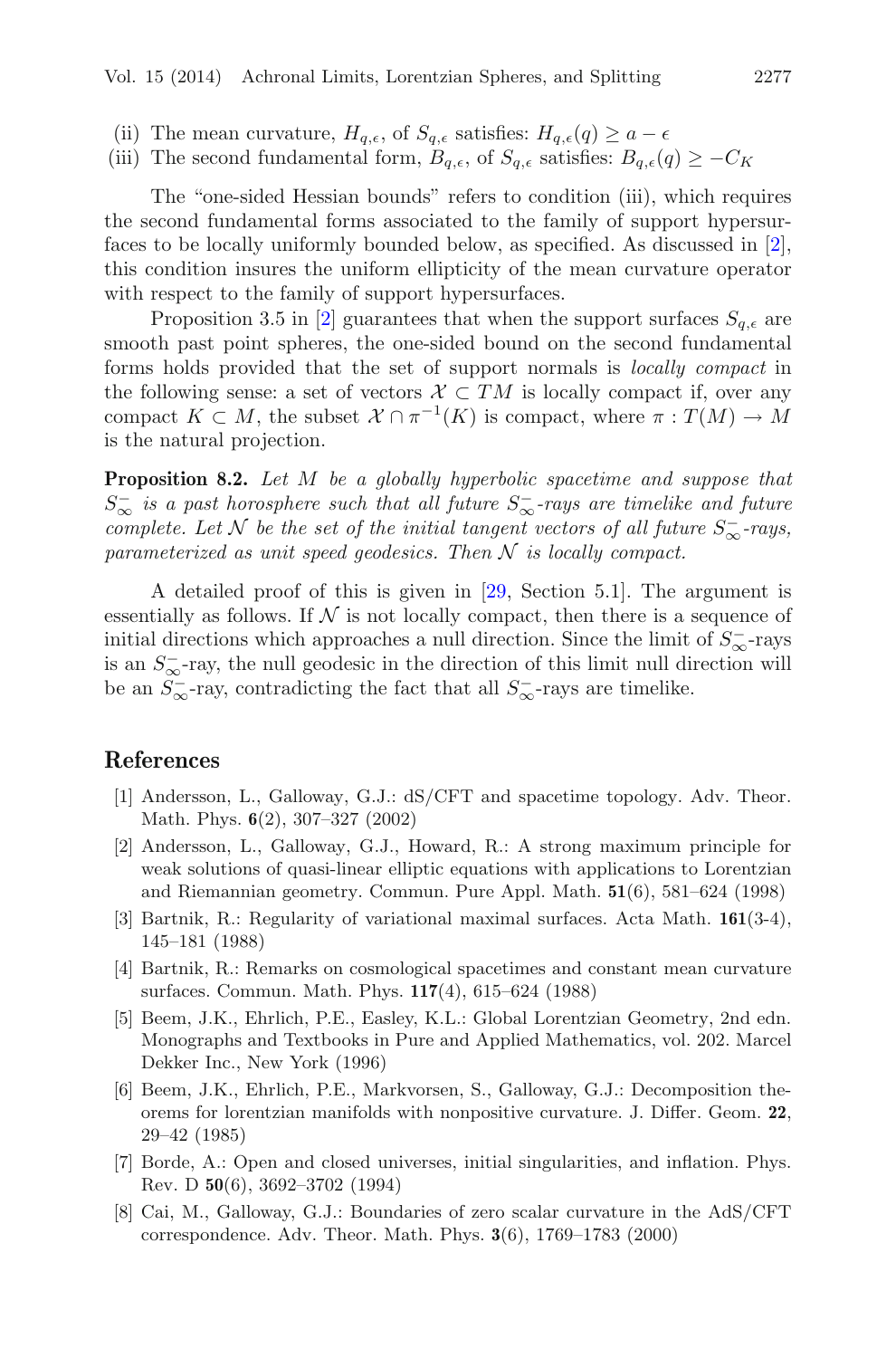(ii) The mean curvature, $H_{q,\epsilon}$, of $S_{q,\epsilon}$ satisfies: $H_{q,\epsilon}(q) \geq a - \epsilon$
(iii) The second fundamental form, $B_{q,\epsilon}$, of $S_{q,\epsilon}$ satisfies: $B_{q,\epsilon}(q) \geq -C_K$

The "one-sided Hessian bounds" refers to condition (iii), which requires the second fundamental forms associated to the family of support hypersurfaces to be locally uniformly bounded below, as specified. As discussed in [2], this condition insures the uniform ellipticity of the mean curvature operator with respect to the family of support hypersurfaces.

Proposition 3.5 in [2] guarantees that when the support surfaces $S_{q,\epsilon}$ are smooth past point spheres, the one-sided bound on the second fundamental forms holds provided that the set of support normals is *locally compact* in the following sense: a set of vectors $\mathcal{X} \subset TM$ is locally compact if, over any compact $K \subset M$, the subset $\mathcal{X} \cap \pi^{-1}(K)$ is compact, where $\pi : T(M) \to M$ is the natural projection.

**Proposition 8.2.** *Let $M$ be a globally hyperbolic spacetime and suppose that $S^-_\infty$ is a past horosphere such that all future $S^-_\infty$-rays are timelike and future complete. Let $\mathcal{N}$ be the set of the initial tangent vectors of all future $S^-_\infty$-rays, parameterized as unit speed geodesics. Then $\mathcal{N}$ is locally compact.*

A detailed proof of this is given in [29, Section 5.1]. The argument is essentially as follows. If $\mathcal{N}$ is not locally compact, then there is a sequence of initial directions which approaches a null direction. Since the limit of $S^-_\infty$-rays is an $S^-_\infty$-ray, the null geodesic in the direction of this limit null direction will be an $S^-_\infty$-ray, contradicting the fact that all $S^-_\infty$-rays are timelike.

## References

[1] Andersson, L., Galloway, G.J.: dS/CFT and spacetime topology. Adv. Theor. Math. Phys. **6**(2), 307–327 (2002)

[2] Andersson, L., Galloway, G.J., Howard, R.: A strong maximum principle for weak solutions of quasi-linear elliptic equations with applications to Lorentzian and Riemannian geometry. Commun. Pure Appl. Math. **51**(6), 581–624 (1998)

[3] Bartnik, R.: Regularity of variational maximal surfaces. Acta Math. **161**(3-4), 145–181 (1988)

[4] Bartnik, R.: Remarks on cosmological spacetimes and constant mean curvature surfaces. Commun. Math. Phys. **117**(4), 615–624 (1988)

[5] Beem, J.K., Ehrlich, P.E., Easley, K.L.: Global Lorentzian Geometry, 2nd edn. Monographs and Textbooks in Pure and Applied Mathematics, vol. 202. Marcel Dekker Inc., New York (1996)

[6] Beem, J.K., Ehrlich, P.E., Markvorsen, S., Galloway, G.J.: Decomposition theorems for lorentzian manifolds with nonpositive curvature. J. Differ. Geom. **22**, 29–42 (1985)

[7] Borde, A.: Open and closed universes, initial singularities, and inflation. Phys. Rev. D **50**(6), 3692–3702 (1994)

[8] Cai, M., Galloway, G.J.: Boundaries of zero scalar curvature in the AdS/CFT correspondence. Adv. Theor. Math. Phys. **3**(6), 1769–1783 (2000)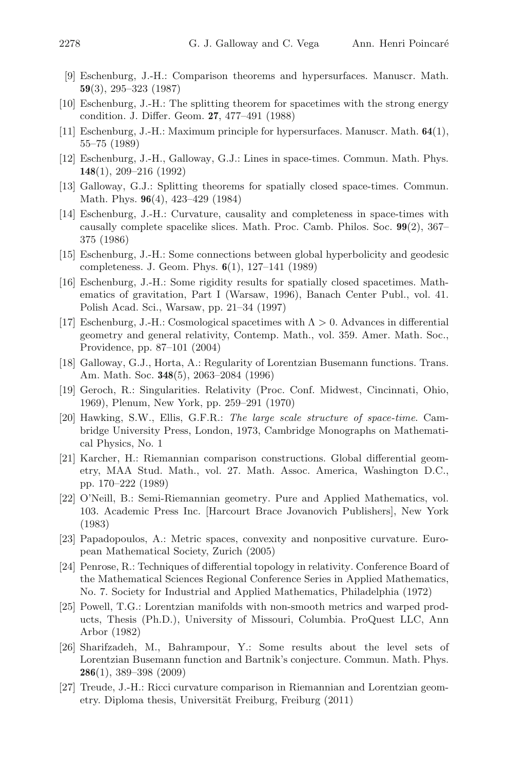[9] Eschenburg, J.-H.: Comparison theorems and hypersurfaces. Manuscr. Math. **59**(3), 295–323 (1987)

[10] Eschenburg, J.-H.: The splitting theorem for spacetimes with the strong energy condition. J. Differ. Geom. **27**, 477–491 (1988)

[11] Eschenburg, J.-H.: Maximum principle for hypersurfaces. Manuscr. Math. **64**(1), 55–75 (1989)

[12] Eschenburg, J.-H., Galloway, G.J.: Lines in space-times. Commun. Math. Phys. **148**(1), 209–216 (1992)

[13] Galloway, G.J.: Splitting theorems for spatially closed space-times. Commun. Math. Phys. **96**(4), 423–429 (1984)

[14] Eschenburg, J.-H.: Curvature, causality and completeness in space-times with causally complete spacelike slices. Math. Proc. Camb. Philos. Soc. **99**(2), 367–375 (1986)

[15] Eschenburg, J.-H.: Some connections between global hyperbolicity and geodesic completeness. J. Geom. Phys. **6**(1), 127–141 (1989)

[16] Eschenburg, J.-H.: Some rigidity results for spatially closed spacetimes. Mathematics of gravitation, Part I (Warsaw, 1996), Banach Center Publ., vol. 41. Polish Acad. Sci., Warsaw, pp. 21–34 (1997)

[17] Eschenburg, J.-H.: Cosmological spacetimes with $\Lambda > 0$. Advances in differential geometry and general relativity, Contemp. Math., vol. 359. Amer. Math. Soc., Providence, pp. 87–101 (2004)

[18] Galloway, G.J., Horta, A.: Regularity of Lorentzian Busemann functions. Trans. Am. Math. Soc. **348**(5), 2063–2084 (1996)

[19] Geroch, R.: Singularities. Relativity (Proc. Conf. Midwest, Cincinnati, Ohio, 1969), Plenum, New York, pp. 259–291 (1970)

[20] Hawking, S.W., Ellis, G.F.R.: *The large scale structure of space-time*. Cambridge University Press, London, 1973, Cambridge Monographs on Mathematical Physics, No. 1

[21] Karcher, H.: Riemannian comparison constructions. Global differential geometry, MAA Stud. Math., vol. 27. Math. Assoc. America, Washington D.C., pp. 170–222 (1989)

[22] O'Neill, B.: Semi-Riemannian geometry. Pure and Applied Mathematics, vol. 103. Academic Press Inc. [Harcourt Brace Jovanovich Publishers], New York (1983)

[23] Papadopoulos, A.: Metric spaces, convexity and nonpositive curvature. European Mathematical Society, Zurich (2005)

[24] Penrose, R.: Techniques of differential topology in relativity. Conference Board of the Mathematical Sciences Regional Conference Series in Applied Mathematics, No. 7. Society for Industrial and Applied Mathematics, Philadelphia (1972)

[25] Powell, T.G.: Lorentzian manifolds with non-smooth metrics and warped products, Thesis (Ph.D.), University of Missouri, Columbia. ProQuest LLC, Ann Arbor (1982)

[26] Sharifzadeh, M., Bahrampour, Y.: Some results about the level sets of Lorentzian Busemann function and Bartnik's conjecture. Commun. Math. Phys. **286**(1), 389–398 (2009)

[27] Treude, J.-H.: Ricci curvature comparison in Riemannian and Lorentzian geometry. Diploma thesis, Universität Freiburg, Freiburg (2011)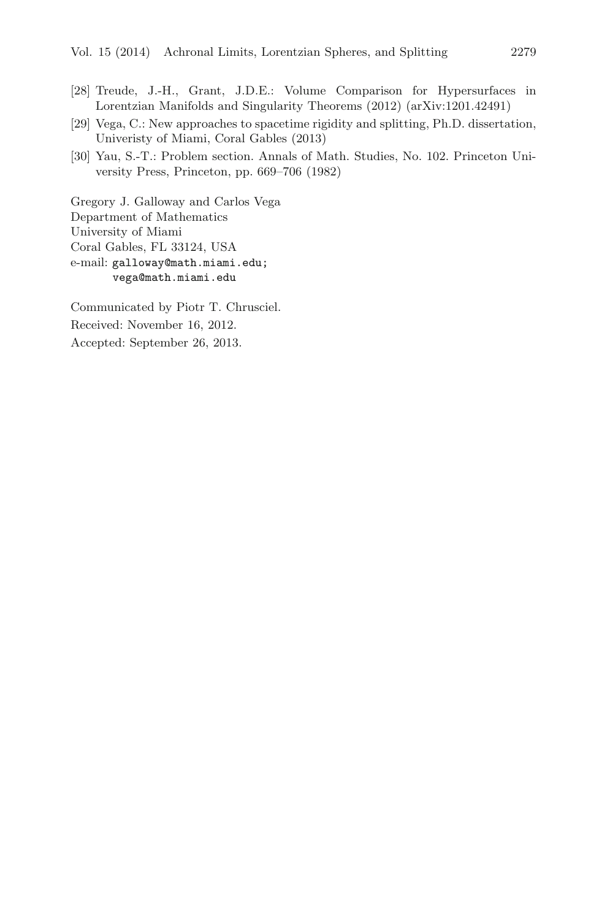[28] Treude, J.-H., Grant, J.D.E.: Volume Comparison for Hypersurfaces in Lorentzian Manifolds and Singularity Theorems (2012) (arXiv:1201.42491)

[29] Vega, C.: New approaches to spacetime rigidity and splitting, Ph.D. dissertation, Univeristy of Miami, Coral Gables (2013)

[30] Yau, S.-T.: Problem section. Annals of Math. Studies, No. 102. Princeton University Press, Princeton, pp. 669–706 (1982)

Gregory J. Galloway and Carlos Vega
Department of Mathematics
University of Miami
Coral Gables, FL 33124, USA
e-mail: galloway@math.miami.edu;
vega@math.miami.edu

Communicated by Piotr T. Chrusciel.
Received: November 16, 2012.
Accepted: September 26, 2013.